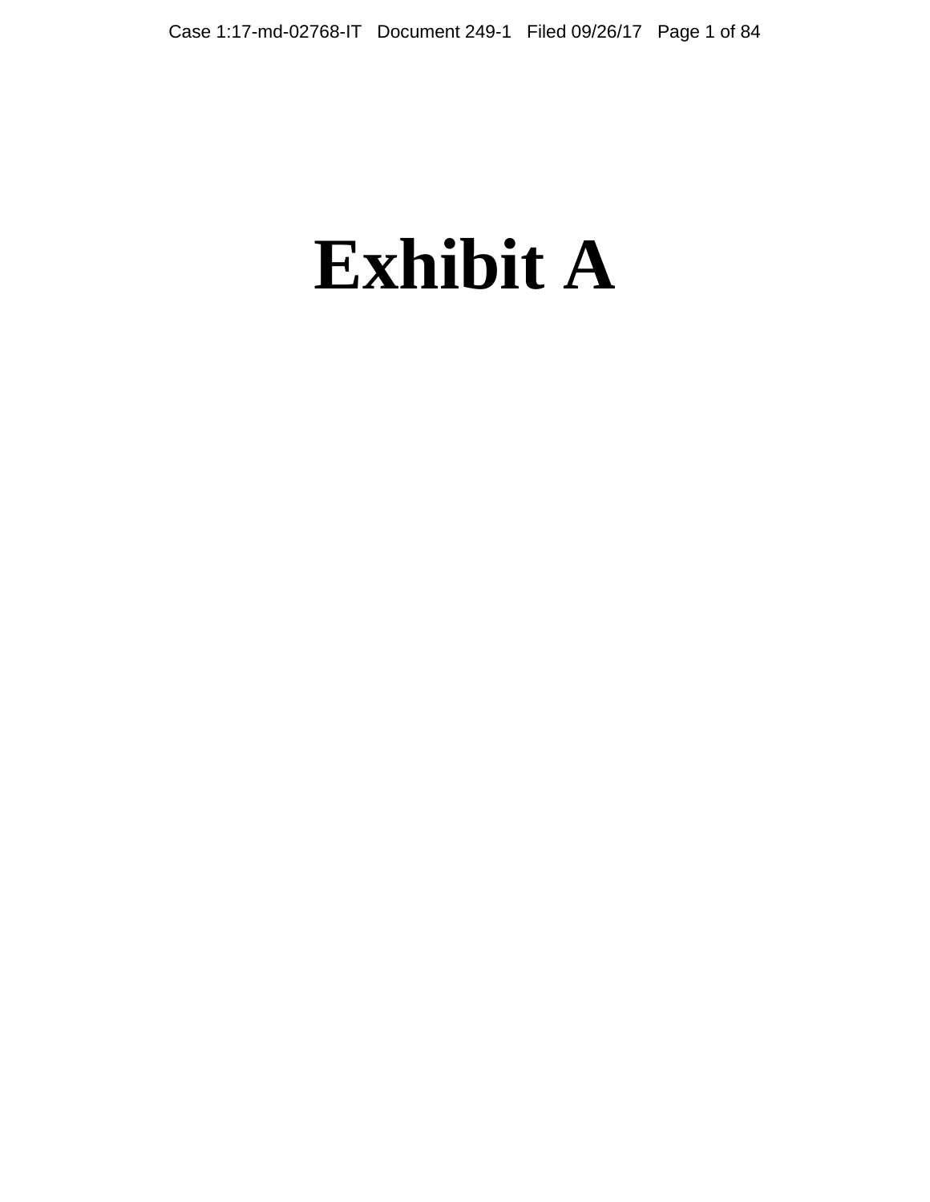# Exhibit A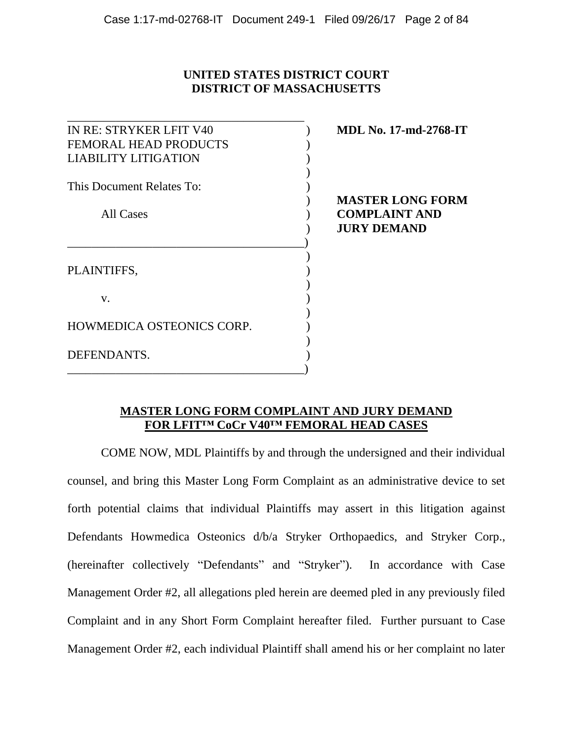**UNITED STATES DISTRICT COURT**
**DISTRICT OF MASSACHUSETTS**

| | |
|---|---|
| IN RE: STRYKER LFIT V40 FEMORAL HEAD PRODUCTS LIABILITY LITIGATION | **MDL No. 17-md-2768-IT** |
| This Document Relates To: All Cases | **MASTER LONG FORM COMPLAINT AND JURY DEMAND** |
| PLAINTIFFS, v. HOWMEDICA OSTEONICS CORP. DEFENDANTS. | |

**<u>MASTER LONG FORM COMPLAINT AND JURY DEMAND FOR LFIT™ CoCr V40™ FEMORAL HEAD CASES</u>**

COME NOW, MDL Plaintiffs by and through the undersigned and their individual counsel, and bring this Master Long Form Complaint as an administrative device to set forth potential claims that individual Plaintiffs may assert in this litigation against Defendants Howmedica Osteonics d/b/a Stryker Orthopaedics, and Stryker Corp., (hereinafter collectively "Defendants" and "Stryker"). In accordance with Case Management Order #2, all allegations pled herein are deemed pled in any previously filed Complaint and in any Short Form Complaint hereafter filed. Further pursuant to Case Management Order #2, each individual Plaintiff shall amend his or her complaint no later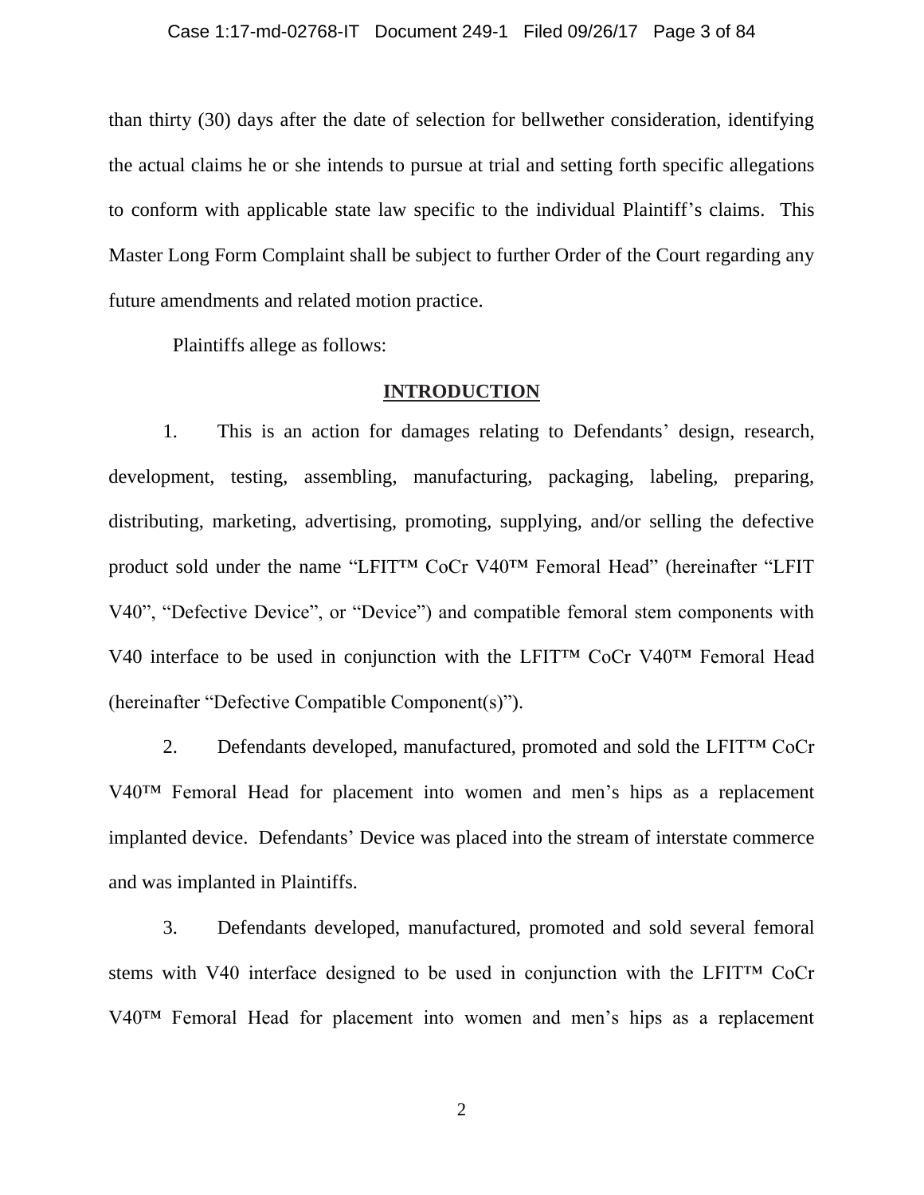than thirty (30) days after the date of selection for bellwether consideration, identifying the actual claims he or she intends to pursue at trial and setting forth specific allegations to conform with applicable state law specific to the individual Plaintiff's claims. This Master Long Form Complaint shall be subject to further Order of the Court regarding any future amendments and related motion practice.

Plaintiffs allege as follows:

## INTRODUCTION

1. This is an action for damages relating to Defendants' design, research, development, testing, assembling, manufacturing, packaging, labeling, preparing, distributing, marketing, advertising, promoting, supplying, and/or selling the defective product sold under the name "LFIT™ CoCr V40™ Femoral Head" (hereinafter "LFIT V40", "Defective Device", or "Device") and compatible femoral stem components with V40 interface to be used in conjunction with the LFIT™ CoCr V40™ Femoral Head (hereinafter "Defective Compatible Component(s)").

2. Defendants developed, manufactured, promoted and sold the LFIT™ CoCr V40™ Femoral Head for placement into women and men's hips as a replacement implanted device. Defendants' Device was placed into the stream of interstate commerce and was implanted in Plaintiffs.

3. Defendants developed, manufactured, promoted and sold several femoral stems with V40 interface designed to be used in conjunction with the LFIT™ CoCr V40™ Femoral Head for placement into women and men's hips as a replacement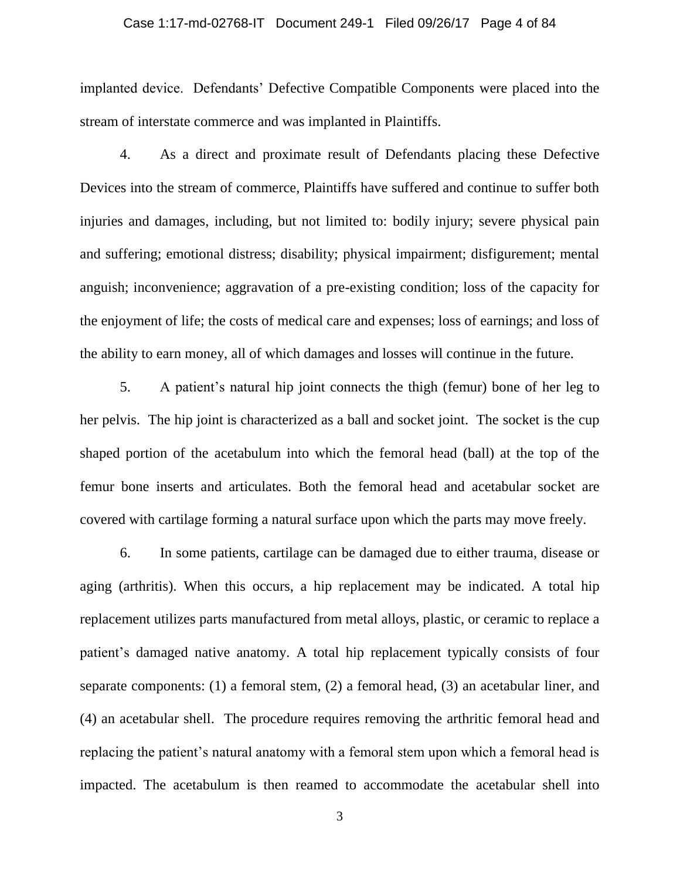implanted device. Defendants' Defective Compatible Components were placed into the stream of interstate commerce and was implanted in Plaintiffs.

4. As a direct and proximate result of Defendants placing these Defective Devices into the stream of commerce, Plaintiffs have suffered and continue to suffer both injuries and damages, including, but not limited to: bodily injury; severe physical pain and suffering; emotional distress; disability; physical impairment; disfigurement; mental anguish; inconvenience; aggravation of a pre-existing condition; loss of the capacity for the enjoyment of life; the costs of medical care and expenses; loss of earnings; and loss of the ability to earn money, all of which damages and losses will continue in the future.

5. A patient's natural hip joint connects the thigh (femur) bone of her leg to her pelvis. The hip joint is characterized as a ball and socket joint. The socket is the cup shaped portion of the acetabulum into which the femoral head (ball) at the top of the femur bone inserts and articulates. Both the femoral head and acetabular socket are covered with cartilage forming a natural surface upon which the parts may move freely.

6. In some patients, cartilage can be damaged due to either trauma, disease or aging (arthritis). When this occurs, a hip replacement may be indicated. A total hip replacement utilizes parts manufactured from metal alloys, plastic, or ceramic to replace a patient's damaged native anatomy. A total hip replacement typically consists of four separate components: (1) a femoral stem, (2) a femoral head, (3) an acetabular liner, and (4) an acetabular shell. The procedure requires removing the arthritic femoral head and replacing the patient's natural anatomy with a femoral stem upon which a femoral head is impacted. The acetabulum is then reamed to accommodate the acetabular shell into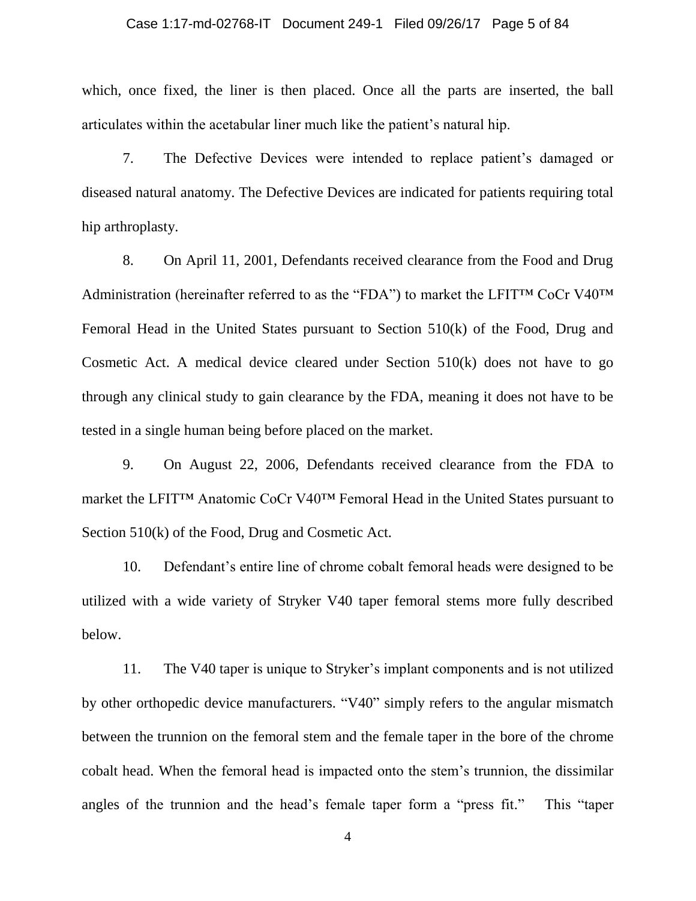which, once fixed, the liner is then placed. Once all the parts are inserted, the ball articulates within the acetabular liner much like the patient's natural hip.

7. The Defective Devices were intended to replace patient's damaged or diseased natural anatomy. The Defective Devices are indicated for patients requiring total hip arthroplasty.

8. On April 11, 2001, Defendants received clearance from the Food and Drug Administration (hereinafter referred to as the "FDA") to market the LFIT™ CoCr V40™ Femoral Head in the United States pursuant to Section 510(k) of the Food, Drug and Cosmetic Act. A medical device cleared under Section 510(k) does not have to go through any clinical study to gain clearance by the FDA, meaning it does not have to be tested in a single human being before placed on the market.

9. On August 22, 2006, Defendants received clearance from the FDA to market the LFIT™ Anatomic CoCr V40™ Femoral Head in the United States pursuant to Section 510(k) of the Food, Drug and Cosmetic Act.

10. Defendant's entire line of chrome cobalt femoral heads were designed to be utilized with a wide variety of Stryker V40 taper femoral stems more fully described below.

11. The V40 taper is unique to Stryker's implant components and is not utilized by other orthopedic device manufacturers. "V40" simply refers to the angular mismatch between the trunnion on the femoral stem and the female taper in the bore of the chrome cobalt head. When the femoral head is impacted onto the stem's trunnion, the dissimilar angles of the trunnion and the head's female taper form a "press fit." This "taper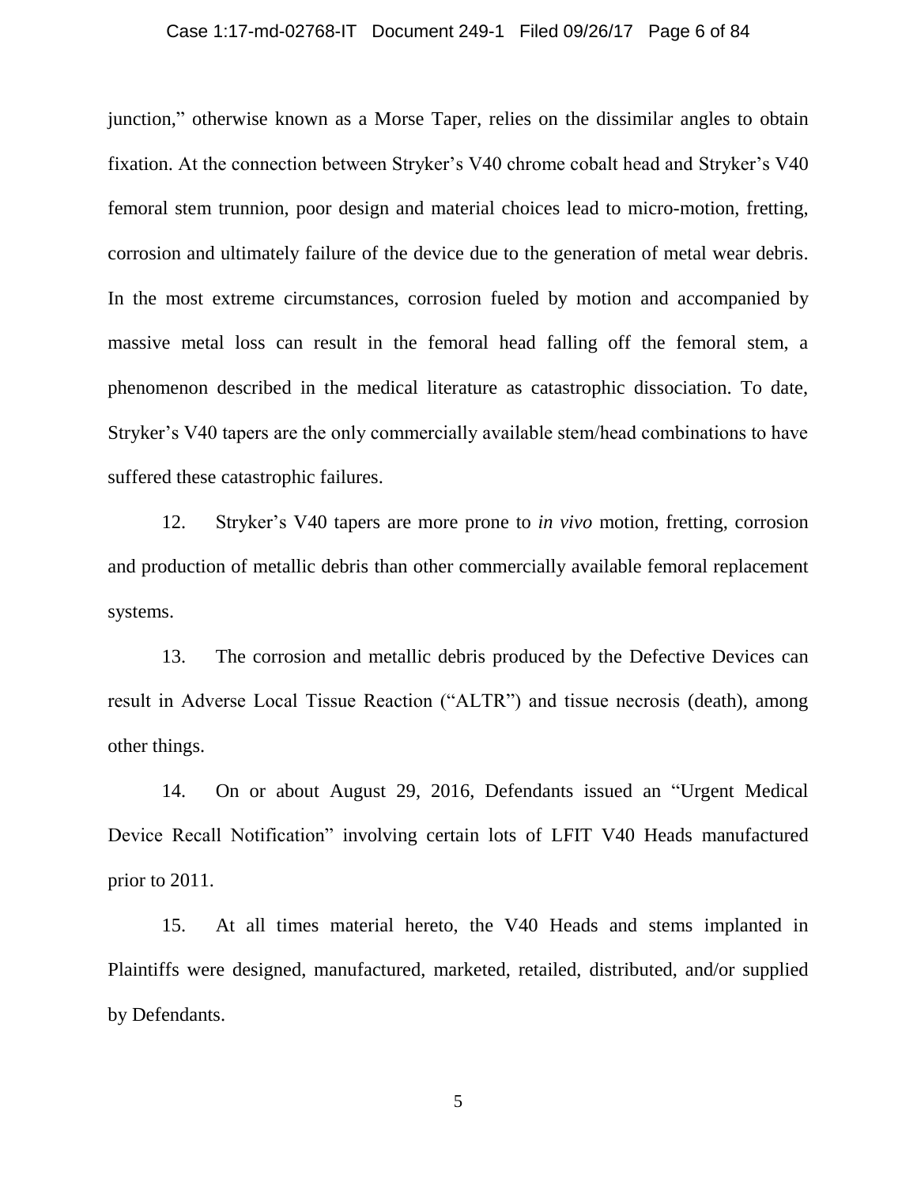junction," otherwise known as a Morse Taper, relies on the dissimilar angles to obtain fixation. At the connection between Stryker's V40 chrome cobalt head and Stryker's V40 femoral stem trunnion, poor design and material choices lead to micro-motion, fretting, corrosion and ultimately failure of the device due to the generation of metal wear debris. In the most extreme circumstances, corrosion fueled by motion and accompanied by massive metal loss can result in the femoral head falling off the femoral stem, a phenomenon described in the medical literature as catastrophic dissociation. To date, Stryker's V40 tapers are the only commercially available stem/head combinations to have suffered these catastrophic failures.

12. Stryker's V40 tapers are more prone to *in vivo* motion, fretting, corrosion and production of metallic debris than other commercially available femoral replacement systems.

13. The corrosion and metallic debris produced by the Defective Devices can result in Adverse Local Tissue Reaction ("ALTR") and tissue necrosis (death), among other things.

14. On or about August 29, 2016, Defendants issued an "Urgent Medical Device Recall Notification" involving certain lots of LFIT V40 Heads manufactured prior to 2011.

15. At all times material hereto, the V40 Heads and stems implanted in Plaintiffs were designed, manufactured, marketed, retailed, distributed, and/or supplied by Defendants.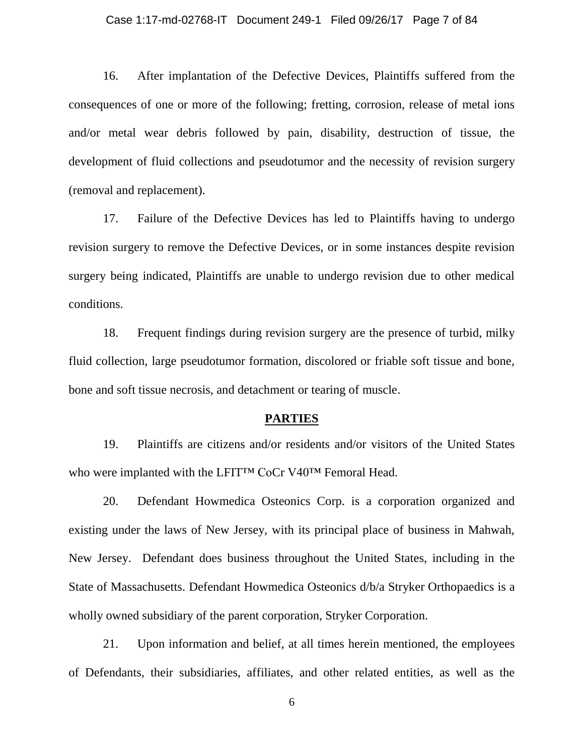16. After implantation of the Defective Devices, Plaintiffs suffered from the consequences of one or more of the following; fretting, corrosion, release of metal ions and/or metal wear debris followed by pain, disability, destruction of tissue, the development of fluid collections and pseudotumor and the necessity of revision surgery (removal and replacement).

17. Failure of the Defective Devices has led to Plaintiffs having to undergo revision surgery to remove the Defective Devices, or in some instances despite revision surgery being indicated, Plaintiffs are unable to undergo revision due to other medical conditions.

18. Frequent findings during revision surgery are the presence of turbid, milky fluid collection, large pseudotumor formation, discolored or friable soft tissue and bone, bone and soft tissue necrosis, and detachment or tearing of muscle.

## PARTIES

19. Plaintiffs are citizens and/or residents and/or visitors of the United States who were implanted with the LFIT™ CoCr V40™ Femoral Head.

20. Defendant Howmedica Osteonics Corp. is a corporation organized and existing under the laws of New Jersey, with its principal place of business in Mahwah, New Jersey. Defendant does business throughout the United States, including in the State of Massachusetts. Defendant Howmedica Osteonics d/b/a Stryker Orthopaedics is a wholly owned subsidiary of the parent corporation, Stryker Corporation.

21. Upon information and belief, at all times herein mentioned, the employees of Defendants, their subsidiaries, affiliates, and other related entities, as well as the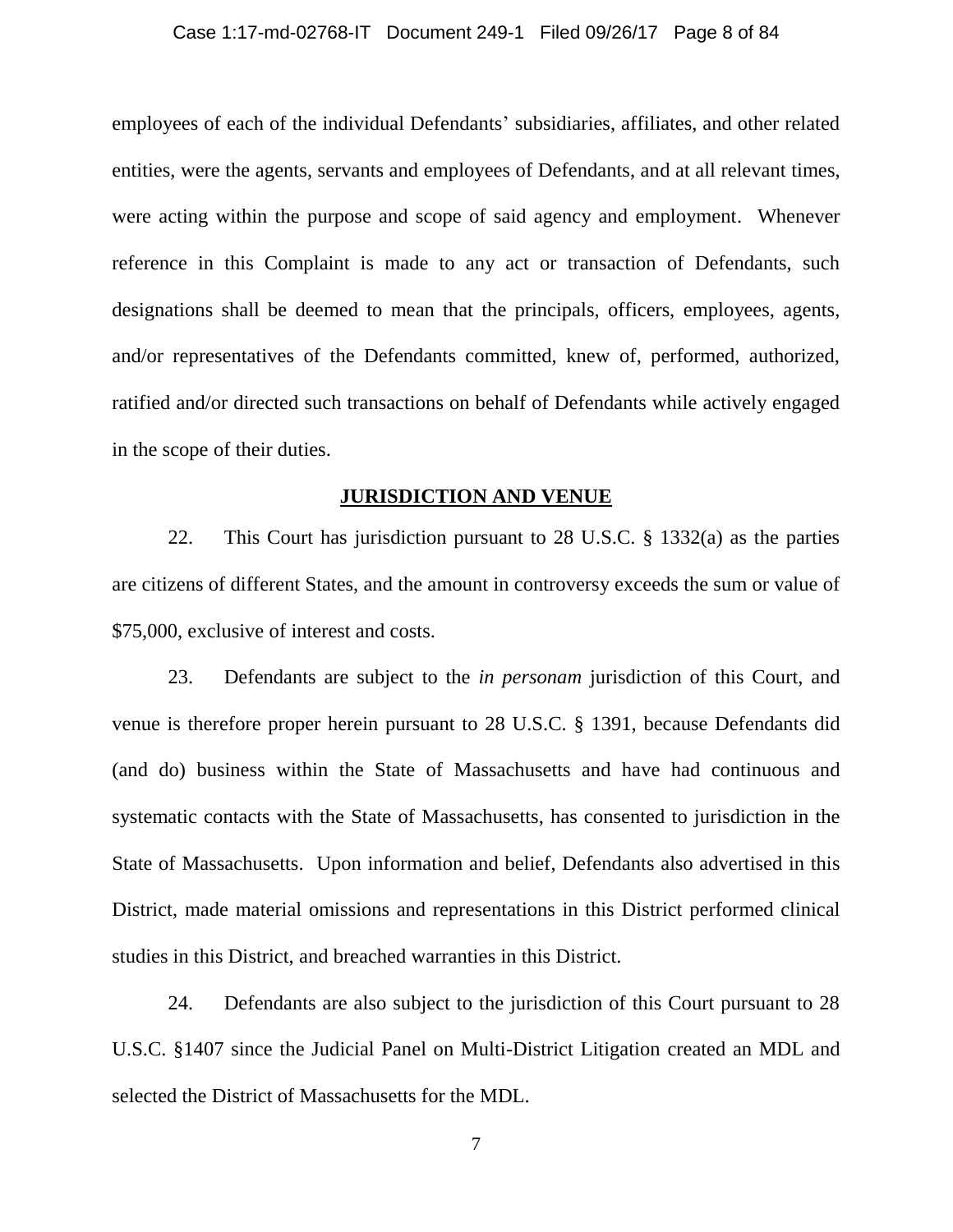employees of each of the individual Defendants' subsidiaries, affiliates, and other related entities, were the agents, servants and employees of Defendants, and at all relevant times, were acting within the purpose and scope of said agency and employment. Whenever reference in this Complaint is made to any act or transaction of Defendants, such designations shall be deemed to mean that the principals, officers, employees, agents, and/or representatives of the Defendants committed, knew of, performed, authorized, ratified and/or directed such transactions on behalf of Defendants while actively engaged in the scope of their duties.

## JURISDICTION AND VENUE

22. This Court has jurisdiction pursuant to 28 U.S.C. § 1332(a) as the parties are citizens of different States, and the amount in controversy exceeds the sum or value of $75,000, exclusive of interest and costs.

23. Defendants are subject to the *in personam* jurisdiction of this Court, and venue is therefore proper herein pursuant to 28 U.S.C. § 1391, because Defendants did (and do) business within the State of Massachusetts and have had continuous and systematic contacts with the State of Massachusetts, has consented to jurisdiction in the State of Massachusetts. Upon information and belief, Defendants also advertised in this District, made material omissions and representations in this District performed clinical studies in this District, and breached warranties in this District.

24. Defendants are also subject to the jurisdiction of this Court pursuant to 28 U.S.C. §1407 since the Judicial Panel on Multi-District Litigation created an MDL and selected the District of Massachusetts for the MDL.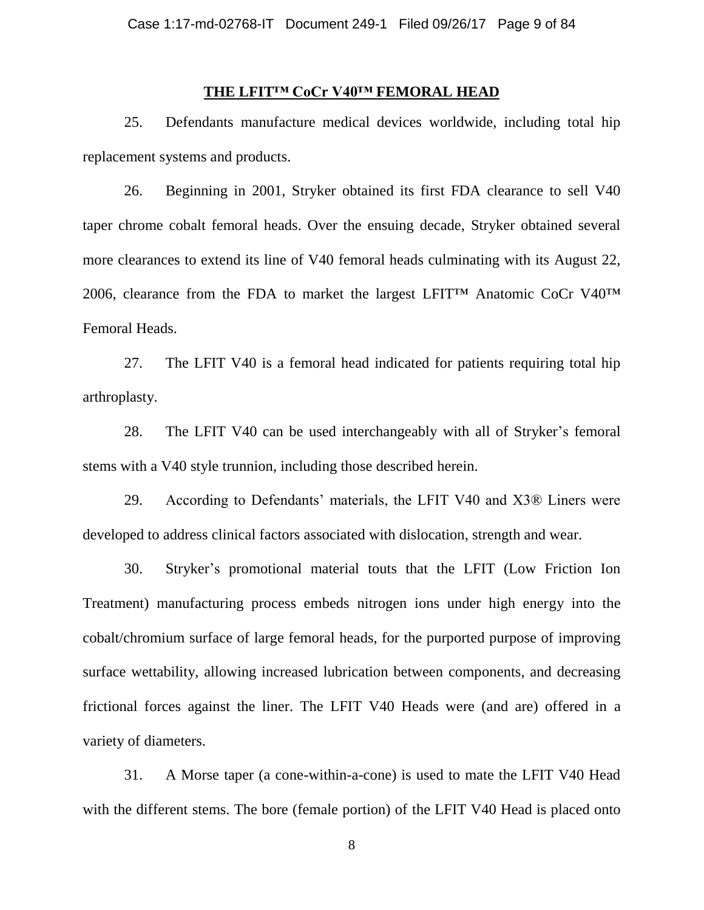## THE LFIT™ CoCr V40™ FEMORAL HEAD

25. Defendants manufacture medical devices worldwide, including total hip replacement systems and products.

26. Beginning in 2001, Stryker obtained its first FDA clearance to sell V40 taper chrome cobalt femoral heads. Over the ensuing decade, Stryker obtained several more clearances to extend its line of V40 femoral heads culminating with its August 22, 2006, clearance from the FDA to market the largest LFIT™ Anatomic CoCr V40™ Femoral Heads.

27. The LFIT V40 is a femoral head indicated for patients requiring total hip arthroplasty.

28. The LFIT V40 can be used interchangeably with all of Stryker's femoral stems with a V40 style trunnion, including those described herein.

29. According to Defendants' materials, the LFIT V40 and X3® Liners were developed to address clinical factors associated with dislocation, strength and wear.

30. Stryker's promotional material touts that the LFIT (Low Friction Ion Treatment) manufacturing process embeds nitrogen ions under high energy into the cobalt/chromium surface of large femoral heads, for the purported purpose of improving surface wettability, allowing increased lubrication between components, and decreasing frictional forces against the liner. The LFIT V40 Heads were (and are) offered in a variety of diameters.

31. A Morse taper (a cone-within-a-cone) is used to mate the LFIT V40 Head with the different stems. The bore (female portion) of the LFIT V40 Head is placed onto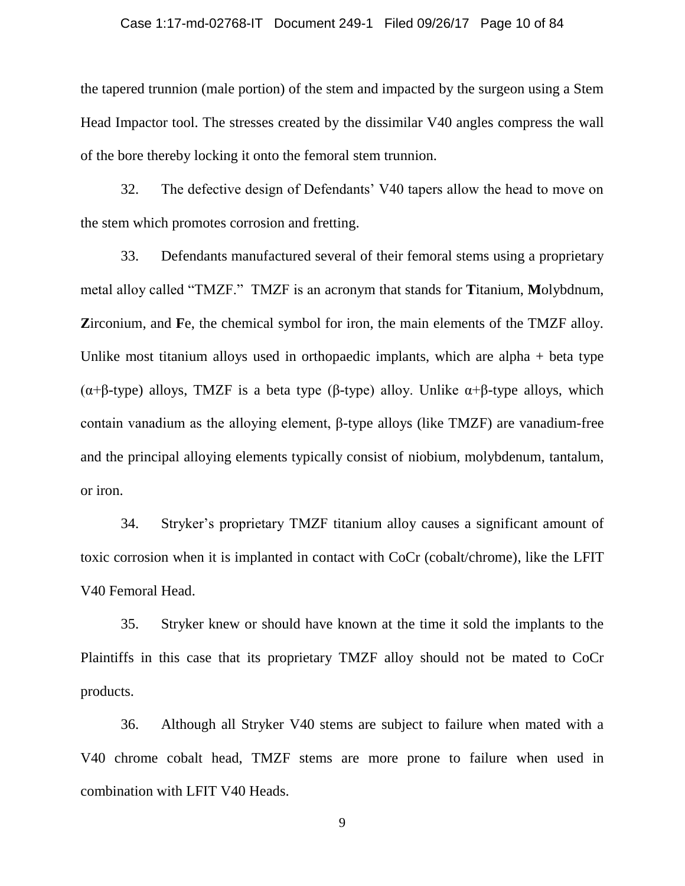the tapered trunnion (male portion) of the stem and impacted by the surgeon using a Stem Head Impactor tool. The stresses created by the dissimilar V40 angles compress the wall of the bore thereby locking it onto the femoral stem trunnion.

32. The defective design of Defendants' V40 tapers allow the head to move on the stem which promotes corrosion and fretting.

33. Defendants manufactured several of their femoral stems using a proprietary metal alloy called "TMZF." TMZF is an acronym that stands for **T**itanium, **M**olybdnum, **Z**irconium, and **F**e, the chemical symbol for iron, the main elements of the TMZF alloy. Unlike most titanium alloys used in orthopaedic implants, which are alpha + beta type (α+β-type) alloys, TMZF is a beta type (β-type) alloy. Unlike α+β-type alloys, which contain vanadium as the alloying element, β-type alloys (like TMZF) are vanadium-free and the principal alloying elements typically consist of niobium, molybdenum, tantalum, or iron.

34. Stryker's proprietary TMZF titanium alloy causes a significant amount of toxic corrosion when it is implanted in contact with CoCr (cobalt/chrome), like the LFIT V40 Femoral Head.

35. Stryker knew or should have known at the time it sold the implants to the Plaintiffs in this case that its proprietary TMZF alloy should not be mated to CoCr products.

36. Although all Stryker V40 stems are subject to failure when mated with a V40 chrome cobalt head, TMZF stems are more prone to failure when used in combination with LFIT V40 Heads.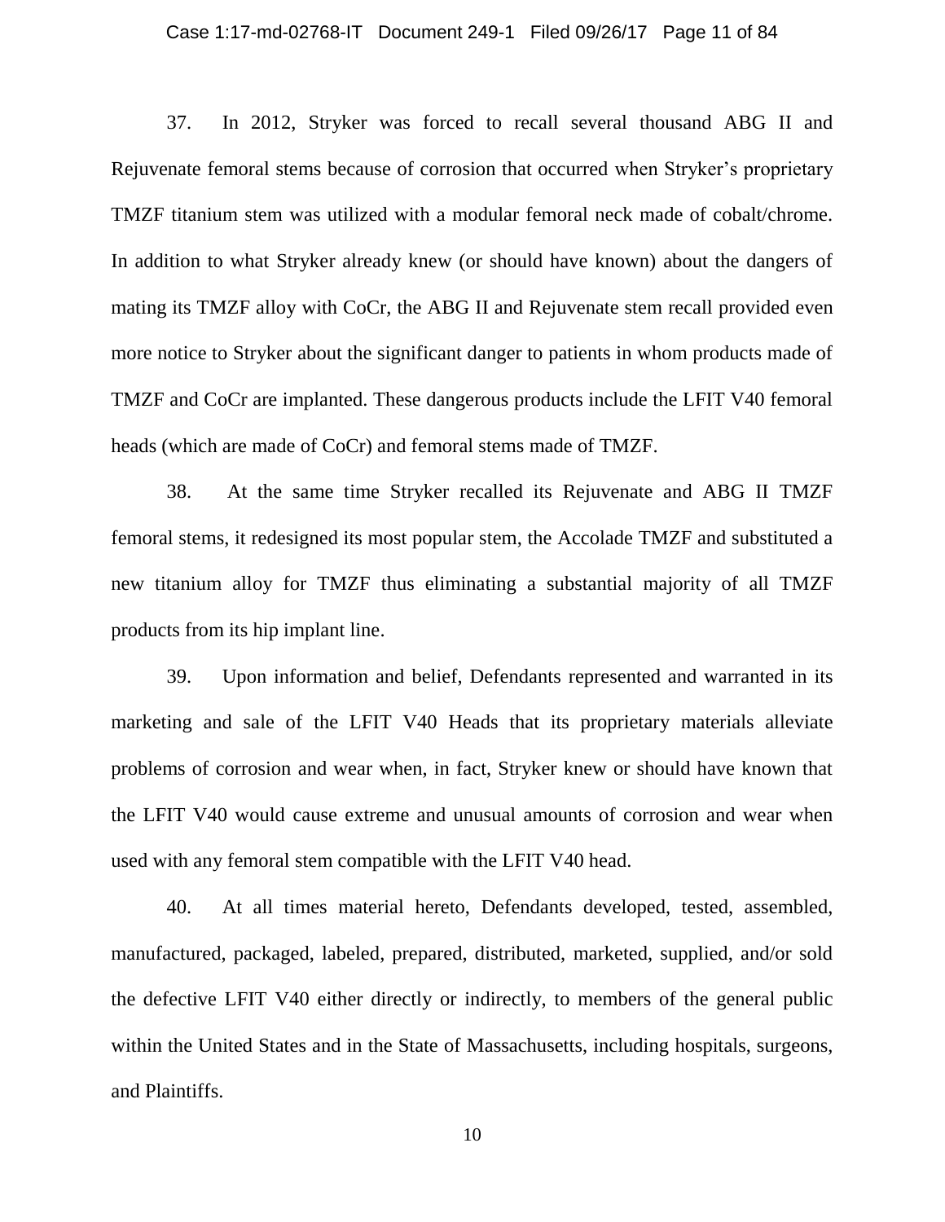37. In 2012, Stryker was forced to recall several thousand ABG II and Rejuvenate femoral stems because of corrosion that occurred when Stryker's proprietary TMZF titanium stem was utilized with a modular femoral neck made of cobalt/chrome. In addition to what Stryker already knew (or should have known) about the dangers of mating its TMZF alloy with CoCr, the ABG II and Rejuvenate stem recall provided even more notice to Stryker about the significant danger to patients in whom products made of TMZF and CoCr are implanted. These dangerous products include the LFIT V40 femoral heads (which are made of CoCr) and femoral stems made of TMZF.

38. At the same time Stryker recalled its Rejuvenate and ABG II TMZF femoral stems, it redesigned its most popular stem, the Accolade TMZF and substituted a new titanium alloy for TMZF thus eliminating a substantial majority of all TMZF products from its hip implant line.

39. Upon information and belief, Defendants represented and warranted in its marketing and sale of the LFIT V40 Heads that its proprietary materials alleviate problems of corrosion and wear when, in fact, Stryker knew or should have known that the LFIT V40 would cause extreme and unusual amounts of corrosion and wear when used with any femoral stem compatible with the LFIT V40 head.

40. At all times material hereto, Defendants developed, tested, assembled, manufactured, packaged, labeled, prepared, distributed, marketed, supplied, and/or sold the defective LFIT V40 either directly or indirectly, to members of the general public within the United States and in the State of Massachusetts, including hospitals, surgeons, and Plaintiffs.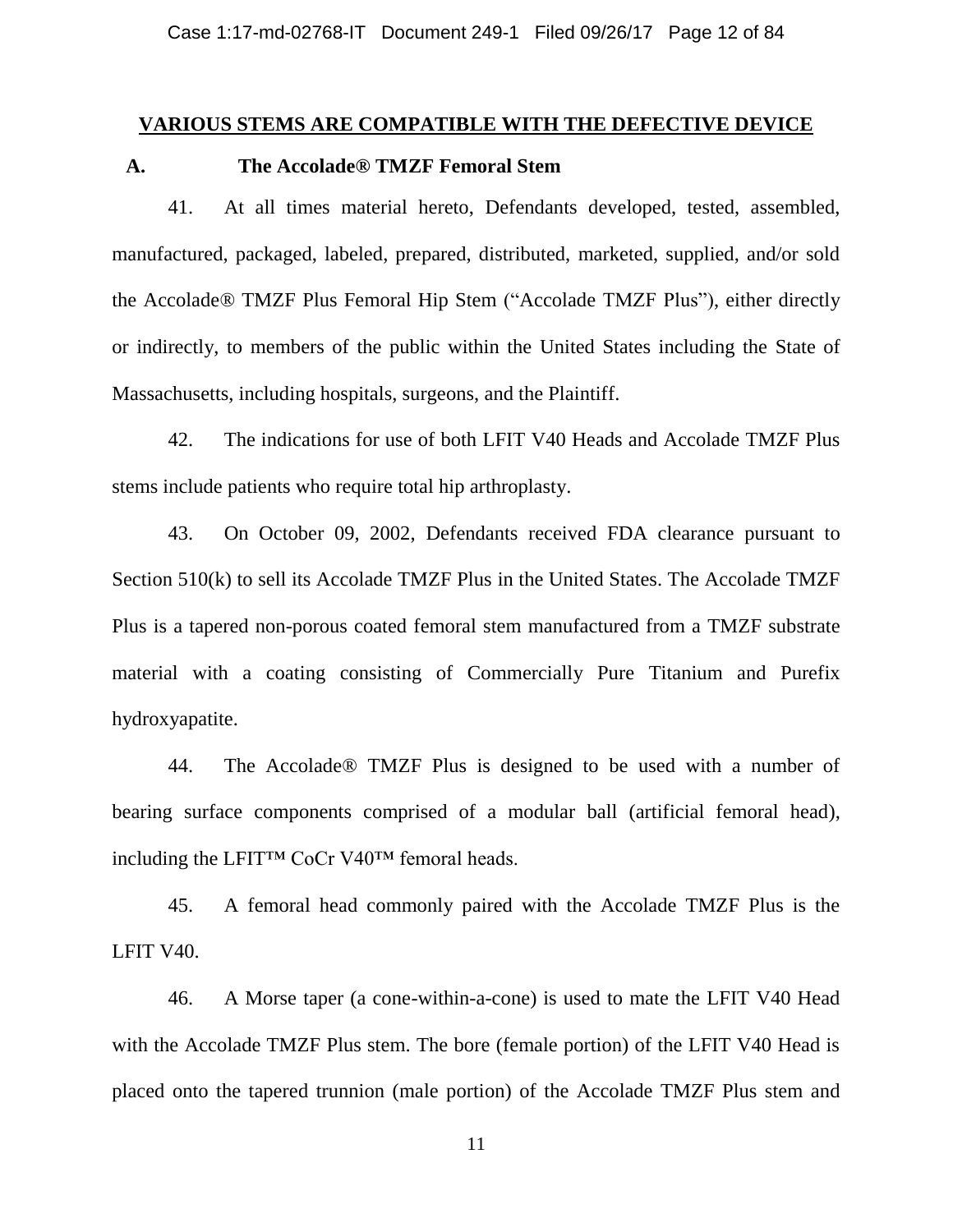## VARIOUS STEMS ARE COMPATIBLE WITH THE DEFECTIVE DEVICE

### A. The Accolade® TMZF Femoral Stem

41. At all times material hereto, Defendants developed, tested, assembled, manufactured, packaged, labeled, prepared, distributed, marketed, supplied, and/or sold the Accolade® TMZF Plus Femoral Hip Stem ("Accolade TMZF Plus"), either directly or indirectly, to members of the public within the United States including the State of Massachusetts, including hospitals, surgeons, and the Plaintiff.

42. The indications for use of both LFIT V40 Heads and Accolade TMZF Plus stems include patients who require total hip arthroplasty.

43. On October 09, 2002, Defendants received FDA clearance pursuant to Section 510(k) to sell its Accolade TMZF Plus in the United States. The Accolade TMZF Plus is a tapered non-porous coated femoral stem manufactured from a TMZF substrate material with a coating consisting of Commercially Pure Titanium and Purefix hydroxyapatite.

44. The Accolade® TMZF Plus is designed to be used with a number of bearing surface components comprised of a modular ball (artificial femoral head), including the LFIT™ CoCr V40™ femoral heads.

45. A femoral head commonly paired with the Accolade TMZF Plus is the LFIT V40.

46. A Morse taper (a cone-within-a-cone) is used to mate the LFIT V40 Head with the Accolade TMZF Plus stem. The bore (female portion) of the LFIT V40 Head is placed onto the tapered trunnion (male portion) of the Accolade TMZF Plus stem and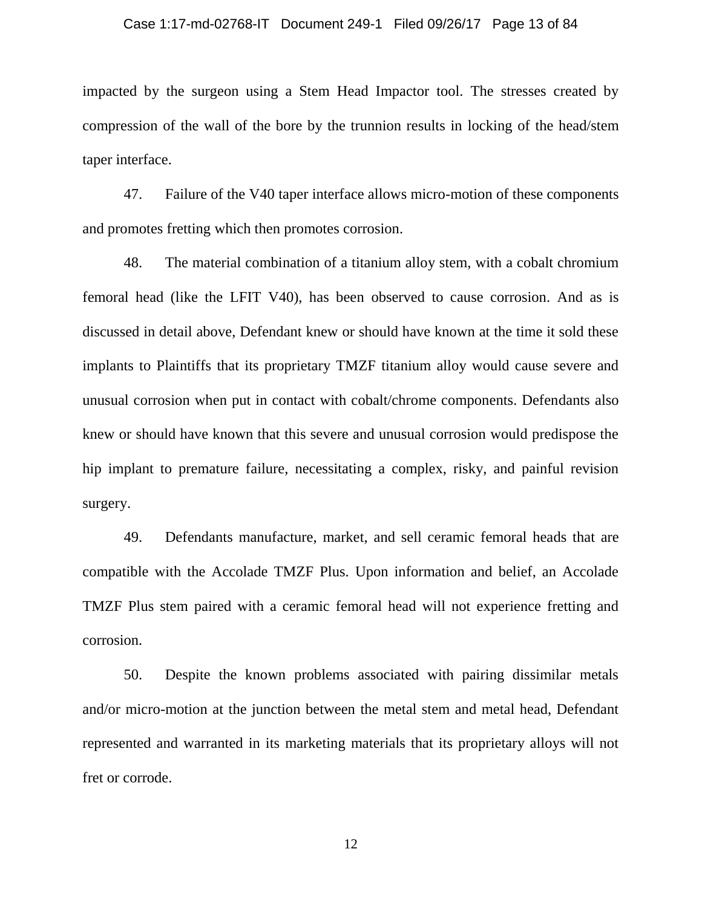impacted by the surgeon using a Stem Head Impactor tool. The stresses created by compression of the wall of the bore by the trunnion results in locking of the head/stem taper interface.

47. Failure of the V40 taper interface allows micro-motion of these components and promotes fretting which then promotes corrosion.

48. The material combination of a titanium alloy stem, with a cobalt chromium femoral head (like the LFIT V40), has been observed to cause corrosion. And as is discussed in detail above, Defendant knew or should have known at the time it sold these implants to Plaintiffs that its proprietary TMZF titanium alloy would cause severe and unusual corrosion when put in contact with cobalt/chrome components. Defendants also knew or should have known that this severe and unusual corrosion would predispose the hip implant to premature failure, necessitating a complex, risky, and painful revision surgery.

49. Defendants manufacture, market, and sell ceramic femoral heads that are compatible with the Accolade TMZF Plus. Upon information and belief, an Accolade TMZF Plus stem paired with a ceramic femoral head will not experience fretting and corrosion.

50. Despite the known problems associated with pairing dissimilar metals and/or micro-motion at the junction between the metal stem and metal head, Defendant represented and warranted in its marketing materials that its proprietary alloys will not fret or corrode.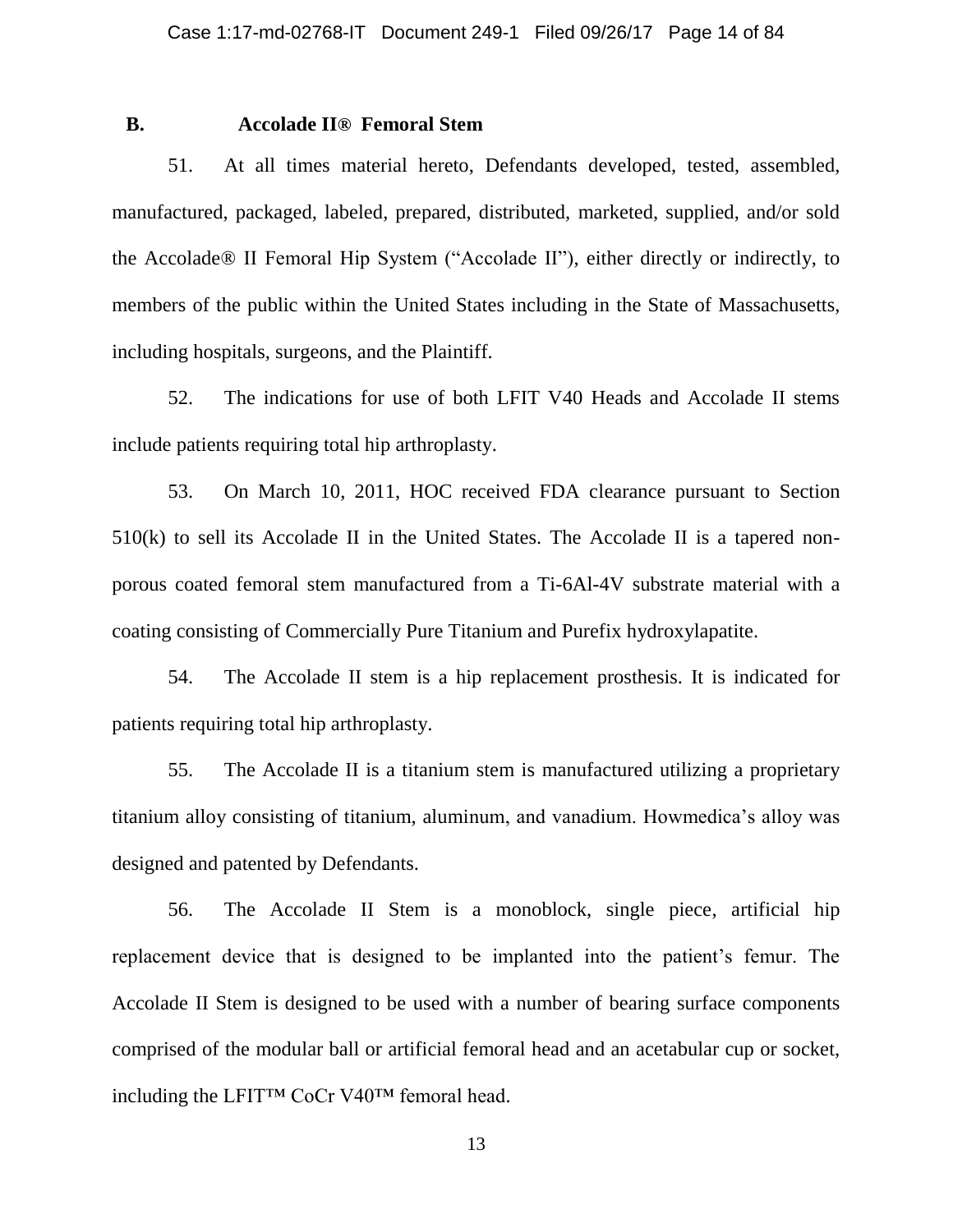## B. Accolade II® Femoral Stem

51. At all times material hereto, Defendants developed, tested, assembled, manufactured, packaged, labeled, prepared, distributed, marketed, supplied, and/or sold the Accolade® II Femoral Hip System ("Accolade II"), either directly or indirectly, to members of the public within the United States including in the State of Massachusetts, including hospitals, surgeons, and the Plaintiff.

52. The indications for use of both LFIT V40 Heads and Accolade II stems include patients requiring total hip arthroplasty.

53. On March 10, 2011, HOC received FDA clearance pursuant to Section 510(k) to sell its Accolade II in the United States. The Accolade II is a tapered non-porous coated femoral stem manufactured from a Ti-6Al-4V substrate material with a coating consisting of Commercially Pure Titanium and Purefix hydroxylapatite.

54. The Accolade II stem is a hip replacement prosthesis. It is indicated for patients requiring total hip arthroplasty.

55. The Accolade II is a titanium stem is manufactured utilizing a proprietary titanium alloy consisting of titanium, aluminum, and vanadium. Howmedica's alloy was designed and patented by Defendants.

56. The Accolade II Stem is a monoblock, single piece, artificial hip replacement device that is designed to be implanted into the patient's femur. The Accolade II Stem is designed to be used with a number of bearing surface components comprised of the modular ball or artificial femoral head and an acetabular cup or socket, including the LFIT™ CoCr V40™ femoral head.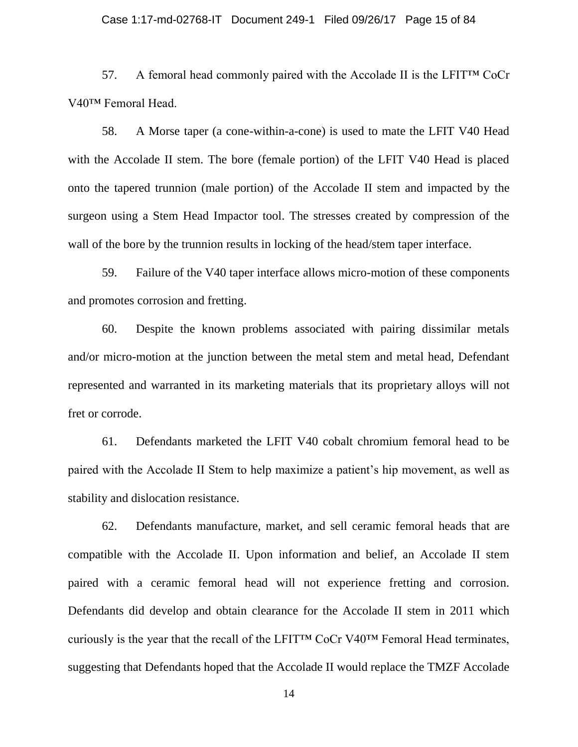57. A femoral head commonly paired with the Accolade II is the LFIT™ CoCr V40™ Femoral Head.

58. A Morse taper (a cone-within-a-cone) is used to mate the LFIT V40 Head with the Accolade II stem. The bore (female portion) of the LFIT V40 Head is placed onto the tapered trunnion (male portion) of the Accolade II stem and impacted by the surgeon using a Stem Head Impactor tool. The stresses created by compression of the wall of the bore by the trunnion results in locking of the head/stem taper interface.

59. Failure of the V40 taper interface allows micro-motion of these components and promotes corrosion and fretting.

60. Despite the known problems associated with pairing dissimilar metals and/or micro-motion at the junction between the metal stem and metal head, Defendant represented and warranted in its marketing materials that its proprietary alloys will not fret or corrode.

61. Defendants marketed the LFIT V40 cobalt chromium femoral head to be paired with the Accolade II Stem to help maximize a patient's hip movement, as well as stability and dislocation resistance.

62. Defendants manufacture, market, and sell ceramic femoral heads that are compatible with the Accolade II. Upon information and belief, an Accolade II stem paired with a ceramic femoral head will not experience fretting and corrosion. Defendants did develop and obtain clearance for the Accolade II stem in 2011 which curiously is the year that the recall of the LFIT™ CoCr V40™ Femoral Head terminates, suggesting that Defendants hoped that the Accolade II would replace the TMZF Accolade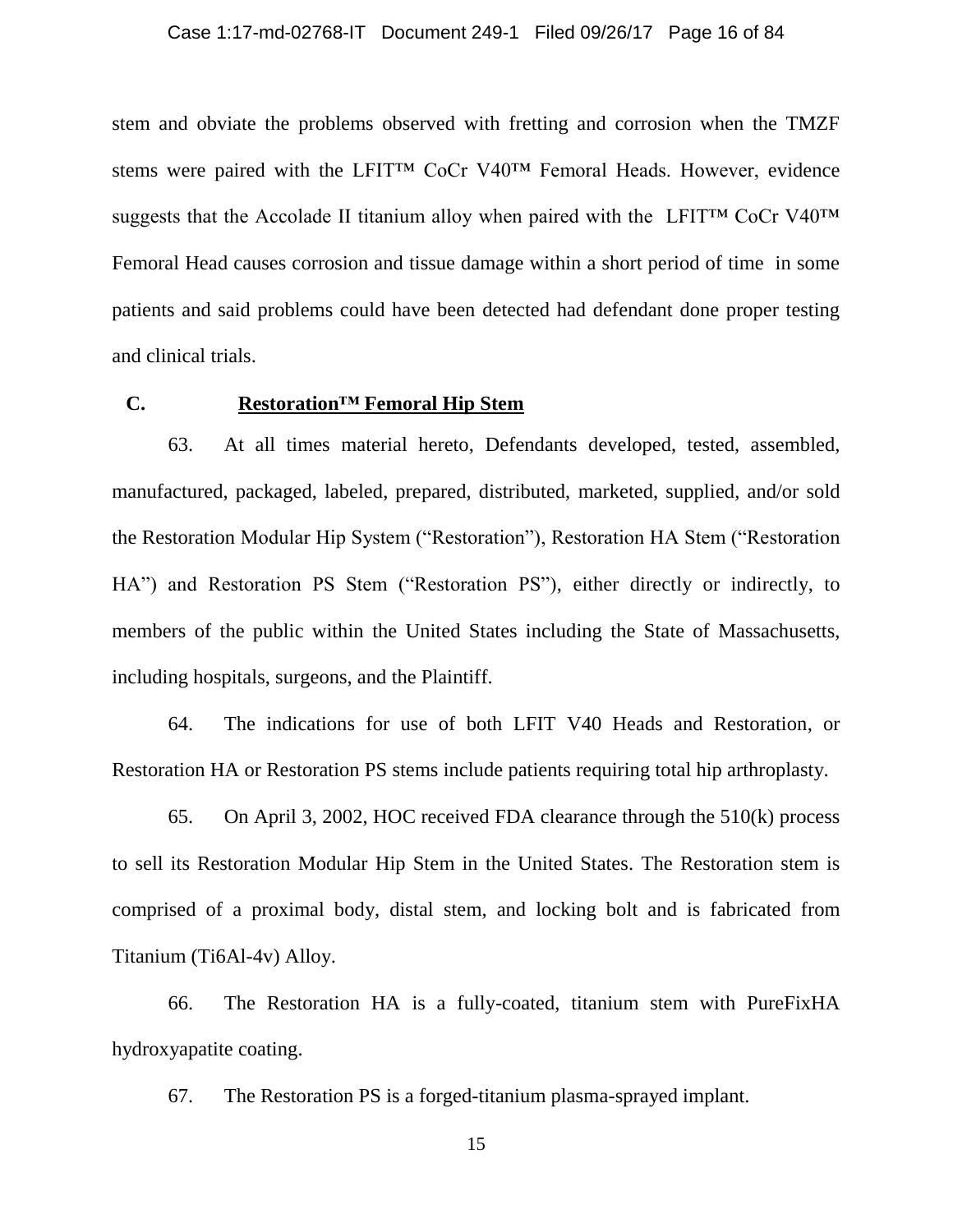stem and obviate the problems observed with fretting and corrosion when the TMZF stems were paired with the LFIT™ CoCr V40™ Femoral Heads. However, evidence suggests that the Accolade II titanium alloy when paired with the LFIT™ CoCr V40™ Femoral Head causes corrosion and tissue damage within a short period of time in some patients and said problems could have been detected had defendant done proper testing and clinical trials.

### C. Restoration™ Femoral Hip Stem

63. At all times material hereto, Defendants developed, tested, assembled, manufactured, packaged, labeled, prepared, distributed, marketed, supplied, and/or sold the Restoration Modular Hip System ("Restoration"), Restoration HA Stem ("Restoration HA") and Restoration PS Stem ("Restoration PS"), either directly or indirectly, to members of the public within the United States including the State of Massachusetts, including hospitals, surgeons, and the Plaintiff.

64. The indications for use of both LFIT V40 Heads and Restoration, or Restoration HA or Restoration PS stems include patients requiring total hip arthroplasty.

65. On April 3, 2002, HOC received FDA clearance through the 510(k) process to sell its Restoration Modular Hip Stem in the United States. The Restoration stem is comprised of a proximal body, distal stem, and locking bolt and is fabricated from Titanium (Ti6Al-4v) Alloy.

66. The Restoration HA is a fully-coated, titanium stem with PureFixHA hydroxyapatite coating.

67. The Restoration PS is a forged-titanium plasma-sprayed implant.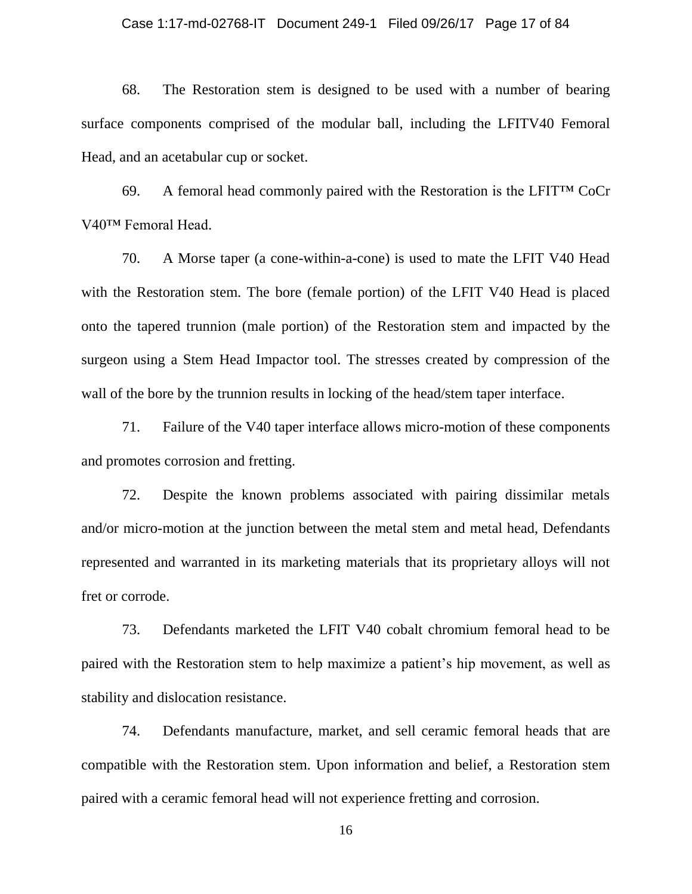68. The Restoration stem is designed to be used with a number of bearing surface components comprised of the modular ball, including the LFITV40 Femoral Head, and an acetabular cup or socket.

69. A femoral head commonly paired with the Restoration is the LFIT™ CoCr V40™ Femoral Head.

70. A Morse taper (a cone-within-a-cone) is used to mate the LFIT V40 Head with the Restoration stem. The bore (female portion) of the LFIT V40 Head is placed onto the tapered trunnion (male portion) of the Restoration stem and impacted by the surgeon using a Stem Head Impactor tool. The stresses created by compression of the wall of the bore by the trunnion results in locking of the head/stem taper interface.

71. Failure of the V40 taper interface allows micro-motion of these components and promotes corrosion and fretting.

72. Despite the known problems associated with pairing dissimilar metals and/or micro-motion at the junction between the metal stem and metal head, Defendants represented and warranted in its marketing materials that its proprietary alloys will not fret or corrode.

73. Defendants marketed the LFIT V40 cobalt chromium femoral head to be paired with the Restoration stem to help maximize a patient's hip movement, as well as stability and dislocation resistance.

74. Defendants manufacture, market, and sell ceramic femoral heads that are compatible with the Restoration stem. Upon information and belief, a Restoration stem paired with a ceramic femoral head will not experience fretting and corrosion.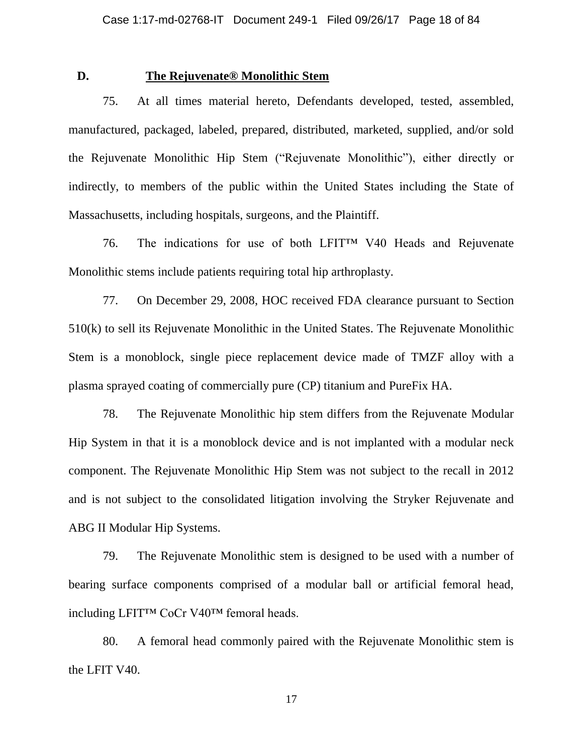**D. The Rejuvenate® Monolithic Stem**

75. At all times material hereto, Defendants developed, tested, assembled, manufactured, packaged, labeled, prepared, distributed, marketed, supplied, and/or sold the Rejuvenate Monolithic Hip Stem ("Rejuvenate Monolithic"), either directly or indirectly, to members of the public within the United States including the State of Massachusetts, including hospitals, surgeons, and the Plaintiff.

76. The indications for use of both LFIT™ V40 Heads and Rejuvenate Monolithic stems include patients requiring total hip arthroplasty.

77. On December 29, 2008, HOC received FDA clearance pursuant to Section 510(k) to sell its Rejuvenate Monolithic in the United States. The Rejuvenate Monolithic Stem is a monoblock, single piece replacement device made of TMZF alloy with a plasma sprayed coating of commercially pure (CP) titanium and PureFix HA.

78. The Rejuvenate Monolithic hip stem differs from the Rejuvenate Modular Hip System in that it is a monoblock device and is not implanted with a modular neck component. The Rejuvenate Monolithic Hip Stem was not subject to the recall in 2012 and is not subject to the consolidated litigation involving the Stryker Rejuvenate and ABG II Modular Hip Systems.

79. The Rejuvenate Monolithic stem is designed to be used with a number of bearing surface components comprised of a modular ball or artificial femoral head, including LFIT™ CoCr V40™ femoral heads.

80. A femoral head commonly paired with the Rejuvenate Monolithic stem is the LFIT V40.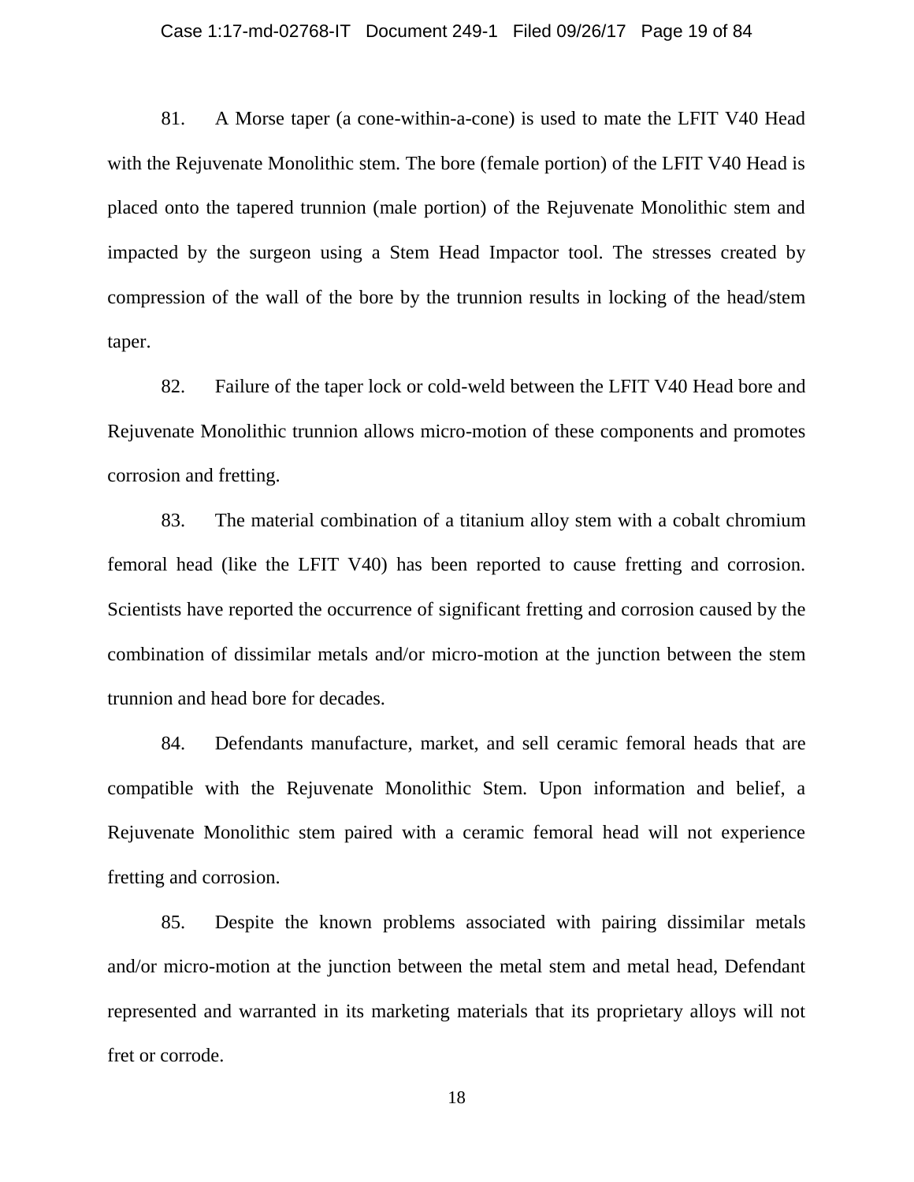81. A Morse taper (a cone-within-a-cone) is used to mate the LFIT V40 Head with the Rejuvenate Monolithic stem. The bore (female portion) of the LFIT V40 Head is placed onto the tapered trunnion (male portion) of the Rejuvenate Monolithic stem and impacted by the surgeon using a Stem Head Impactor tool. The stresses created by compression of the wall of the bore by the trunnion results in locking of the head/stem taper.

82. Failure of the taper lock or cold-weld between the LFIT V40 Head bore and Rejuvenate Monolithic trunnion allows micro-motion of these components and promotes corrosion and fretting.

83. The material combination of a titanium alloy stem with a cobalt chromium femoral head (like the LFIT V40) has been reported to cause fretting and corrosion. Scientists have reported the occurrence of significant fretting and corrosion caused by the combination of dissimilar metals and/or micro-motion at the junction between the stem trunnion and head bore for decades.

84. Defendants manufacture, market, and sell ceramic femoral heads that are compatible with the Rejuvenate Monolithic Stem. Upon information and belief, a Rejuvenate Monolithic stem paired with a ceramic femoral head will not experience fretting and corrosion.

85. Despite the known problems associated with pairing dissimilar metals and/or micro-motion at the junction between the metal stem and metal head, Defendant represented and warranted in its marketing materials that its proprietary alloys will not fret or corrode.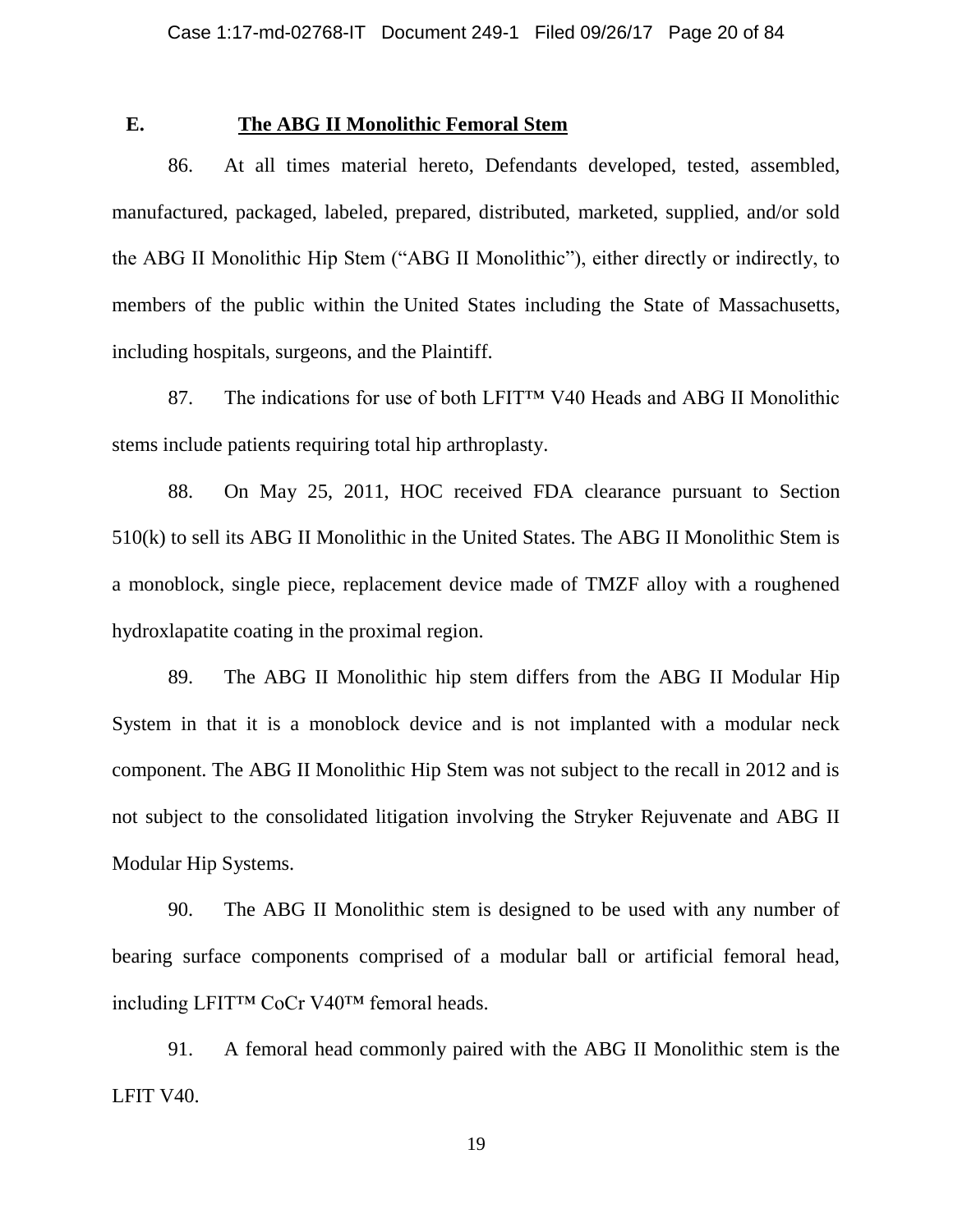## E. The ABG II Monolithic Femoral Stem

86. At all times material hereto, Defendants developed, tested, assembled, manufactured, packaged, labeled, prepared, distributed, marketed, supplied, and/or sold the ABG II Monolithic Hip Stem ("ABG II Monolithic"), either directly or indirectly, to members of the public within the United States including the State of Massachusetts, including hospitals, surgeons, and the Plaintiff.

87. The indications for use of both LFIT™ V40 Heads and ABG II Monolithic stems include patients requiring total hip arthroplasty.

88. On May 25, 2011, HOC received FDA clearance pursuant to Section 510(k) to sell its ABG II Monolithic in the United States. The ABG II Monolithic Stem is a monoblock, single piece, replacement device made of TMZF alloy with a roughened hydroxlapatite coating in the proximal region.

89. The ABG II Monolithic hip stem differs from the ABG II Modular Hip System in that it is a monoblock device and is not implanted with a modular neck component. The ABG II Monolithic Hip Stem was not subject to the recall in 2012 and is not subject to the consolidated litigation involving the Stryker Rejuvenate and ABG II Modular Hip Systems.

90. The ABG II Monolithic stem is designed to be used with any number of bearing surface components comprised of a modular ball or artificial femoral head, including LFIT™ CoCr V40™ femoral heads.

91. A femoral head commonly paired with the ABG II Monolithic stem is the LFIT V40.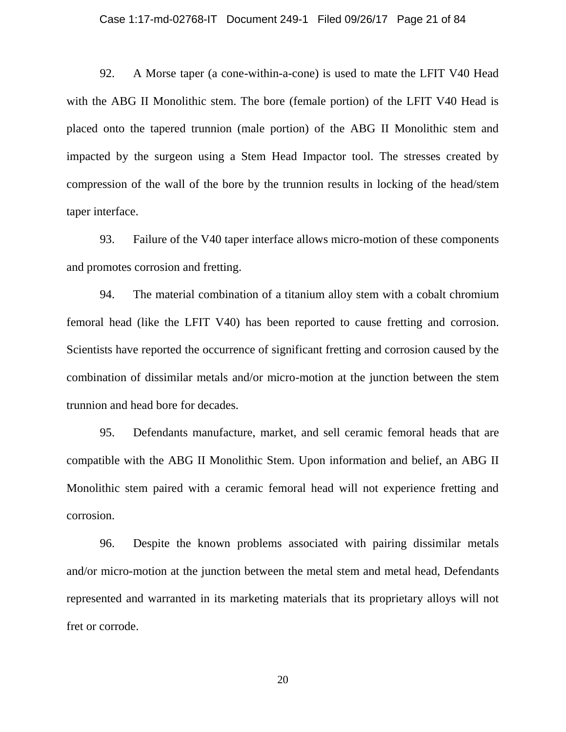92. A Morse taper (a cone-within-a-cone) is used to mate the LFIT V40 Head with the ABG II Monolithic stem. The bore (female portion) of the LFIT V40 Head is placed onto the tapered trunnion (male portion) of the ABG II Monolithic stem and impacted by the surgeon using a Stem Head Impactor tool. The stresses created by compression of the wall of the bore by the trunnion results in locking of the head/stem taper interface.

93. Failure of the V40 taper interface allows micro-motion of these components and promotes corrosion and fretting.

94. The material combination of a titanium alloy stem with a cobalt chromium femoral head (like the LFIT V40) has been reported to cause fretting and corrosion. Scientists have reported the occurrence of significant fretting and corrosion caused by the combination of dissimilar metals and/or micro-motion at the junction between the stem trunnion and head bore for decades.

95. Defendants manufacture, market, and sell ceramic femoral heads that are compatible with the ABG II Monolithic Stem. Upon information and belief, an ABG II Monolithic stem paired with a ceramic femoral head will not experience fretting and corrosion.

96. Despite the known problems associated with pairing dissimilar metals and/or micro-motion at the junction between the metal stem and metal head, Defendants represented and warranted in its marketing materials that its proprietary alloys will not fret or corrode.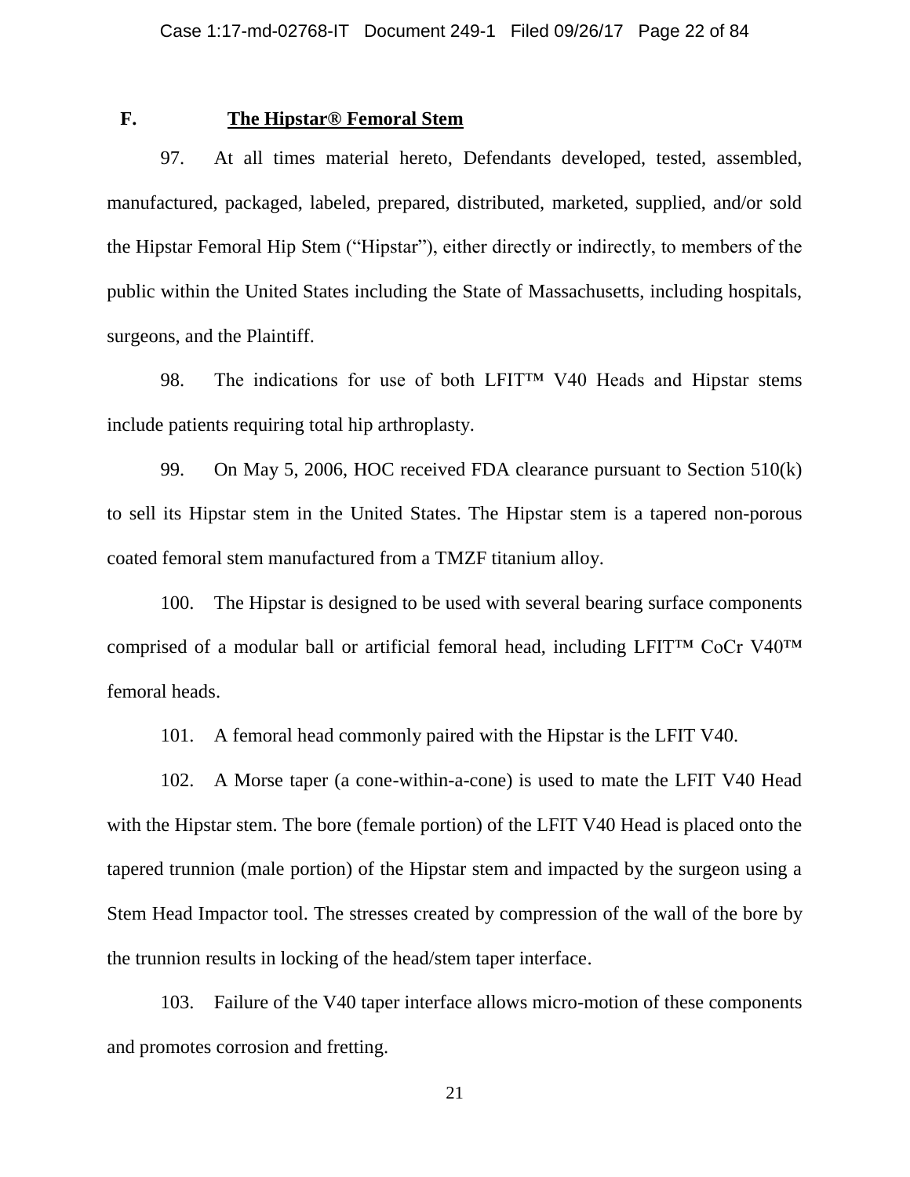### F. The Hipstar® Femoral Stem

97. At all times material hereto, Defendants developed, tested, assembled, manufactured, packaged, labeled, prepared, distributed, marketed, supplied, and/or sold the Hipstar Femoral Hip Stem ("Hipstar"), either directly or indirectly, to members of the public within the United States including the State of Massachusetts, including hospitals, surgeons, and the Plaintiff.

98. The indications for use of both LFIT™ V40 Heads and Hipstar stems include patients requiring total hip arthroplasty.

99. On May 5, 2006, HOC received FDA clearance pursuant to Section 510(k) to sell its Hipstar stem in the United States. The Hipstar stem is a tapered non-porous coated femoral stem manufactured from a TMZF titanium alloy.

100. The Hipstar is designed to be used with several bearing surface components comprised of a modular ball or artificial femoral head, including LFIT™ CoCr V40™ femoral heads.

101. A femoral head commonly paired with the Hipstar is the LFIT V40.

102. A Morse taper (a cone-within-a-cone) is used to mate the LFIT V40 Head with the Hipstar stem. The bore (female portion) of the LFIT V40 Head is placed onto the tapered trunnion (male portion) of the Hipstar stem and impacted by the surgeon using a Stem Head Impactor tool. The stresses created by compression of the wall of the bore by the trunnion results in locking of the head/stem taper interface.

103. Failure of the V40 taper interface allows micro-motion of these components and promotes corrosion and fretting.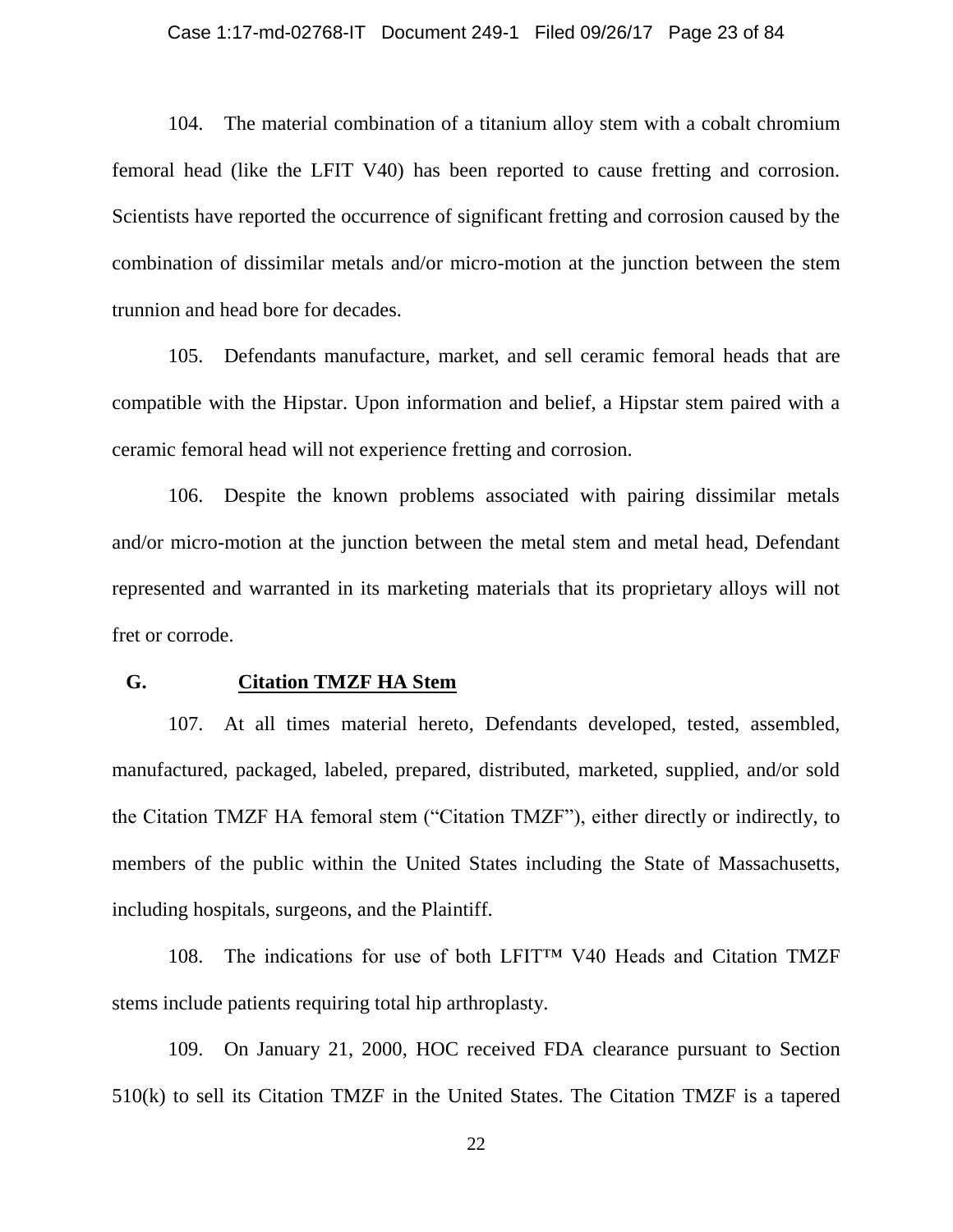104. The material combination of a titanium alloy stem with a cobalt chromium femoral head (like the LFIT V40) has been reported to cause fretting and corrosion. Scientists have reported the occurrence of significant fretting and corrosion caused by the combination of dissimilar metals and/or micro-motion at the junction between the stem trunnion and head bore for decades.

105. Defendants manufacture, market, and sell ceramic femoral heads that are compatible with the Hipstar. Upon information and belief, a Hipstar stem paired with a ceramic femoral head will not experience fretting and corrosion.

106. Despite the known problems associated with pairing dissimilar metals and/or micro-motion at the junction between the metal stem and metal head, Defendant represented and warranted in its marketing materials that its proprietary alloys will not fret or corrode.

### G. <u>Citation TMZF HA Stem</u>

107. At all times material hereto, Defendants developed, tested, assembled, manufactured, packaged, labeled, prepared, distributed, marketed, supplied, and/or sold the Citation TMZF HA femoral stem ("Citation TMZF"), either directly or indirectly, to members of the public within the United States including the State of Massachusetts, including hospitals, surgeons, and the Plaintiff.

108. The indications for use of both LFIT™ V40 Heads and Citation TMZF stems include patients requiring total hip arthroplasty.

109. On January 21, 2000, HOC received FDA clearance pursuant to Section 510(k) to sell its Citation TMZF in the United States. The Citation TMZF is a tapered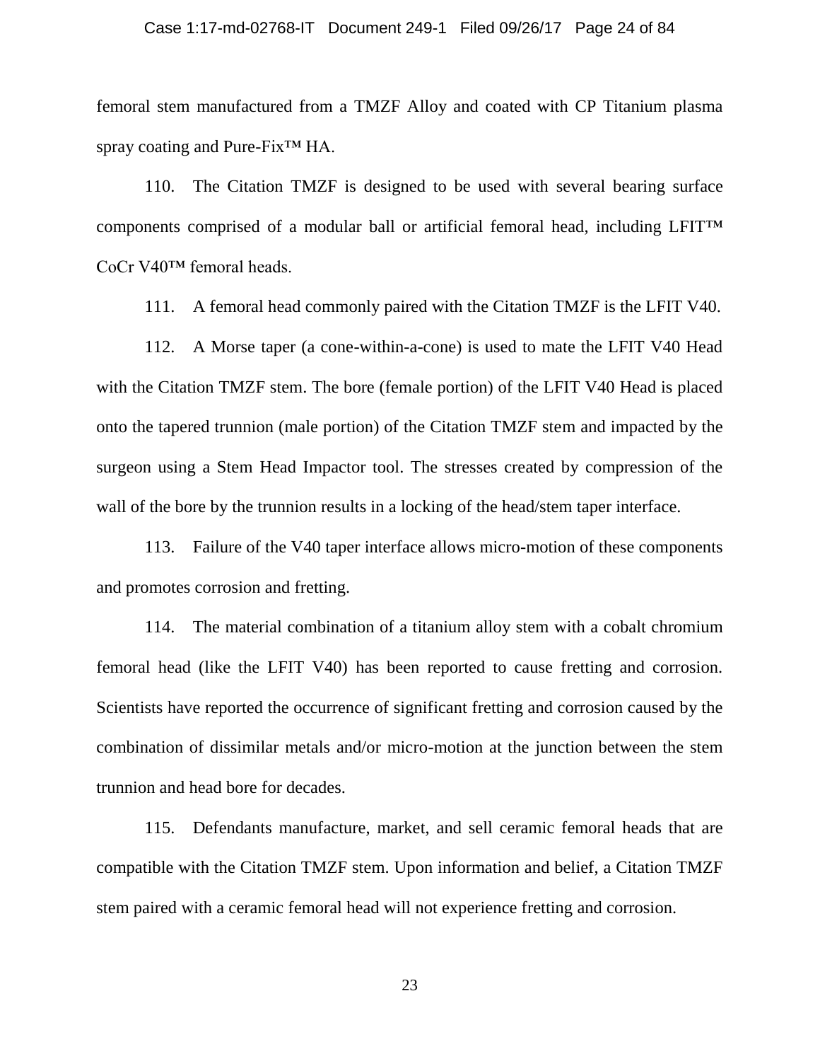femoral stem manufactured from a TMZF Alloy and coated with CP Titanium plasma spray coating and Pure-Fix™ HA.

110. The Citation TMZF is designed to be used with several bearing surface components comprised of a modular ball or artificial femoral head, including LFIT™ CoCr V40™ femoral heads.

111. A femoral head commonly paired with the Citation TMZF is the LFIT V40.

112. A Morse taper (a cone-within-a-cone) is used to mate the LFIT V40 Head with the Citation TMZF stem. The bore (female portion) of the LFIT V40 Head is placed onto the tapered trunnion (male portion) of the Citation TMZF stem and impacted by the surgeon using a Stem Head Impactor tool. The stresses created by compression of the wall of the bore by the trunnion results in a locking of the head/stem taper interface.

113. Failure of the V40 taper interface allows micro-motion of these components and promotes corrosion and fretting.

114. The material combination of a titanium alloy stem with a cobalt chromium femoral head (like the LFIT V40) has been reported to cause fretting and corrosion. Scientists have reported the occurrence of significant fretting and corrosion caused by the combination of dissimilar metals and/or micro-motion at the junction between the stem trunnion and head bore for decades.

115. Defendants manufacture, market, and sell ceramic femoral heads that are compatible with the Citation TMZF stem. Upon information and belief, a Citation TMZF stem paired with a ceramic femoral head will not experience fretting and corrosion.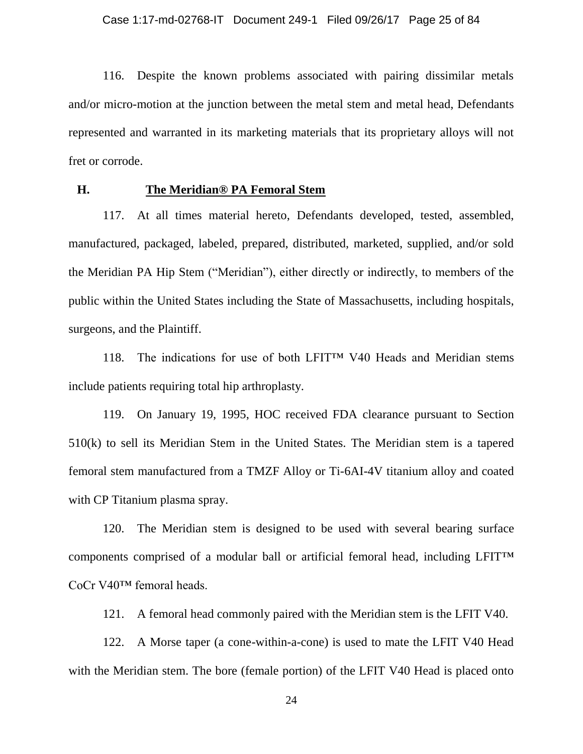116. Despite the known problems associated with pairing dissimilar metals and/or micro-motion at the junction between the metal stem and metal head, Defendants represented and warranted in its marketing materials that its proprietary alloys will not fret or corrode.

### H. <u>The Meridian® PA Femoral Stem</u>

117. At all times material hereto, Defendants developed, tested, assembled, manufactured, packaged, labeled, prepared, distributed, marketed, supplied, and/or sold the Meridian PA Hip Stem ("Meridian"), either directly or indirectly, to members of the public within the United States including the State of Massachusetts, including hospitals, surgeons, and the Plaintiff.

118. The indications for use of both LFIT™ V40 Heads and Meridian stems include patients requiring total hip arthroplasty.

119. On January 19, 1995, HOC received FDA clearance pursuant to Section 510(k) to sell its Meridian Stem in the United States. The Meridian stem is a tapered femoral stem manufactured from a TMZF Alloy or Ti-6AI-4V titanium alloy and coated with CP Titanium plasma spray.

120. The Meridian stem is designed to be used with several bearing surface components comprised of a modular ball or artificial femoral head, including LFIT™ CoCr V40™ femoral heads.

121. A femoral head commonly paired with the Meridian stem is the LFIT V40.

122. A Morse taper (a cone-within-a-cone) is used to mate the LFIT V40 Head with the Meridian stem. The bore (female portion) of the LFIT V40 Head is placed onto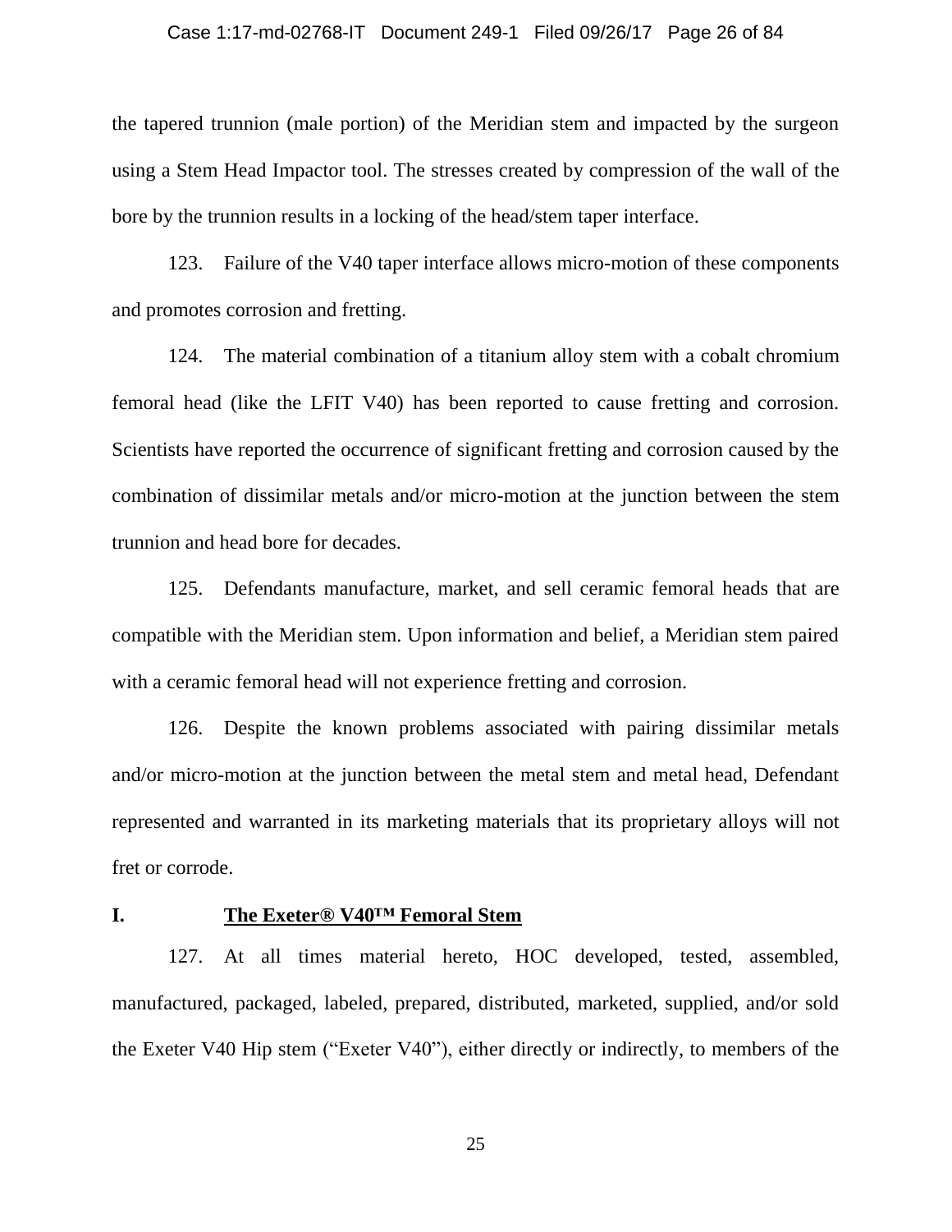the tapered trunnion (male portion) of the Meridian stem and impacted by the surgeon using a Stem Head Impactor tool. The stresses created by compression of the wall of the bore by the trunnion results in a locking of the head/stem taper interface.

123. Failure of the V40 taper interface allows micro-motion of these components and promotes corrosion and fretting.

124. The material combination of a titanium alloy stem with a cobalt chromium femoral head (like the LFIT V40) has been reported to cause fretting and corrosion. Scientists have reported the occurrence of significant fretting and corrosion caused by the combination of dissimilar metals and/or micro-motion at the junction between the stem trunnion and head bore for decades.

125. Defendants manufacture, market, and sell ceramic femoral heads that are compatible with the Meridian stem. Upon information and belief, a Meridian stem paired with a ceramic femoral head will not experience fretting and corrosion.

126. Despite the known problems associated with pairing dissimilar metals and/or micro-motion at the junction between the metal stem and metal head, Defendant represented and warranted in its marketing materials that its proprietary alloys will not fret or corrode.

## I. <u>The Exeter® V40™ Femoral Stem</u>

127. At all times material hereto, HOC developed, tested, assembled, manufactured, packaged, labeled, prepared, distributed, marketed, supplied, and/or sold the Exeter V40 Hip stem ("Exeter V40"), either directly or indirectly, to members of the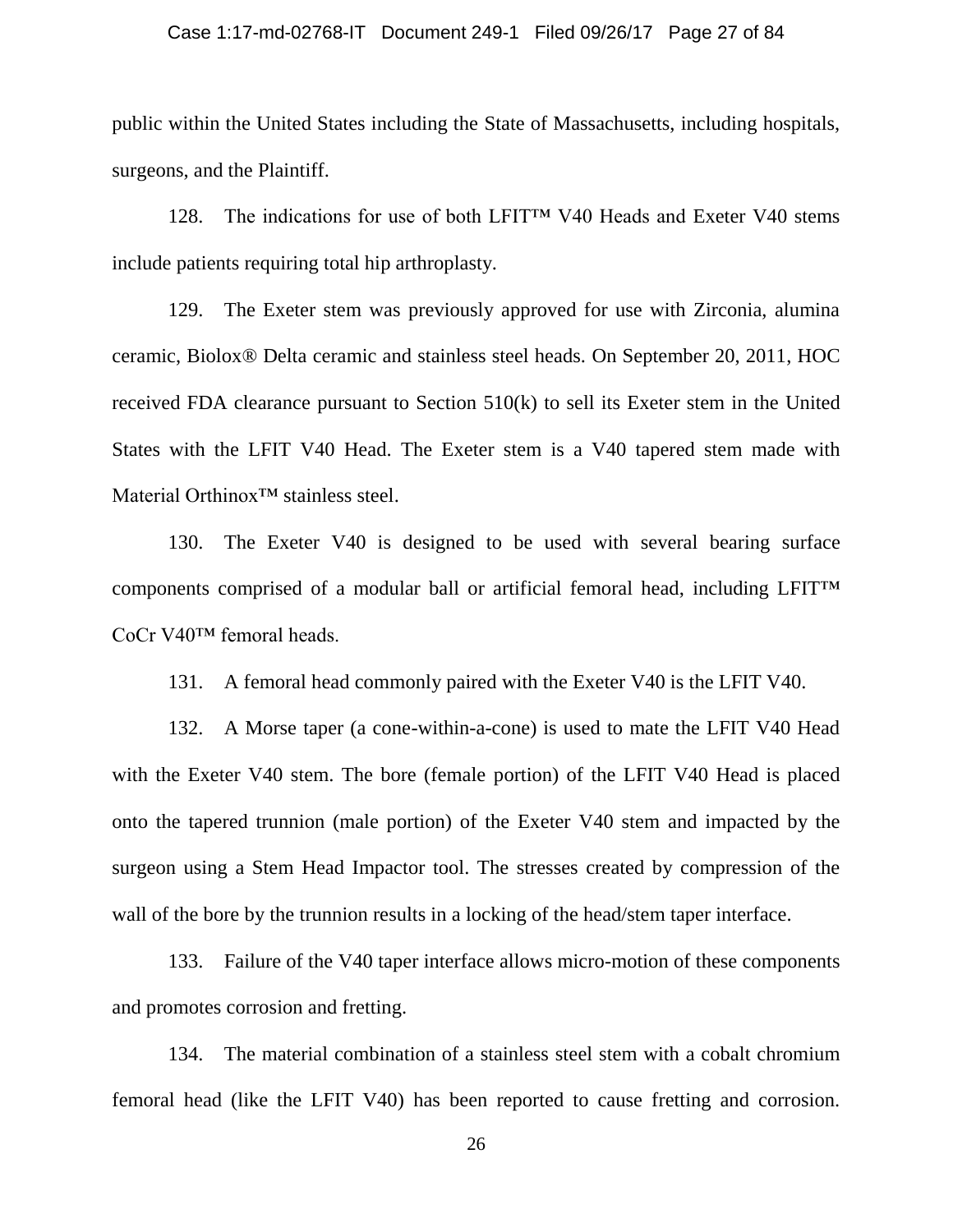public within the United States including the State of Massachusetts, including hospitals, surgeons, and the Plaintiff.

128. The indications for use of both LFIT™ V40 Heads and Exeter V40 stems include patients requiring total hip arthroplasty.

129. The Exeter stem was previously approved for use with Zirconia, alumina ceramic, Biolox® Delta ceramic and stainless steel heads. On September 20, 2011, HOC received FDA clearance pursuant to Section 510(k) to sell its Exeter stem in the United States with the LFIT V40 Head. The Exeter stem is a V40 tapered stem made with Material Orthinox™ stainless steel.

130. The Exeter V40 is designed to be used with several bearing surface components comprised of a modular ball or artificial femoral head, including LFIT™ CoCr V40™ femoral heads.

131. A femoral head commonly paired with the Exeter V40 is the LFIT V40.

132. A Morse taper (a cone-within-a-cone) is used to mate the LFIT V40 Head with the Exeter V40 stem. The bore (female portion) of the LFIT V40 Head is placed onto the tapered trunnion (male portion) of the Exeter V40 stem and impacted by the surgeon using a Stem Head Impactor tool. The stresses created by compression of the wall of the bore by the trunnion results in a locking of the head/stem taper interface.

133. Failure of the V40 taper interface allows micro-motion of these components and promotes corrosion and fretting.

134. The material combination of a stainless steel stem with a cobalt chromium femoral head (like the LFIT V40) has been reported to cause fretting and corrosion.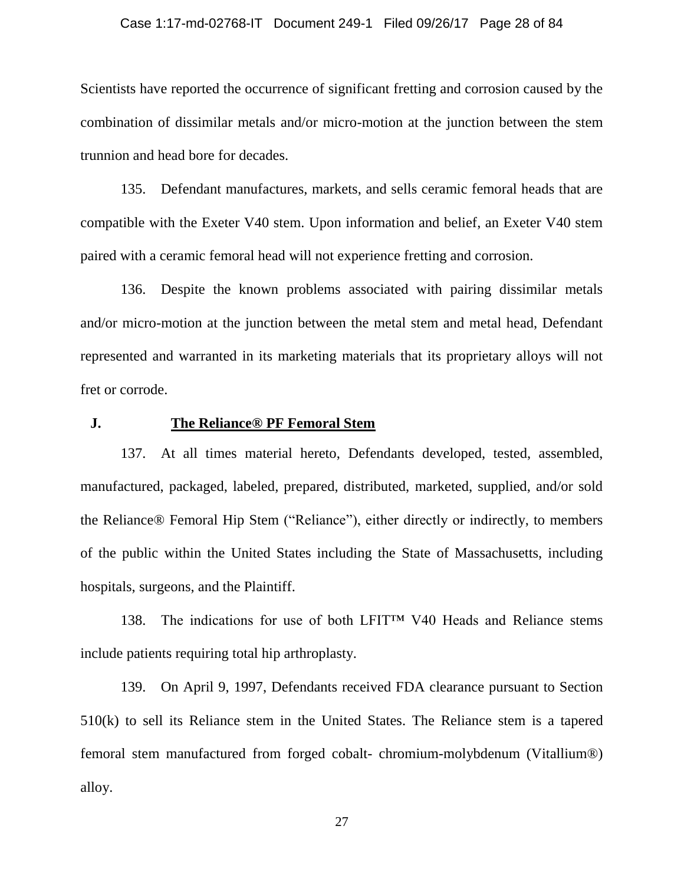Scientists have reported the occurrence of significant fretting and corrosion caused by the combination of dissimilar metals and/or micro-motion at the junction between the stem trunnion and head bore for decades.

135. Defendant manufactures, markets, and sells ceramic femoral heads that are compatible with the Exeter V40 stem. Upon information and belief, an Exeter V40 stem paired with a ceramic femoral head will not experience fretting and corrosion.

136. Despite the known problems associated with pairing dissimilar metals and/or micro-motion at the junction between the metal stem and metal head, Defendant represented and warranted in its marketing materials that its proprietary alloys will not fret or corrode.

## J. **The Reliance® PF Femoral Stem**

137. At all times material hereto, Defendants developed, tested, assembled, manufactured, packaged, labeled, prepared, distributed, marketed, supplied, and/or sold the Reliance® Femoral Hip Stem ("Reliance"), either directly or indirectly, to members of the public within the United States including the State of Massachusetts, including hospitals, surgeons, and the Plaintiff.

138. The indications for use of both LFIT™ V40 Heads and Reliance stems include patients requiring total hip arthroplasty.

139. On April 9, 1997, Defendants received FDA clearance pursuant to Section 510(k) to sell its Reliance stem in the United States. The Reliance stem is a tapered femoral stem manufactured from forged cobalt- chromium-molybdenum (Vitallium®) alloy.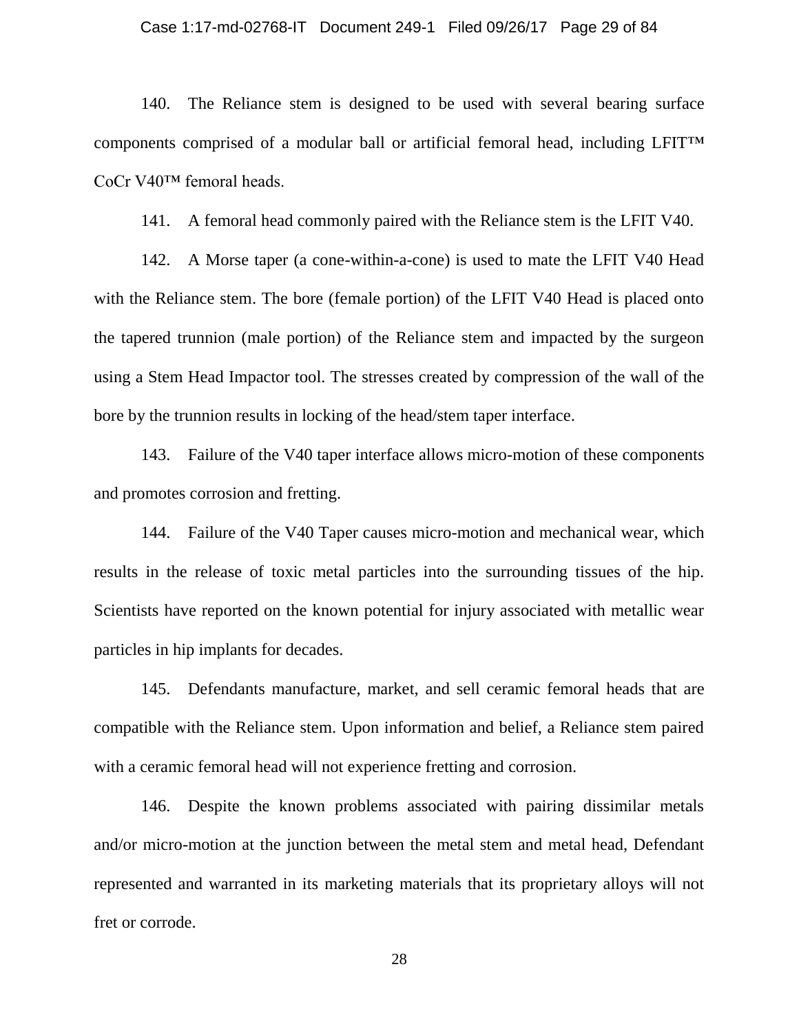140. The Reliance stem is designed to be used with several bearing surface components comprised of a modular ball or artificial femoral head, including LFIT™ CoCr V40™ femoral heads.

141. A femoral head commonly paired with the Reliance stem is the LFIT V40.

142. A Morse taper (a cone-within-a-cone) is used to mate the LFIT V40 Head with the Reliance stem. The bore (female portion) of the LFIT V40 Head is placed onto the tapered trunnion (male portion) of the Reliance stem and impacted by the surgeon using a Stem Head Impactor tool. The stresses created by compression of the wall of the bore by the trunnion results in locking of the head/stem taper interface.

143. Failure of the V40 taper interface allows micro-motion of these components and promotes corrosion and fretting.

144. Failure of the V40 Taper causes micro-motion and mechanical wear, which results in the release of toxic metal particles into the surrounding tissues of the hip. Scientists have reported on the known potential for injury associated with metallic wear particles in hip implants for decades.

145. Defendants manufacture, market, and sell ceramic femoral heads that are compatible with the Reliance stem. Upon information and belief, a Reliance stem paired with a ceramic femoral head will not experience fretting and corrosion.

146. Despite the known problems associated with pairing dissimilar metals and/or micro-motion at the junction between the metal stem and metal head, Defendant represented and warranted in its marketing materials that its proprietary alloys will not fret or corrode.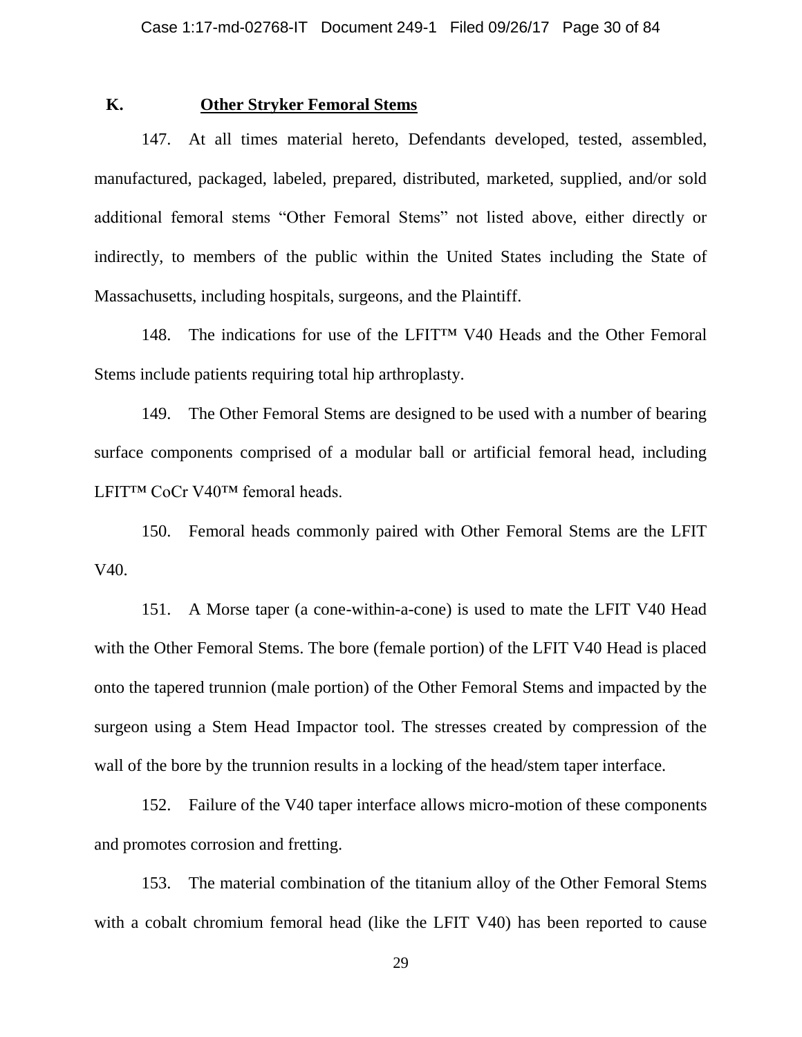## K. Other Stryker Femoral Stems

147. At all times material hereto, Defendants developed, tested, assembled, manufactured, packaged, labeled, prepared, distributed, marketed, supplied, and/or sold additional femoral stems "Other Femoral Stems" not listed above, either directly or indirectly, to members of the public within the United States including the State of Massachusetts, including hospitals, surgeons, and the Plaintiff.

148. The indications for use of the LFIT™ V40 Heads and the Other Femoral Stems include patients requiring total hip arthroplasty.

149. The Other Femoral Stems are designed to be used with a number of bearing surface components comprised of a modular ball or artificial femoral head, including LFIT™ CoCr V40™ femoral heads.

150. Femoral heads commonly paired with Other Femoral Stems are the LFIT V40.

151. A Morse taper (a cone-within-a-cone) is used to mate the LFIT V40 Head with the Other Femoral Stems. The bore (female portion) of the LFIT V40 Head is placed onto the tapered trunnion (male portion) of the Other Femoral Stems and impacted by the surgeon using a Stem Head Impactor tool. The stresses created by compression of the wall of the bore by the trunnion results in a locking of the head/stem taper interface.

152. Failure of the V40 taper interface allows micro-motion of these components and promotes corrosion and fretting.

153. The material combination of the titanium alloy of the Other Femoral Stems with a cobalt chromium femoral head (like the LFIT V40) has been reported to cause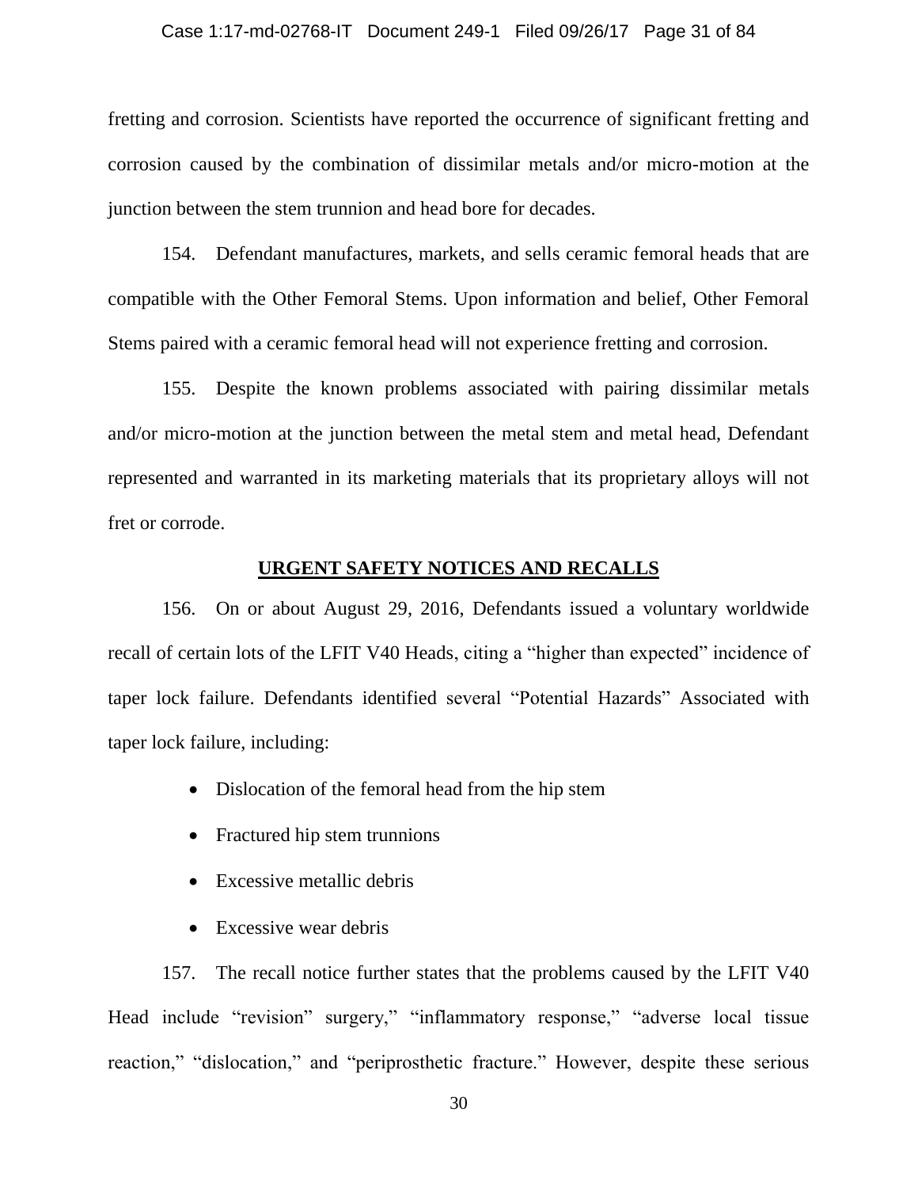fretting and corrosion. Scientists have reported the occurrence of significant fretting and corrosion caused by the combination of dissimilar metals and/or micro-motion at the junction between the stem trunnion and head bore for decades.

154. Defendant manufactures, markets, and sells ceramic femoral heads that are compatible with the Other Femoral Stems. Upon information and belief, Other Femoral Stems paired with a ceramic femoral head will not experience fretting and corrosion.

155. Despite the known problems associated with pairing dissimilar metals and/or micro-motion at the junction between the metal stem and metal head, Defendant represented and warranted in its marketing materials that its proprietary alloys will not fret or corrode.

## <u>URGENT SAFETY NOTICES AND RECALLS</u>

156. On or about August 29, 2016, Defendants issued a voluntary worldwide recall of certain lots of the LFIT V40 Heads, citing a "higher than expected" incidence of taper lock failure. Defendants identified several "Potential Hazards" Associated with taper lock failure, including:

- Dislocation of the femoral head from the hip stem
- Fractured hip stem trunnions
- Excessive metallic debris
- Excessive wear debris

157. The recall notice further states that the problems caused by the LFIT V40 Head include "revision" surgery," "inflammatory response," "adverse local tissue reaction," "dislocation," and "periprosthetic fracture." However, despite these serious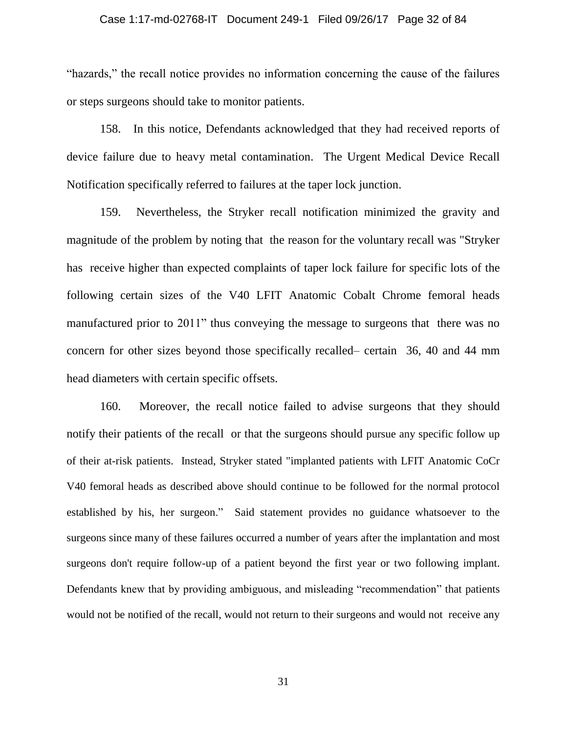"hazards," the recall notice provides no information concerning the cause of the failures or steps surgeons should take to monitor patients.

158. In this notice, Defendants acknowledged that they had received reports of device failure due to heavy metal contamination. The Urgent Medical Device Recall Notification specifically referred to failures at the taper lock junction.

159. Nevertheless, the Stryker recall notification minimized the gravity and magnitude of the problem by noting that the reason for the voluntary recall was "Stryker has receive higher than expected complaints of taper lock failure for specific lots of the following certain sizes of the V40 LFIT Anatomic Cobalt Chrome femoral heads manufactured prior to 2011" thus conveying the message to surgeons that there was no concern for other sizes beyond those specifically recalled– certain 36, 40 and 44 mm head diameters with certain specific offsets.

160. Moreover, the recall notice failed to advise surgeons that they should notify their patients of the recall or that the surgeons should pursue any specific follow up of their at-risk patients. Instead, Stryker stated "implanted patients with LFIT Anatomic CoCr V40 femoral heads as described above should continue to be followed for the normal protocol established by his, her surgeon." Said statement provides no guidance whatsoever to the surgeons since many of these failures occurred a number of years after the implantation and most surgeons don't require follow-up of a patient beyond the first year or two following implant. Defendants knew that by providing ambiguous, and misleading "recommendation" that patients would not be notified of the recall, would not return to their surgeons and would not receive any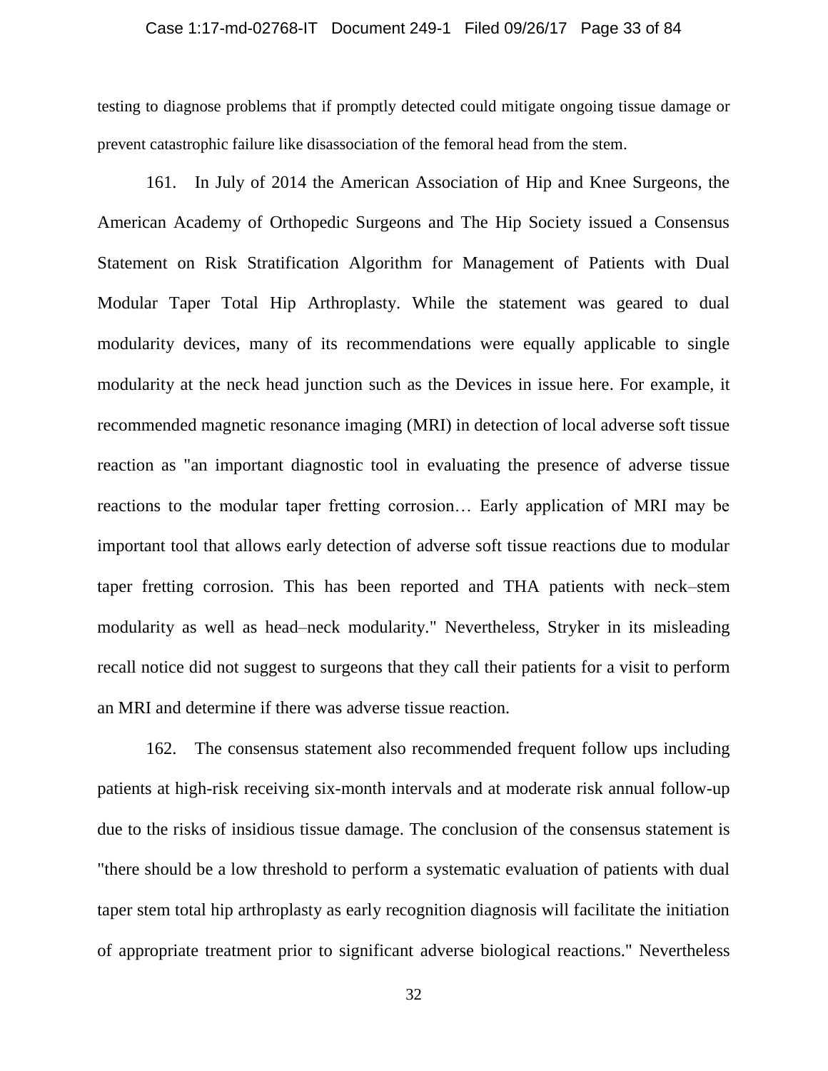testing to diagnose problems that if promptly detected could mitigate ongoing tissue damage or prevent catastrophic failure like disassociation of the femoral head from the stem.

161. In July of 2014 the American Association of Hip and Knee Surgeons, the American Academy of Orthopedic Surgeons and The Hip Society issued a Consensus Statement on Risk Stratification Algorithm for Management of Patients with Dual Modular Taper Total Hip Arthroplasty. While the statement was geared to dual modularity devices, many of its recommendations were equally applicable to single modularity at the neck head junction such as the Devices in issue here. For example, it recommended magnetic resonance imaging (MRI) in detection of local adverse soft tissue reaction as "an important diagnostic tool in evaluating the presence of adverse tissue reactions to the modular taper fretting corrosion… Early application of MRI may be important tool that allows early detection of adverse soft tissue reactions due to modular taper fretting corrosion. This has been reported and THA patients with neck–stem modularity as well as head–neck modularity." Nevertheless, Stryker in its misleading recall notice did not suggest to surgeons that they call their patients for a visit to perform an MRI and determine if there was adverse tissue reaction.

162. The consensus statement also recommended frequent follow ups including patients at high-risk receiving six-month intervals and at moderate risk annual follow-up due to the risks of insidious tissue damage. The conclusion of the consensus statement is "there should be a low threshold to perform a systematic evaluation of patients with dual taper stem total hip arthroplasty as early recognition diagnosis will facilitate the initiation of appropriate treatment prior to significant adverse biological reactions." Nevertheless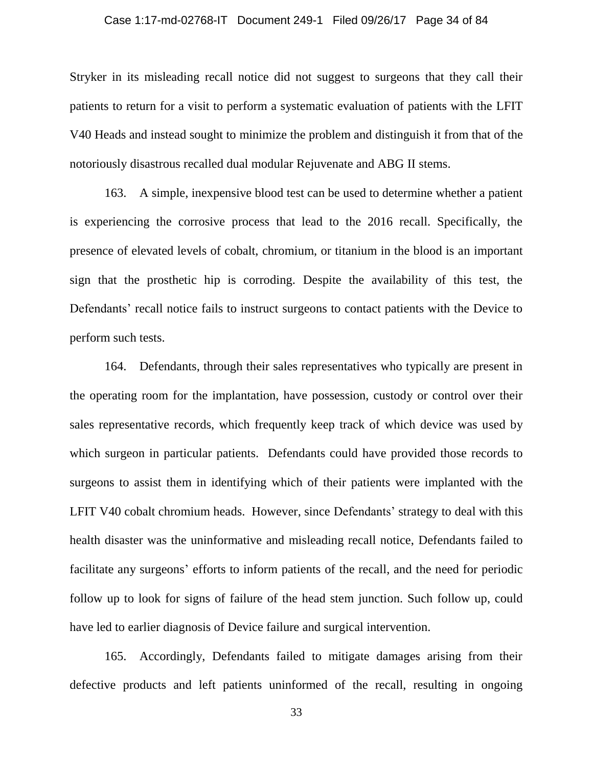Stryker in its misleading recall notice did not suggest to surgeons that they call their patients to return for a visit to perform a systematic evaluation of patients with the LFIT V40 Heads and instead sought to minimize the problem and distinguish it from that of the notoriously disastrous recalled dual modular Rejuvenate and ABG II stems.

163. A simple, inexpensive blood test can be used to determine whether a patient is experiencing the corrosive process that lead to the 2016 recall. Specifically, the presence of elevated levels of cobalt, chromium, or titanium in the blood is an important sign that the prosthetic hip is corroding. Despite the availability of this test, the Defendants' recall notice fails to instruct surgeons to contact patients with the Device to perform such tests.

164. Defendants, through their sales representatives who typically are present in the operating room for the implantation, have possession, custody or control over their sales representative records, which frequently keep track of which device was used by which surgeon in particular patients. Defendants could have provided those records to surgeons to assist them in identifying which of their patients were implanted with the LFIT V40 cobalt chromium heads. However, since Defendants' strategy to deal with this health disaster was the uninformative and misleading recall notice, Defendants failed to facilitate any surgeons' efforts to inform patients of the recall, and the need for periodic follow up to look for signs of failure of the head stem junction. Such follow up, could have led to earlier diagnosis of Device failure and surgical intervention.

165. Accordingly, Defendants failed to mitigate damages arising from their defective products and left patients uninformed of the recall, resulting in ongoing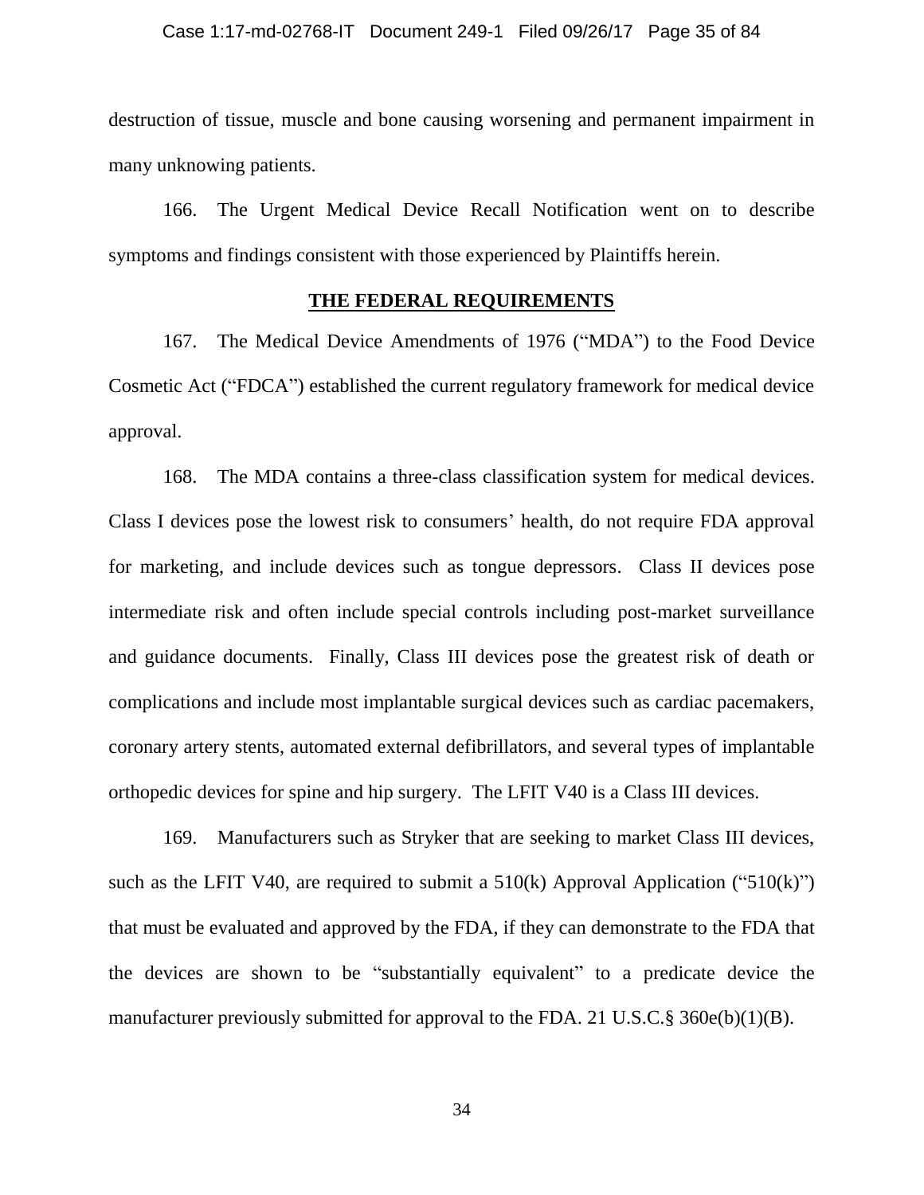destruction of tissue, muscle and bone causing worsening and permanent impairment in many unknowing patients.

166. The Urgent Medical Device Recall Notification went on to describe symptoms and findings consistent with those experienced by Plaintiffs herein.

## THE FEDERAL REQUIREMENTS

167. The Medical Device Amendments of 1976 ("MDA") to the Food Device Cosmetic Act ("FDCA") established the current regulatory framework for medical device approval.

168. The MDA contains a three-class classification system for medical devices. Class I devices pose the lowest risk to consumers' health, do not require FDA approval for marketing, and include devices such as tongue depressors. Class II devices pose intermediate risk and often include special controls including post-market surveillance and guidance documents. Finally, Class III devices pose the greatest risk of death or complications and include most implantable surgical devices such as cardiac pacemakers, coronary artery stents, automated external defibrillators, and several types of implantable orthopedic devices for spine and hip surgery. The LFIT V40 is a Class III devices.

169. Manufacturers such as Stryker that are seeking to market Class III devices, such as the LFIT V40, are required to submit a 510(k) Approval Application ("510(k)") that must be evaluated and approved by the FDA, if they can demonstrate to the FDA that the devices are shown to be "substantially equivalent" to a predicate device the manufacturer previously submitted for approval to the FDA. 21 U.S.C.§ 360e(b)(1)(B).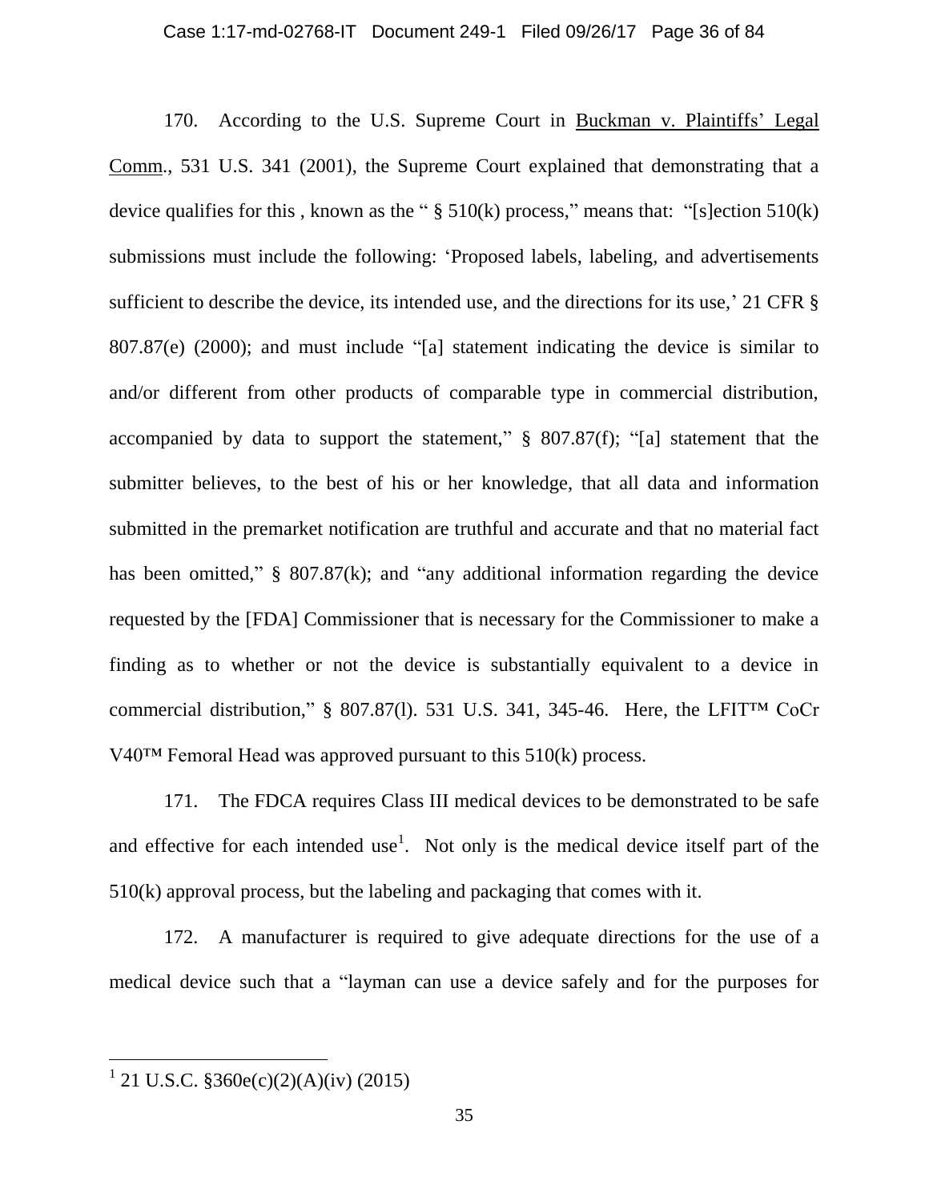170. According to the U.S. Supreme Court in Buckman v. Plaintiffs' Legal Comm., 531 U.S. 341 (2001), the Supreme Court explained that demonstrating that a device qualifies for this , known as the " § 510(k) process," means that: "[s]ection 510(k) submissions must include the following: 'Proposed labels, labeling, and advertisements sufficient to describe the device, its intended use, and the directions for its use,' 21 CFR § 807.87(e) (2000); and must include "[a] statement indicating the device is similar to and/or different from other products of comparable type in commercial distribution, accompanied by data to support the statement," § 807.87(f); "[a] statement that the submitter believes, to the best of his or her knowledge, that all data and information submitted in the premarket notification are truthful and accurate and that no material fact has been omitted," § 807.87(k); and "any additional information regarding the device requested by the [FDA] Commissioner that is necessary for the Commissioner to make a finding as to whether or not the device is substantially equivalent to a device in commercial distribution," § 807.87(l). 531 U.S. 341, 345-46. Here, the LFIT™ CoCr V40™ Femoral Head was approved pursuant to this 510(k) process.

171. The FDCA requires Class III medical devices to be demonstrated to be safe and effective for each intended use[1]. Not only is the medical device itself part of the 510(k) approval process, but the labeling and packaging that comes with it.

172. A manufacturer is required to give adequate directions for the use of a medical device such that a "layman can use a device safely and for the purposes for

[1] 21 U.S.C. §360e(c)(2)(A)(iv) (2015)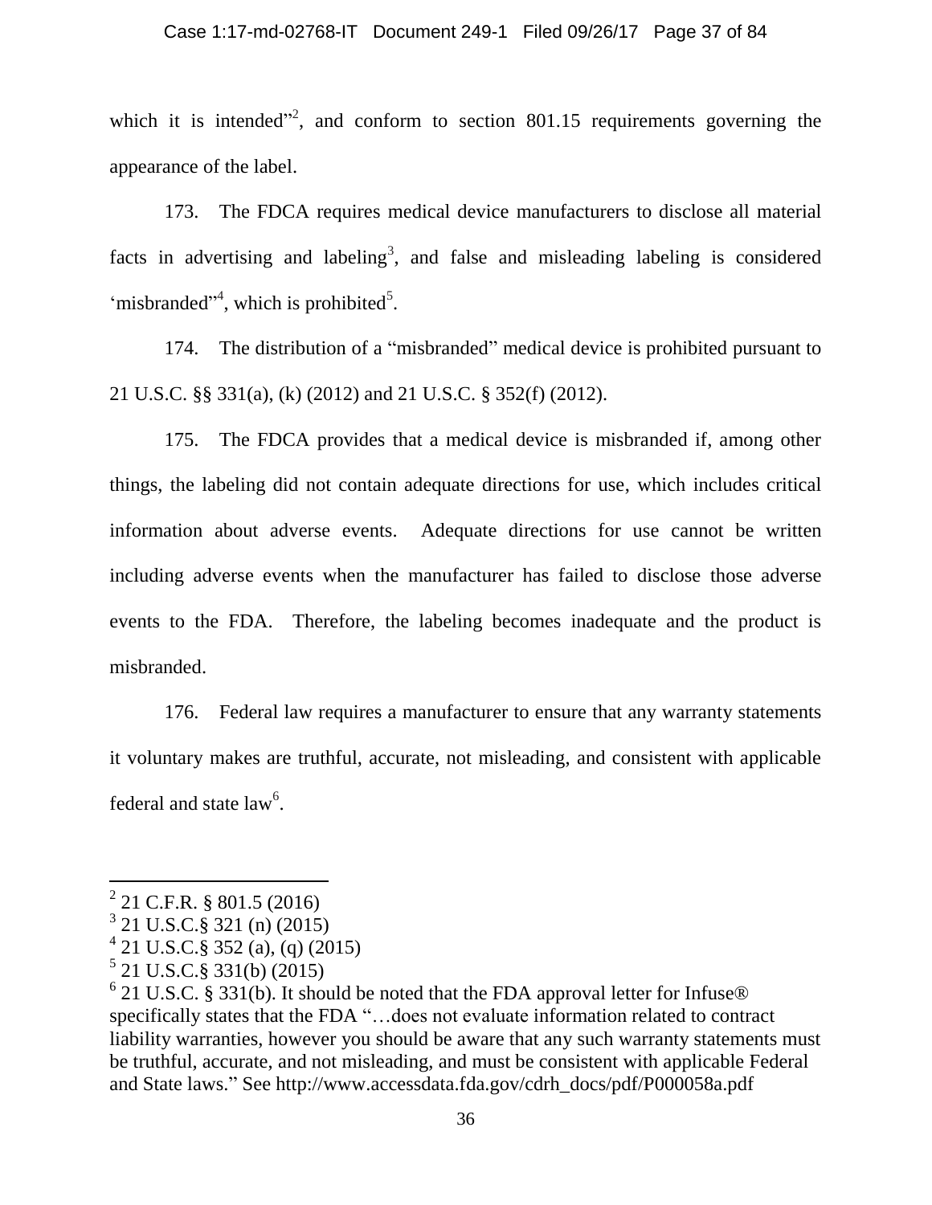which it is intended"[2], and conform to section 801.15 requirements governing the appearance of the label.

173. The FDCA requires medical device manufacturers to disclose all material facts in advertising and labeling[3], and false and misleading labeling is considered 'misbranded"[4], which is prohibited[5].

174. The distribution of a "misbranded" medical device is prohibited pursuant to 21 U.S.C. §§ 331(a), (k) (2012) and 21 U.S.C. § 352(f) (2012).

175. The FDCA provides that a medical device is misbranded if, among other things, the labeling did not contain adequate directions for use, which includes critical information about adverse events. Adequate directions for use cannot be written including adverse events when the manufacturer has failed to disclose those adverse events to the FDA. Therefore, the labeling becomes inadequate and the product is misbranded.

176. Federal law requires a manufacturer to ensure that any warranty statements it voluntary makes are truthful, accurate, not misleading, and consistent with applicable federal and state law[6].

---

[2] 21 C.F.R. § 801.5 (2016)

[3] 21 U.S.C.§ 321 (n) (2015)

[4] 21 U.S.C.§ 352 (a), (q) (2015)

[5] 21 U.S.C.§ 331(b) (2015)

[6] 21 U.S.C. § 331(b). It should be noted that the FDA approval letter for Infuse® specifically states that the FDA "…does not evaluate information related to contract liability warranties, however you should be aware that any such warranty statements must be truthful, accurate, and not misleading, and must be consistent with applicable Federal and State laws." See http://www.accessdata.fda.gov/cdrh_docs/pdf/P000058a.pdf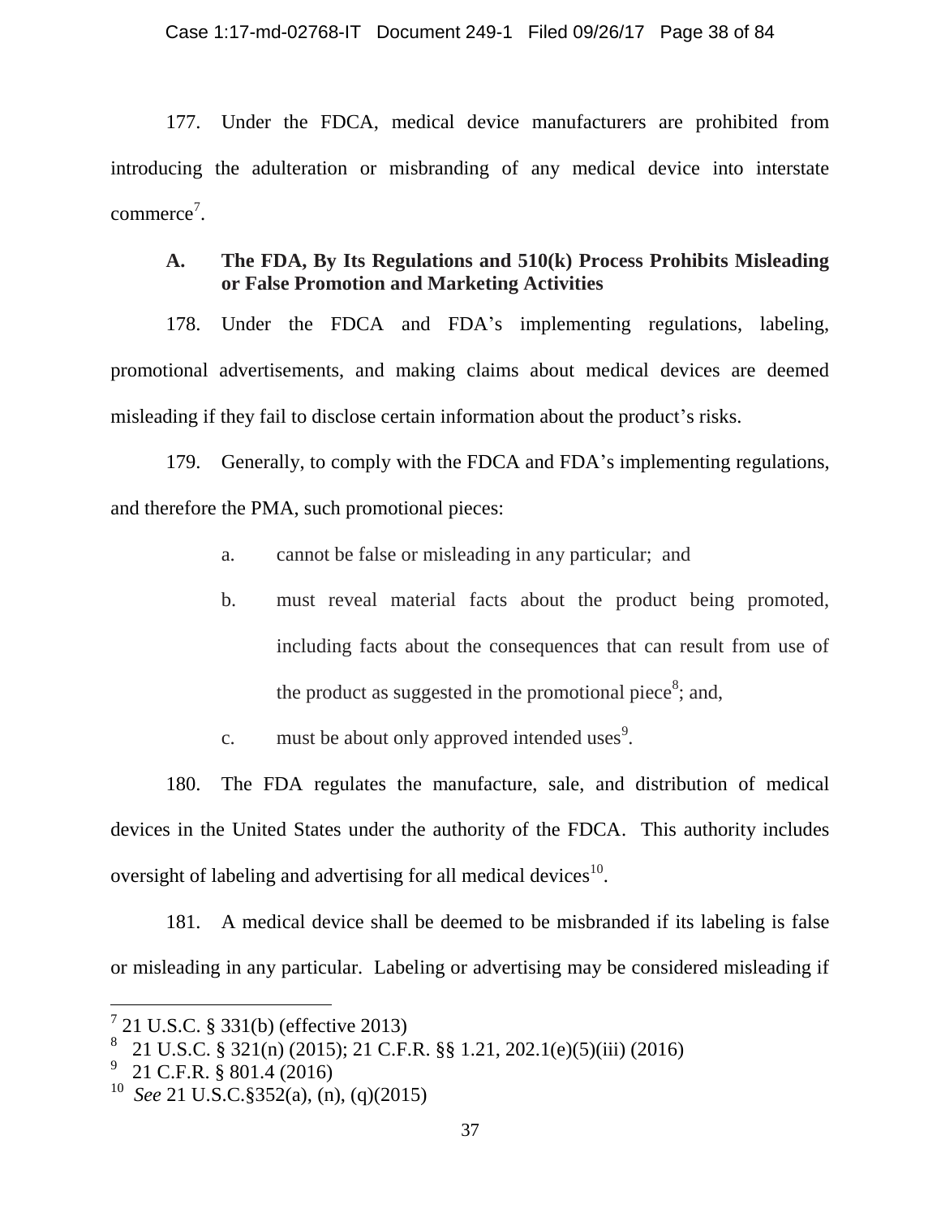177. Under the FDCA, medical device manufacturers are prohibited from introducing the adulteration or misbranding of any medical device into interstate commerce[7].

### A. The FDA, By Its Regulations and 510(k) Process Prohibits Misleading or False Promotion and Marketing Activities

178. Under the FDCA and FDA's implementing regulations, labeling, promotional advertisements, and making claims about medical devices are deemed misleading if they fail to disclose certain information about the product's risks.

179. Generally, to comply with the FDCA and FDA's implementing regulations, and therefore the PMA, such promotional pieces:

a. cannot be false or misleading in any particular; and

b. must reveal material facts about the product being promoted, including facts about the consequences that can result from use of the product as suggested in the promotional piece[8]; and,

c. must be about only approved intended uses[9].

180. The FDA regulates the manufacture, sale, and distribution of medical devices in the United States under the authority of the FDCA. This authority includes oversight of labeling and advertising for all medical devices[10].

181. A medical device shall be deemed to be misbranded if its labeling is false or misleading in any particular. Labeling or advertising may be considered misleading if

---

[7] 21 U.S.C. § 331(b) (effective 2013)

[8] 21 U.S.C. § 321(n) (2015); 21 C.F.R. §§ 1.21, 202.1(e)(5)(iii) (2016)

[9] 21 C.F.R. § 801.4 (2016)

[10] *See* 21 U.S.C.§352(a), (n), (q)(2015)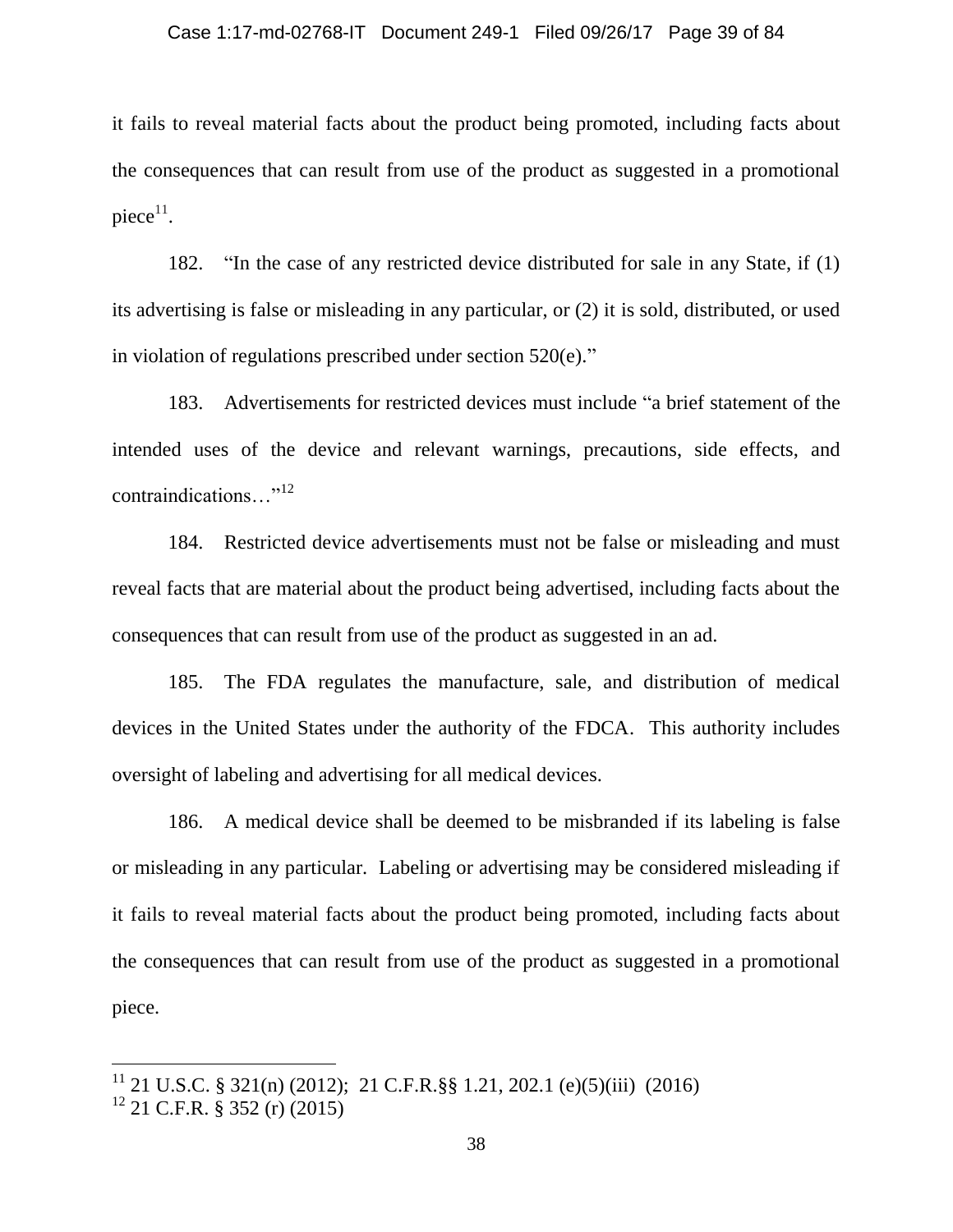it fails to reveal material facts about the product being promoted, including facts about the consequences that can result from use of the product as suggested in a promotional piece[11].

182. "In the case of any restricted device distributed for sale in any State, if (1) its advertising is false or misleading in any particular, or (2) it is sold, distributed, or used in violation of regulations prescribed under section 520(e)."

183. Advertisements for restricted devices must include "a brief statement of the intended uses of the device and relevant warnings, precautions, side effects, and contraindications…"[12]

184. Restricted device advertisements must not be false or misleading and must reveal facts that are material about the product being advertised, including facts about the consequences that can result from use of the product as suggested in an ad.

185. The FDA regulates the manufacture, sale, and distribution of medical devices in the United States under the authority of the FDCA. This authority includes oversight of labeling and advertising for all medical devices.

186. A medical device shall be deemed to be misbranded if its labeling is false or misleading in any particular. Labeling or advertising may be considered misleading if it fails to reveal material facts about the product being promoted, including facts about the consequences that can result from use of the product as suggested in a promotional piece.

---

[11] 21 U.S.C. § 321(n) (2012); 21 C.F.R.§§ 1.21, 202.1 (e)(5)(iii) (2016)

[12] 21 C.F.R. § 352 (r) (2015)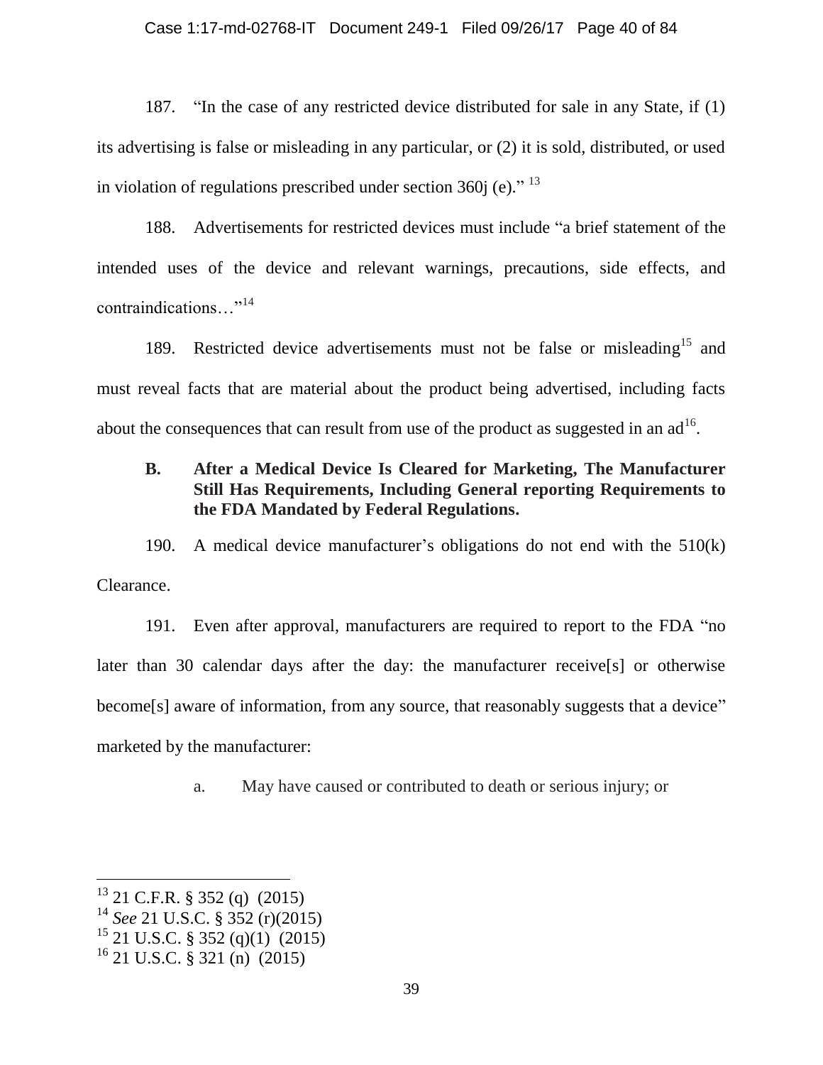187. "In the case of any restricted device distributed for sale in any State, if (1) its advertising is false or misleading in any particular, or (2) it is sold, distributed, or used in violation of regulations prescribed under section 360j (e)." [13]

188. Advertisements for restricted devices must include "a brief statement of the intended uses of the device and relevant warnings, precautions, side effects, and contraindications…"[14]

189. Restricted device advertisements must not be false or misleading[15] and must reveal facts that are material about the product being advertised, including facts about the consequences that can result from use of the product as suggested in an ad[16].

### B. After a Medical Device Is Cleared for Marketing, The Manufacturer Still Has Requirements, Including General reporting Requirements to the FDA Mandated by Federal Regulations.

190. A medical device manufacturer's obligations do not end with the 510(k) Clearance.

191. Even after approval, manufacturers are required to report to the FDA "no later than 30 calendar days after the day: the manufacturer receive[s] or otherwise become[s] aware of information, from any source, that reasonably suggests that a device" marketed by the manufacturer:

a. May have caused or contributed to death or serious injury; or

---

[13] 21 C.F.R. § 352 (q) (2015)

[14] *See* 21 U.S.C. § 352 (r)(2015)

[15] 21 U.S.C. § 352 (q)(1) (2015)

[16] 21 U.S.C. § 321 (n) (2015)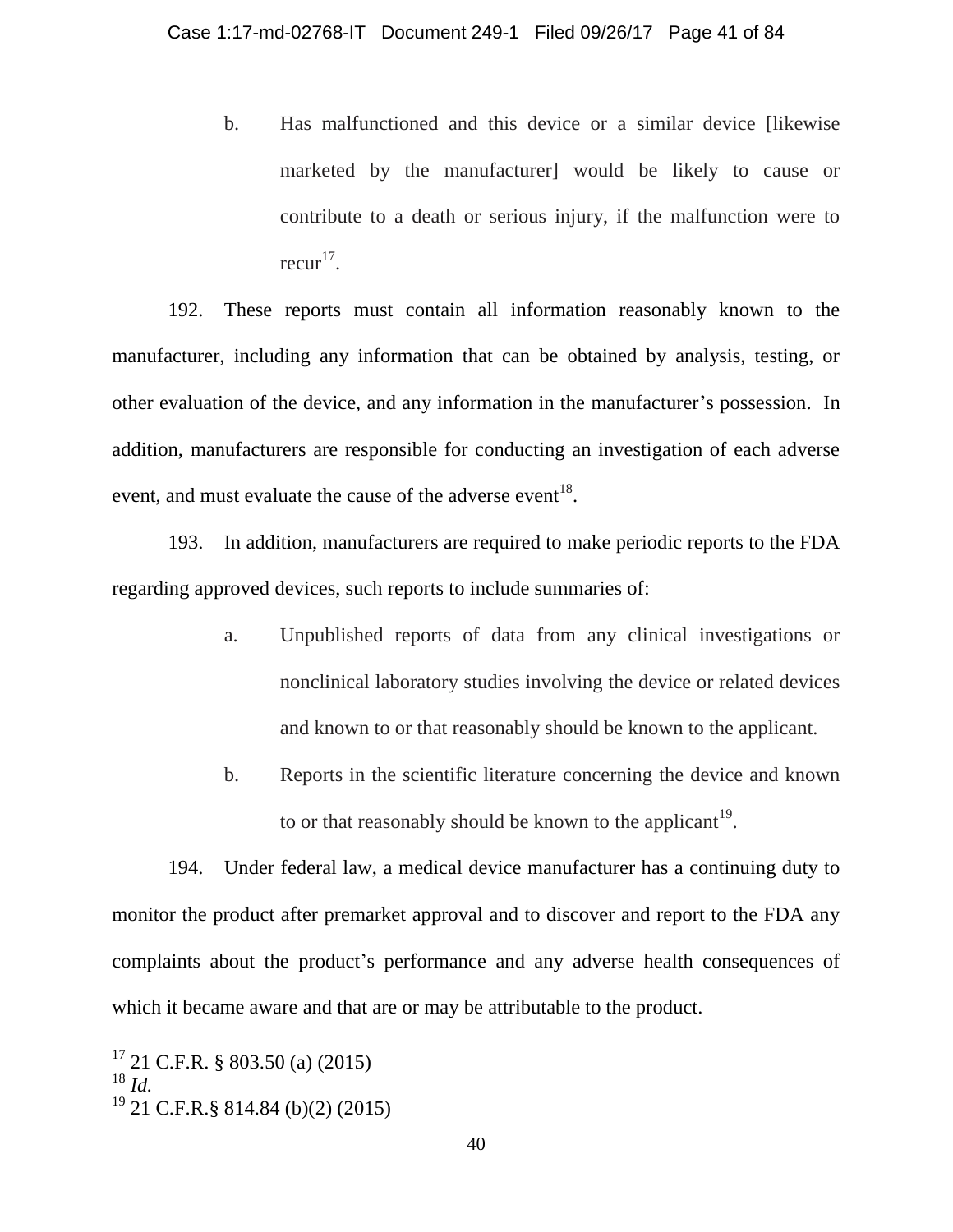b. Has malfunctioned and this device or a similar device [likewise marketed by the manufacturer] would be likely to cause or contribute to a death or serious injury, if the malfunction were to recur[17].

192. These reports must contain all information reasonably known to the manufacturer, including any information that can be obtained by analysis, testing, or other evaluation of the device, and any information in the manufacturer's possession. In addition, manufacturers are responsible for conducting an investigation of each adverse event, and must evaluate the cause of the adverse event[18].

193. In addition, manufacturers are required to make periodic reports to the FDA regarding approved devices, such reports to include summaries of:

a. Unpublished reports of data from any clinical investigations or nonclinical laboratory studies involving the device or related devices and known to or that reasonably should be known to the applicant.

b. Reports in the scientific literature concerning the device and known to or that reasonably should be known to the applicant[19].

194. Under federal law, a medical device manufacturer has a continuing duty to monitor the product after premarket approval and to discover and report to the FDA any complaints about the product's performance and any adverse health consequences of which it became aware and that are or may be attributable to the product.

---

[17] 21 C.F.R. § 803.50 (a) (2015)

[18] *Id.*

[19] 21 C.F.R.§ 814.84 (b)(2) (2015)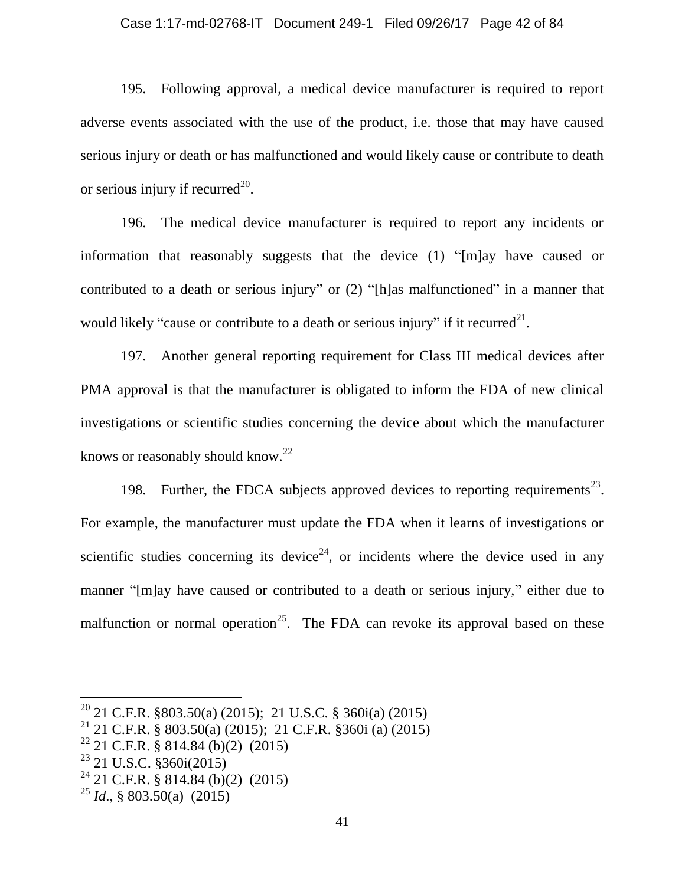195. Following approval, a medical device manufacturer is required to report adverse events associated with the use of the product, i.e. those that may have caused serious injury or death or has malfunctioned and would likely cause or contribute to death or serious injury if recurred[20].

196. The medical device manufacturer is required to report any incidents or information that reasonably suggests that the device (1) "[m]ay have caused or contributed to a death or serious injury" or (2) "[h]as malfunctioned" in a manner that would likely "cause or contribute to a death or serious injury" if it recurred[21].

197. Another general reporting requirement for Class III medical devices after PMA approval is that the manufacturer is obligated to inform the FDA of new clinical investigations or scientific studies concerning the device about which the manufacturer knows or reasonably should know.[22]

198. Further, the FDCA subjects approved devices to reporting requirements[23]. For example, the manufacturer must update the FDA when it learns of investigations or scientific studies concerning its device[24], or incidents where the device used in any manner "[m]ay have caused or contributed to a death or serious injury," either due to malfunction or normal operation[25]. The FDA can revoke its approval based on these

---

[20] 21 C.F.R. §803.50(a) (2015); 21 U.S.C. § 360i(a) (2015)

[21] 21 C.F.R. § 803.50(a) (2015); 21 C.F.R. §360i (a) (2015)

[22] 21 C.F.R. § 814.84 (b)(2) (2015)

[23] 21 U.S.C. §360i(2015)

[24] 21 C.F.R. § 814.84 (b)(2) (2015)

[25] *Id*., § 803.50(a) (2015)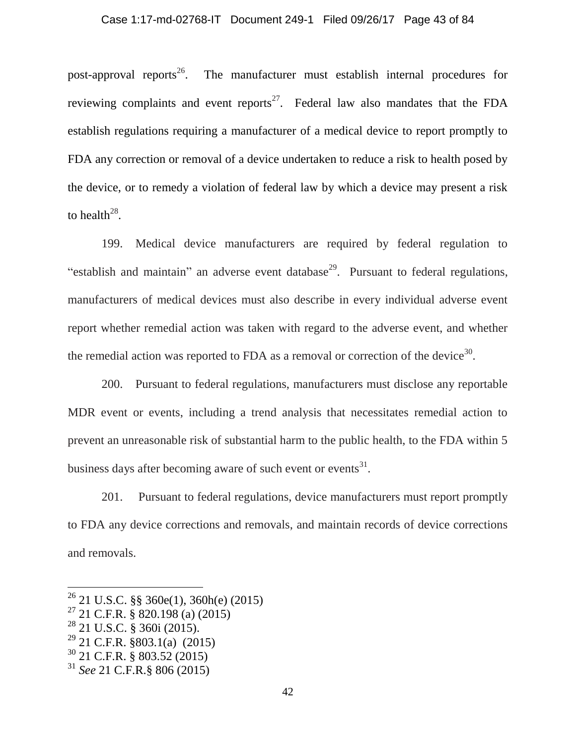post-approval reports[26]. The manufacturer must establish internal procedures for reviewing complaints and event reports[27]. Federal law also mandates that the FDA establish regulations requiring a manufacturer of a medical device to report promptly to FDA any correction or removal of a device undertaken to reduce a risk to health posed by the device, or to remedy a violation of federal law by which a device may present a risk to health[28].

199. Medical device manufacturers are required by federal regulation to "establish and maintain" an adverse event database[29]. Pursuant to federal regulations, manufacturers of medical devices must also describe in every individual adverse event report whether remedial action was taken with regard to the adverse event, and whether the remedial action was reported to FDA as a removal or correction of the device[30].

200. Pursuant to federal regulations, manufacturers must disclose any reportable MDR event or events, including a trend analysis that necessitates remedial action to prevent an unreasonable risk of substantial harm to the public health, to the FDA within 5 business days after becoming aware of such event or events[31].

201. Pursuant to federal regulations, device manufacturers must report promptly to FDA any device corrections and removals, and maintain records of device corrections and removals.

---

[26] 21 U.S.C. §§ 360e(1), 360h(e) (2015)
[27] 21 C.F.R. § 820.198 (a) (2015)
[28] 21 U.S.C. § 360i (2015).
[29] 21 C.F.R. §803.1(a) (2015)
[30] 21 C.F.R. § 803.52 (2015)
[31] *See* 21 C.F.R.§ 806 (2015)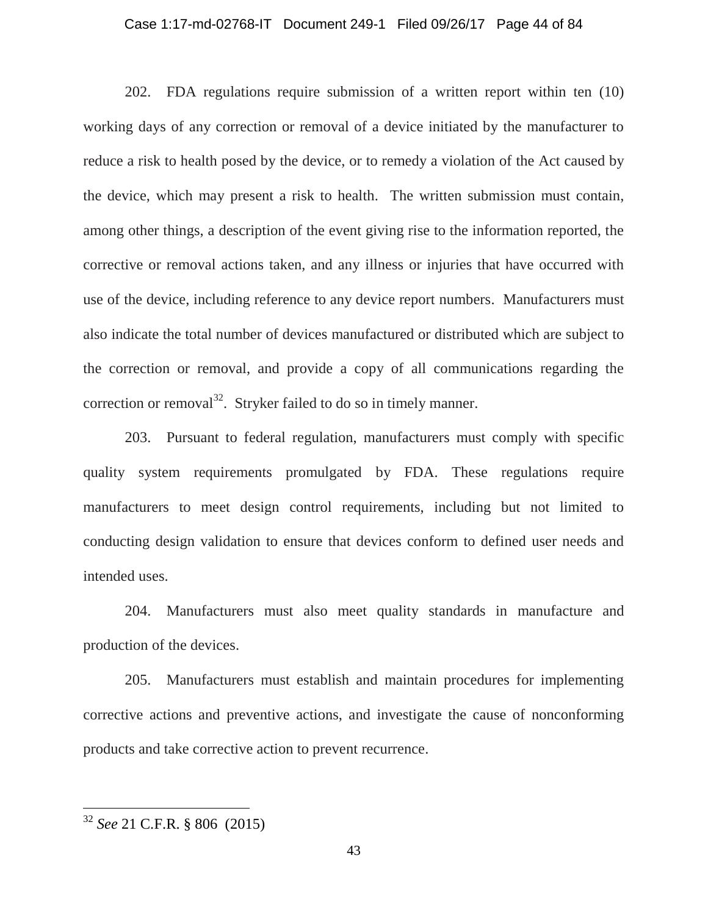202. FDA regulations require submission of a written report within ten (10) working days of any correction or removal of a device initiated by the manufacturer to reduce a risk to health posed by the device, or to remedy a violation of the Act caused by the device, which may present a risk to health. The written submission must contain, among other things, a description of the event giving rise to the information reported, the corrective or removal actions taken, and any illness or injuries that have occurred with use of the device, including reference to any device report numbers. Manufacturers must also indicate the total number of devices manufactured or distributed which are subject to the correction or removal, and provide a copy of all communications regarding the correction or removal[32]. Stryker failed to do so in timely manner.

203. Pursuant to federal regulation, manufacturers must comply with specific quality system requirements promulgated by FDA. These regulations require manufacturers to meet design control requirements, including but not limited to conducting design validation to ensure that devices conform to defined user needs and intended uses.

204. Manufacturers must also meet quality standards in manufacture and production of the devices.

205. Manufacturers must establish and maintain procedures for implementing corrective actions and preventive actions, and investigate the cause of nonconforming products and take corrective action to prevent recurrence.

---

[32] *See* 21 C.F.R. § 806 (2015)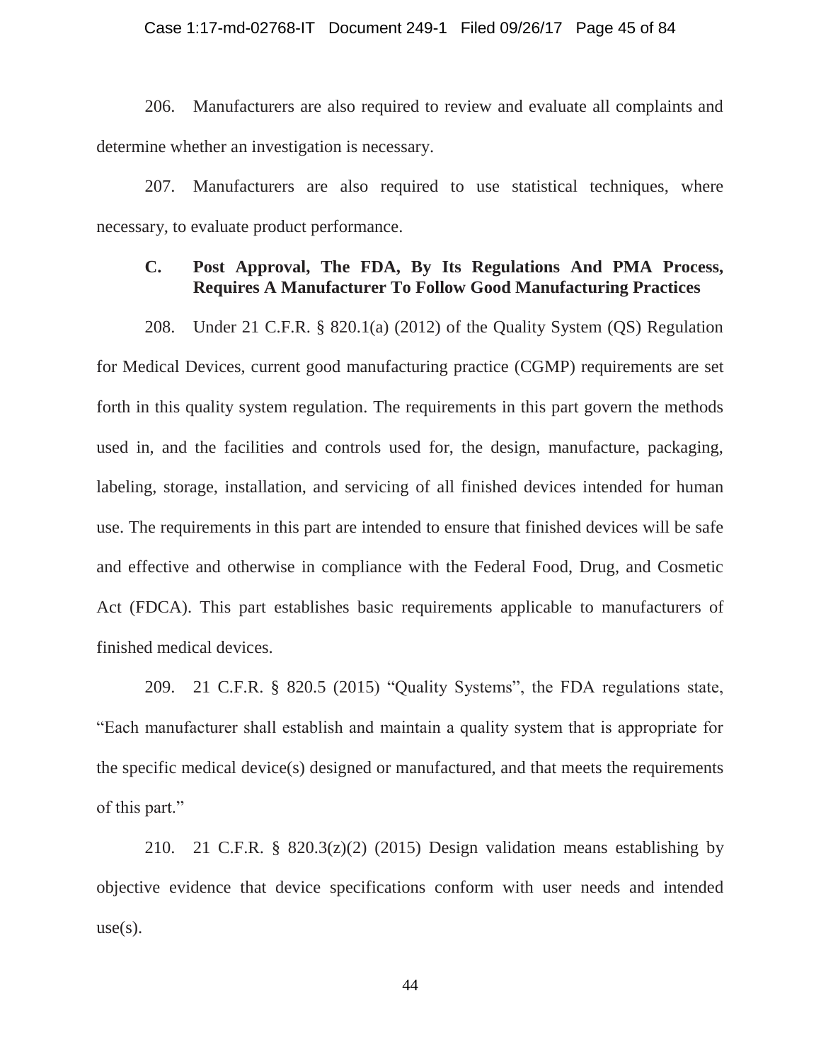206. Manufacturers are also required to review and evaluate all complaints and determine whether an investigation is necessary.

207. Manufacturers are also required to use statistical techniques, where necessary, to evaluate product performance.

### C. Post Approval, The FDA, By Its Regulations And PMA Process, Requires A Manufacturer To Follow Good Manufacturing Practices

208. Under 21 C.F.R. § 820.1(a) (2012) of the Quality System (QS) Regulation for Medical Devices, current good manufacturing practice (CGMP) requirements are set forth in this quality system regulation. The requirements in this part govern the methods used in, and the facilities and controls used for, the design, manufacture, packaging, labeling, storage, installation, and servicing of all finished devices intended for human use. The requirements in this part are intended to ensure that finished devices will be safe and effective and otherwise in compliance with the Federal Food, Drug, and Cosmetic Act (FDCA). This part establishes basic requirements applicable to manufacturers of finished medical devices.

209. 21 C.F.R. § 820.5 (2015) "Quality Systems", the FDA regulations state, "Each manufacturer shall establish and maintain a quality system that is appropriate for the specific medical device(s) designed or manufactured, and that meets the requirements of this part."

210. 21 C.F.R. § 820.3(z)(2) (2015) Design validation means establishing by objective evidence that device specifications conform with user needs and intended use(s).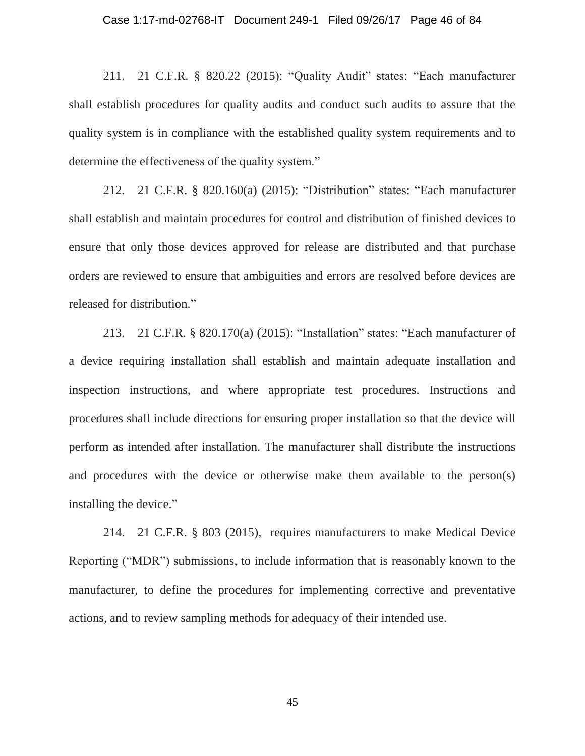211. 21 C.F.R. § 820.22 (2015): "Quality Audit" states: "Each manufacturer shall establish procedures for quality audits and conduct such audits to assure that the quality system is in compliance with the established quality system requirements and to determine the effectiveness of the quality system."

212. 21 C.F.R. § 820.160(a) (2015): "Distribution" states: "Each manufacturer shall establish and maintain procedures for control and distribution of finished devices to ensure that only those devices approved for release are distributed and that purchase orders are reviewed to ensure that ambiguities and errors are resolved before devices are released for distribution."

213. 21 C.F.R. § 820.170(a) (2015): "Installation" states: "Each manufacturer of a device requiring installation shall establish and maintain adequate installation and inspection instructions, and where appropriate test procedures. Instructions and procedures shall include directions for ensuring proper installation so that the device will perform as intended after installation. The manufacturer shall distribute the instructions and procedures with the device or otherwise make them available to the person(s) installing the device."

214. 21 C.F.R. § 803 (2015), requires manufacturers to make Medical Device Reporting ("MDR") submissions, to include information that is reasonably known to the manufacturer, to define the procedures for implementing corrective and preventative actions, and to review sampling methods for adequacy of their intended use.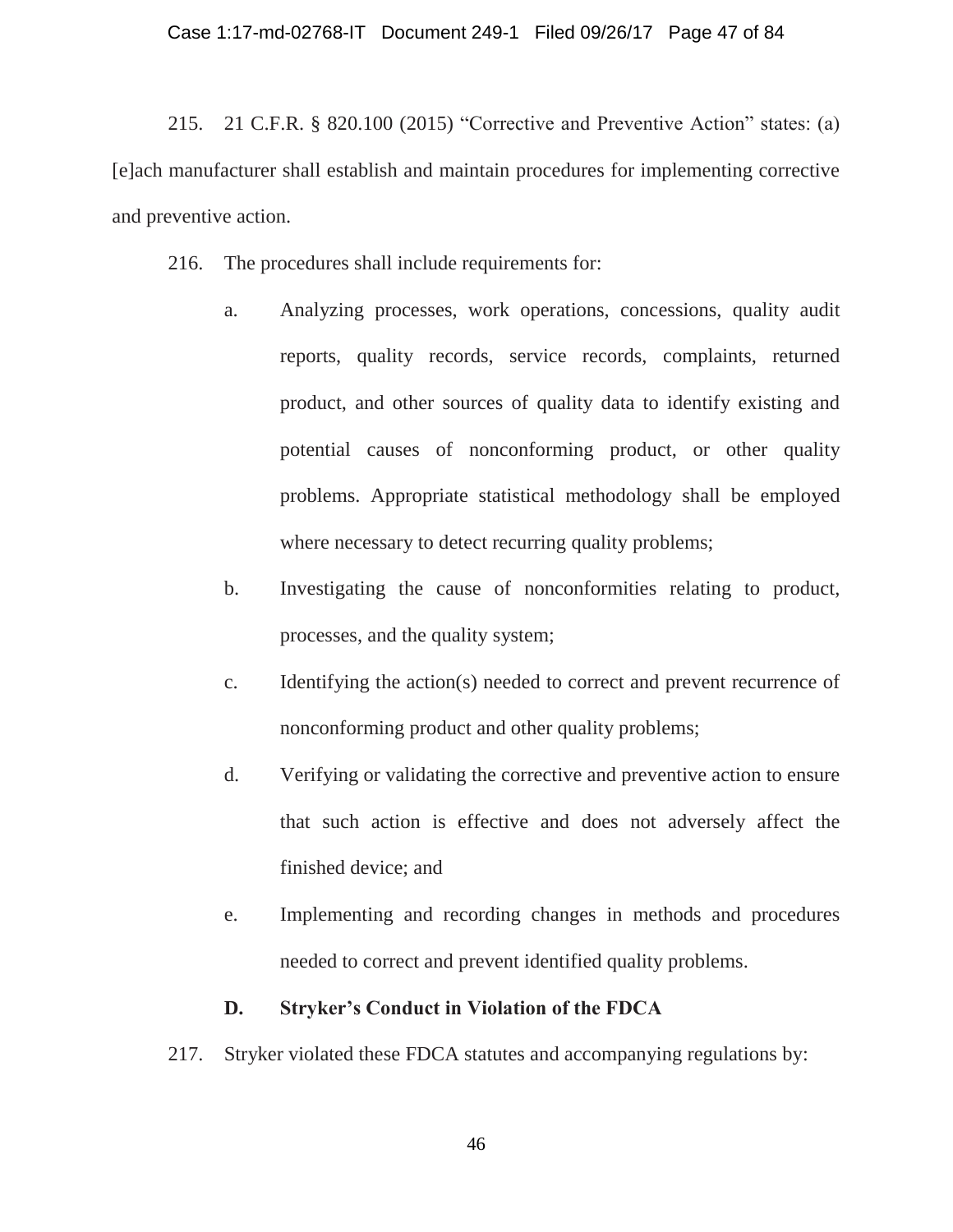215. 21 C.F.R. § 820.100 (2015) "Corrective and Preventive Action" states: (a) [e]ach manufacturer shall establish and maintain procedures for implementing corrective and preventive action.

216. The procedures shall include requirements for:

a. Analyzing processes, work operations, concessions, quality audit reports, quality records, service records, complaints, returned product, and other sources of quality data to identify existing and potential causes of nonconforming product, or other quality problems. Appropriate statistical methodology shall be employed where necessary to detect recurring quality problems;

b. Investigating the cause of nonconformities relating to product, processes, and the quality system;

c. Identifying the action(s) needed to correct and prevent recurrence of nonconforming product and other quality problems;

d. Verifying or validating the corrective and preventive action to ensure that such action is effective and does not adversely affect the finished device; and

e. Implementing and recording changes in methods and procedures needed to correct and prevent identified quality problems.

### D. Stryker's Conduct in Violation of the FDCA

217. Stryker violated these FDCA statutes and accompanying regulations by: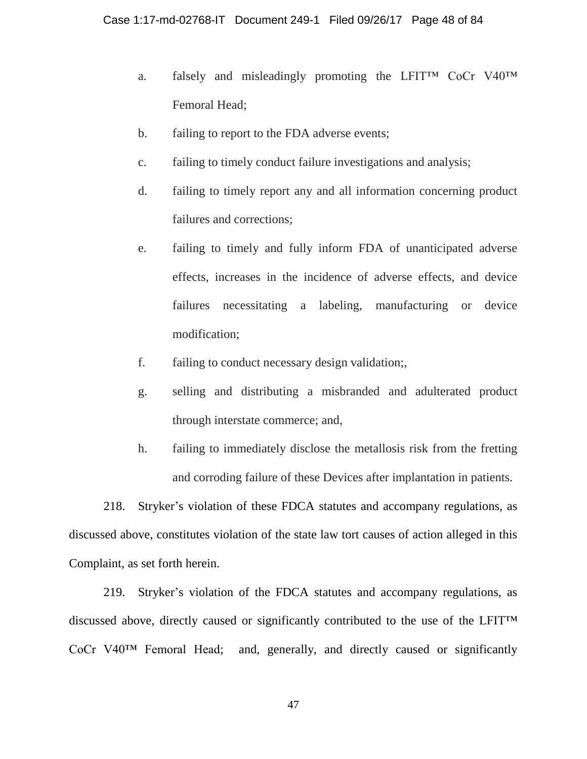a. falsely and misleadingly promoting the LFIT™ CoCr V40™ Femoral Head;

b. failing to report to the FDA adverse events;

c. failing to timely conduct failure investigations and analysis;

d. failing to timely report any and all information concerning product failures and corrections;

e. failing to timely and fully inform FDA of unanticipated adverse effects, increases in the incidence of adverse effects, and device failures necessitating a labeling, manufacturing or device modification;

f. failing to conduct necessary design validation;,

g. selling and distributing a misbranded and adulterated product through interstate commerce; and,

h. failing to immediately disclose the metallosis risk from the fretting and corroding failure of these Devices after implantation in patients.

218. Stryker's violation of these FDCA statutes and accompany regulations, as discussed above, constitutes violation of the state law tort causes of action alleged in this Complaint, as set forth herein.

219. Stryker's violation of the FDCA statutes and accompany regulations, as discussed above, directly caused or significantly contributed to the use of the LFIT™ CoCr V40™ Femoral Head; and, generally, and directly caused or significantly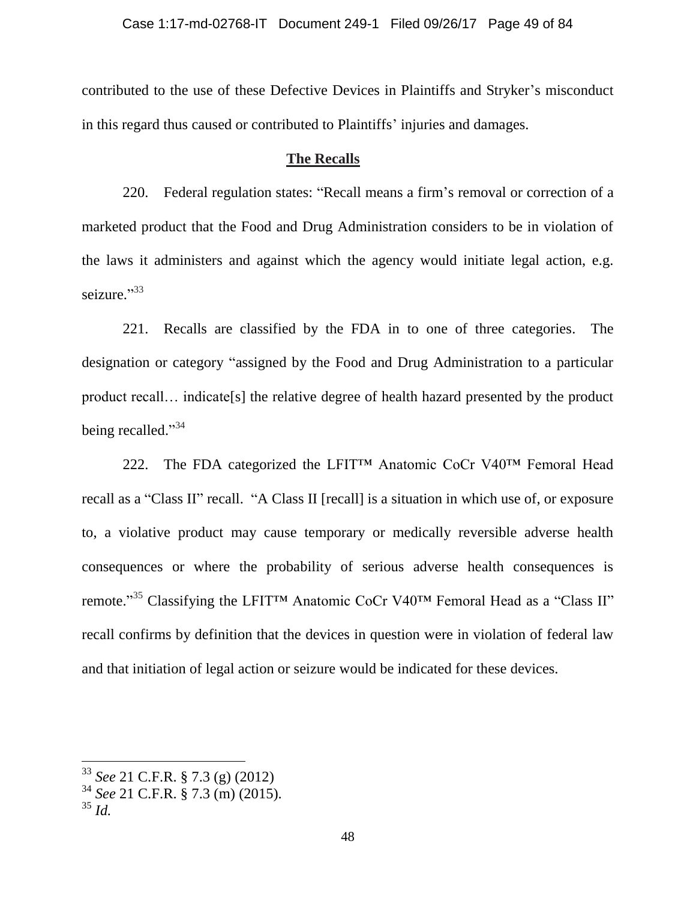contributed to the use of these Defective Devices in Plaintiffs and Stryker's misconduct in this regard thus caused or contributed to Plaintiffs' injuries and damages.

**The Recalls**

220. Federal regulation states: "Recall means a firm's removal or correction of a marketed product that the Food and Drug Administration considers to be in violation of the laws it administers and against which the agency would initiate legal action, e.g. seizure."[33]

221. Recalls are classified by the FDA in to one of three categories. The designation or category "assigned by the Food and Drug Administration to a particular product recall… indicate[s] the relative degree of health hazard presented by the product being recalled."[34]

222. The FDA categorized the LFIT™ Anatomic CoCr V40™ Femoral Head recall as a "Class II" recall. "A Class II [recall] is a situation in which use of, or exposure to, a violative product may cause temporary or medically reversible adverse health consequences or where the probability of serious adverse health consequences is remote."[35] Classifying the LFIT™ Anatomic CoCr V40™ Femoral Head as a "Class II" recall confirms by definition that the devices in question were in violation of federal law and that initiation of legal action or seizure would be indicated for these devices.

---

[33] *See* 21 C.F.R. § 7.3 (g) (2012)

[34] *See* 21 C.F.R. § 7.3 (m) (2015).

[35] *Id.*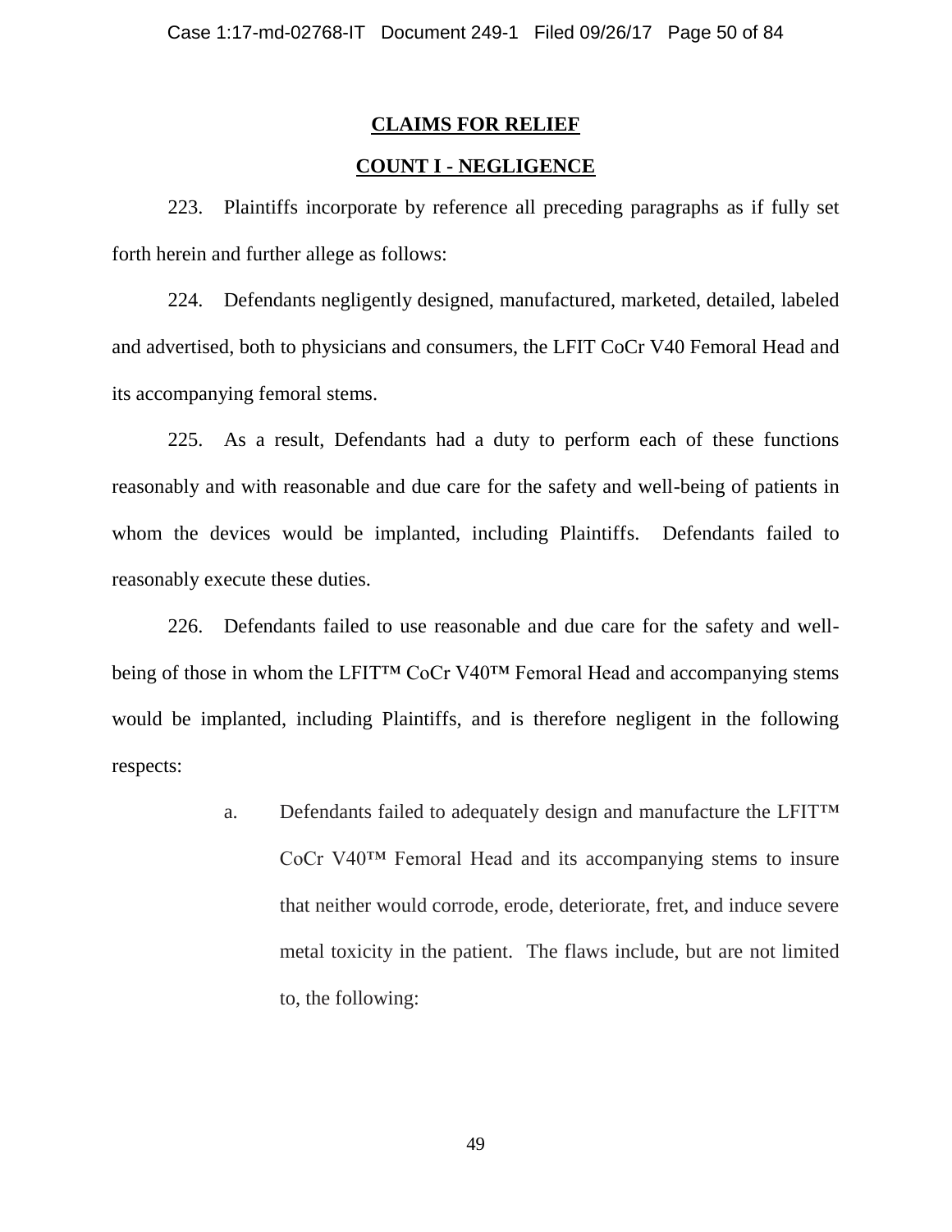## CLAIMS FOR RELIEF

## COUNT I - NEGLIGENCE

223. Plaintiffs incorporate by reference all preceding paragraphs as if fully set forth herein and further allege as follows:

224. Defendants negligently designed, manufactured, marketed, detailed, labeled and advertised, both to physicians and consumers, the LFIT CoCr V40 Femoral Head and its accompanying femoral stems.

225. As a result, Defendants had a duty to perform each of these functions reasonably and with reasonable and due care for the safety and well-being of patients in whom the devices would be implanted, including Plaintiffs. Defendants failed to reasonably execute these duties.

226. Defendants failed to use reasonable and due care for the safety and well-being of those in whom the LFIT™ CoCr V40™ Femoral Head and accompanying stems would be implanted, including Plaintiffs, and is therefore negligent in the following respects:

a. Defendants failed to adequately design and manufacture the LFIT™ CoCr V40™ Femoral Head and its accompanying stems to insure that neither would corrode, erode, deteriorate, fret, and induce severe metal toxicity in the patient. The flaws include, but are not limited to, the following: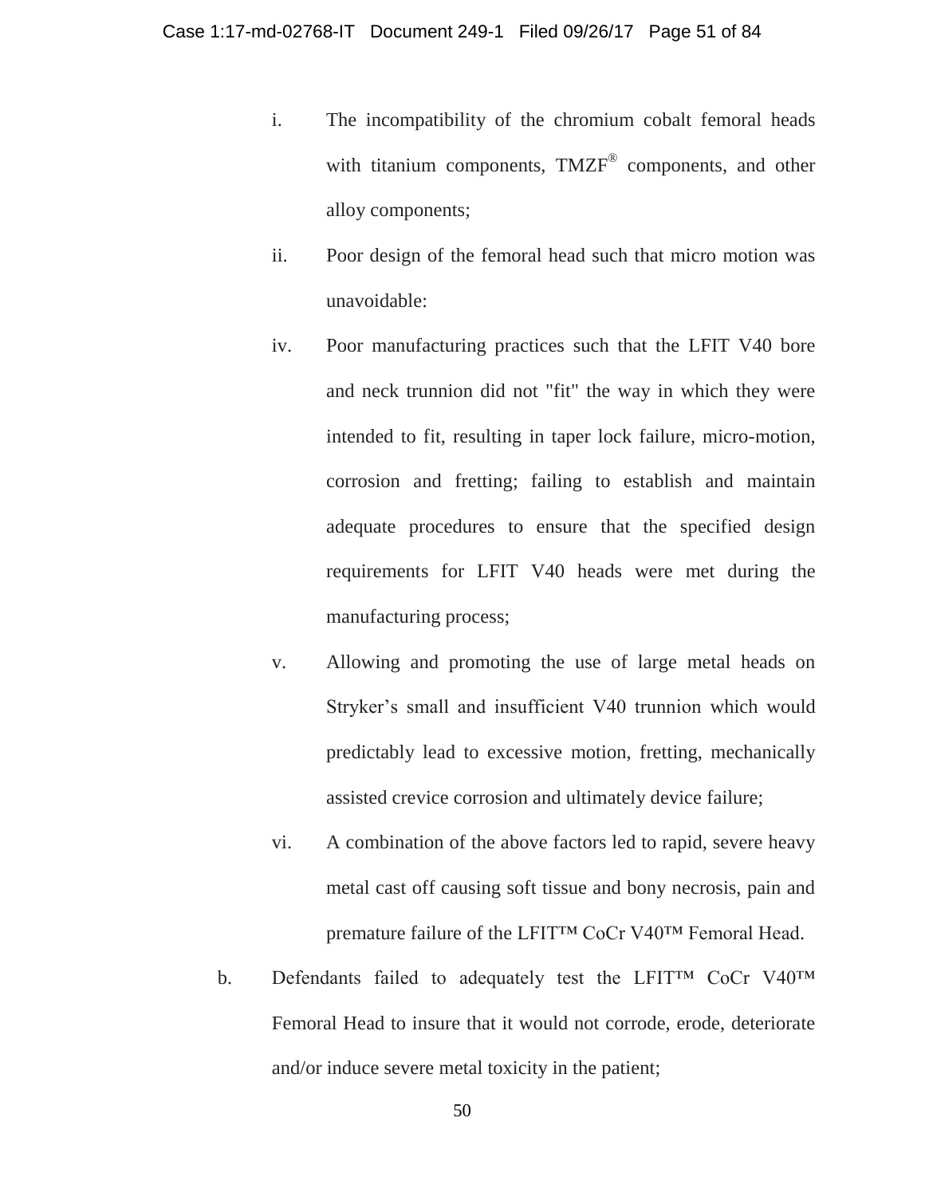i. The incompatibility of the chromium cobalt femoral heads with titanium components, TMZF® components, and other alloy components;

ii. Poor design of the femoral head such that micro motion was unavoidable:

iv. Poor manufacturing practices such that the LFIT V40 bore and neck trunnion did not "fit" the way in which they were intended to fit, resulting in taper lock failure, micro-motion, corrosion and fretting; failing to establish and maintain adequate procedures to ensure that the specified design requirements for LFIT V40 heads were met during the manufacturing process;

v. Allowing and promoting the use of large metal heads on Stryker's small and insufficient V40 trunnion which would predictably lead to excessive motion, fretting, mechanically assisted crevice corrosion and ultimately device failure;

vi. A combination of the above factors led to rapid, severe heavy metal cast off causing soft tissue and bony necrosis, pain and premature failure of the LFIT™ CoCr V40™ Femoral Head.

b. Defendants failed to adequately test the LFIT™ CoCr V40™ Femoral Head to insure that it would not corrode, erode, deteriorate and/or induce severe metal toxicity in the patient;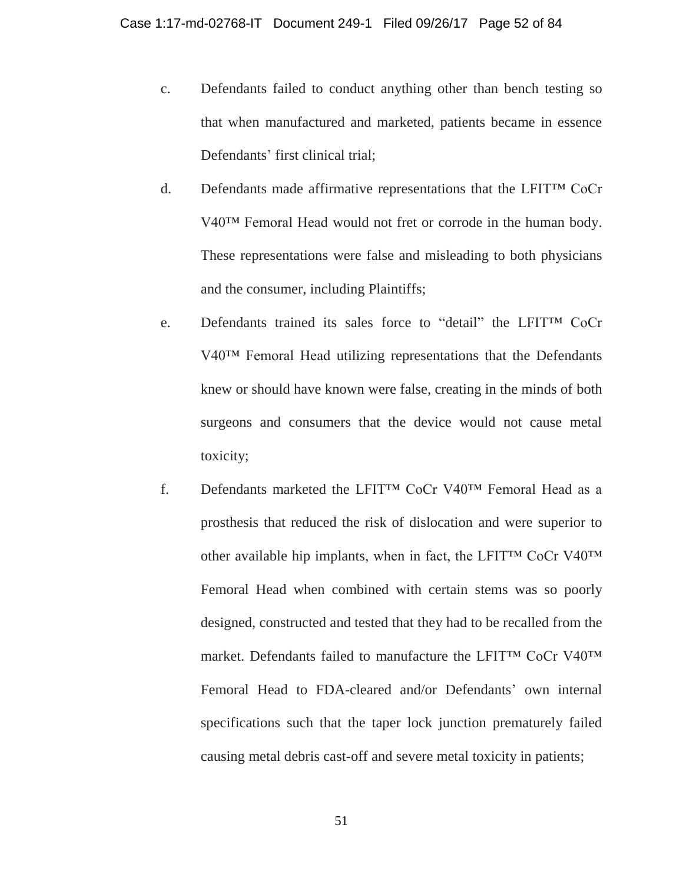c. Defendants failed to conduct anything other than bench testing so that when manufactured and marketed, patients became in essence Defendants' first clinical trial;

d. Defendants made affirmative representations that the LFIT™ CoCr V40™ Femoral Head would not fret or corrode in the human body. These representations were false and misleading to both physicians and the consumer, including Plaintiffs;

e. Defendants trained its sales force to "detail" the LFIT™ CoCr V40™ Femoral Head utilizing representations that the Defendants knew or should have known were false, creating in the minds of both surgeons and consumers that the device would not cause metal toxicity;

f. Defendants marketed the LFIT™ CoCr V40™ Femoral Head as a prosthesis that reduced the risk of dislocation and were superior to other available hip implants, when in fact, the LFIT™ CoCr V40™ Femoral Head when combined with certain stems was so poorly designed, constructed and tested that they had to be recalled from the market. Defendants failed to manufacture the LFIT™ CoCr V40™ Femoral Head to FDA-cleared and/or Defendants' own internal specifications such that the taper lock junction prematurely failed causing metal debris cast-off and severe metal toxicity in patients;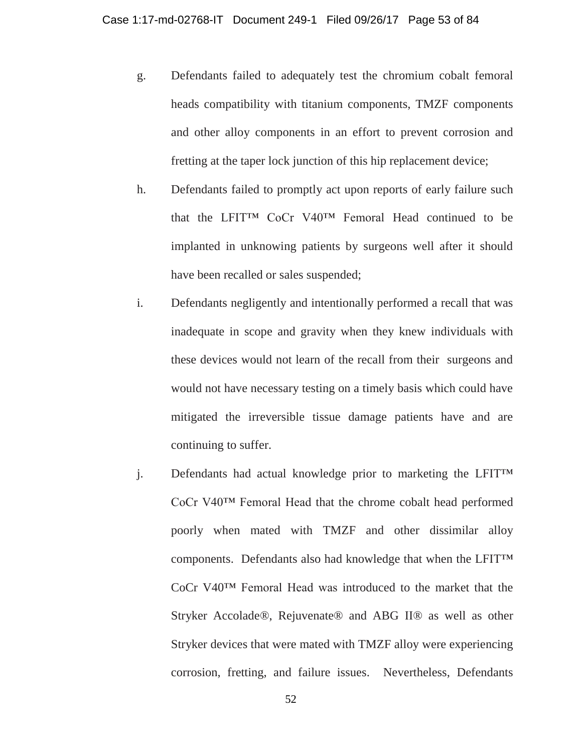g. Defendants failed to adequately test the chromium cobalt femoral heads compatibility with titanium components, TMZF components and other alloy components in an effort to prevent corrosion and fretting at the taper lock junction of this hip replacement device;

h. Defendants failed to promptly act upon reports of early failure such that the LFIT™ CoCr V40™ Femoral Head continued to be implanted in unknowing patients by surgeons well after it should have been recalled or sales suspended;

i. Defendants negligently and intentionally performed a recall that was inadequate in scope and gravity when they knew individuals with these devices would not learn of the recall from their surgeons and would not have necessary testing on a timely basis which could have mitigated the irreversible tissue damage patients have and are continuing to suffer.

j. Defendants had actual knowledge prior to marketing the LFIT™ CoCr V40™ Femoral Head that the chrome cobalt head performed poorly when mated with TMZF and other dissimilar alloy components. Defendants also had knowledge that when the LFIT™ CoCr V40™ Femoral Head was introduced to the market that the Stryker Accolade®, Rejuvenate® and ABG II® as well as other Stryker devices that were mated with TMZF alloy were experiencing corrosion, fretting, and failure issues. Nevertheless, Defendants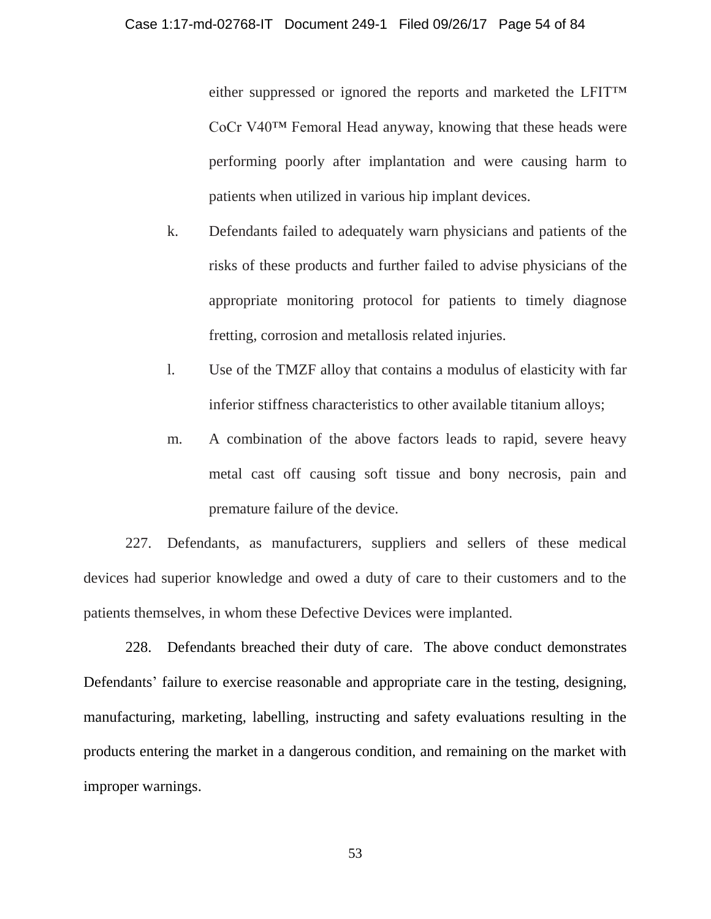either suppressed or ignored the reports and marketed the LFIT™ CoCr V40™ Femoral Head anyway, knowing that these heads were performing poorly after implantation and were causing harm to patients when utilized in various hip implant devices.

k. Defendants failed to adequately warn physicians and patients of the risks of these products and further failed to advise physicians of the appropriate monitoring protocol for patients to timely diagnose fretting, corrosion and metallosis related injuries.

l. Use of the TMZF alloy that contains a modulus of elasticity with far inferior stiffness characteristics to other available titanium alloys;

m. A combination of the above factors leads to rapid, severe heavy metal cast off causing soft tissue and bony necrosis, pain and premature failure of the device.

227. Defendants, as manufacturers, suppliers and sellers of these medical devices had superior knowledge and owed a duty of care to their customers and to the patients themselves, in whom these Defective Devices were implanted.

228. Defendants breached their duty of care. The above conduct demonstrates Defendants' failure to exercise reasonable and appropriate care in the testing, designing, manufacturing, marketing, labelling, instructing and safety evaluations resulting in the products entering the market in a dangerous condition, and remaining on the market with improper warnings.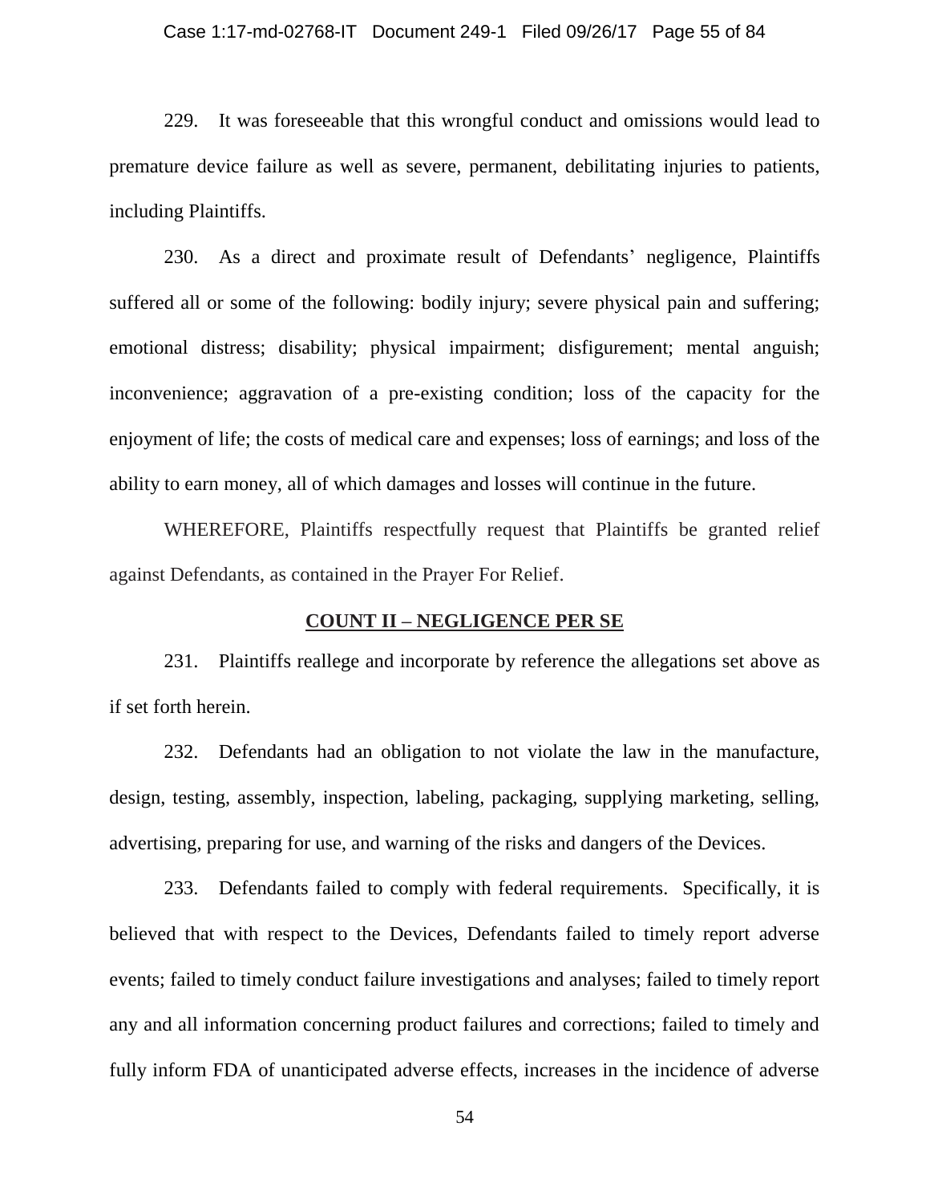229. It was foreseeable that this wrongful conduct and omissions would lead to premature device failure as well as severe, permanent, debilitating injuries to patients, including Plaintiffs.

230. As a direct and proximate result of Defendants' negligence, Plaintiffs suffered all or some of the following: bodily injury; severe physical pain and suffering; emotional distress; disability; physical impairment; disfigurement; mental anguish; inconvenience; aggravation of a pre-existing condition; loss of the capacity for the enjoyment of life; the costs of medical care and expenses; loss of earnings; and loss of the ability to earn money, all of which damages and losses will continue in the future.

WHEREFORE, Plaintiffs respectfully request that Plaintiffs be granted relief against Defendants, as contained in the Prayer For Relief.

## <u>COUNT II – NEGLIGENCE PER SE</u>

231. Plaintiffs reallege and incorporate by reference the allegations set above as if set forth herein.

232. Defendants had an obligation to not violate the law in the manufacture, design, testing, assembly, inspection, labeling, packaging, supplying marketing, selling, advertising, preparing for use, and warning of the risks and dangers of the Devices.

233. Defendants failed to comply with federal requirements. Specifically, it is believed that with respect to the Devices, Defendants failed to timely report adverse events; failed to timely conduct failure investigations and analyses; failed to timely report any and all information concerning product failures and corrections; failed to timely and fully inform FDA of unanticipated adverse effects, increases in the incidence of adverse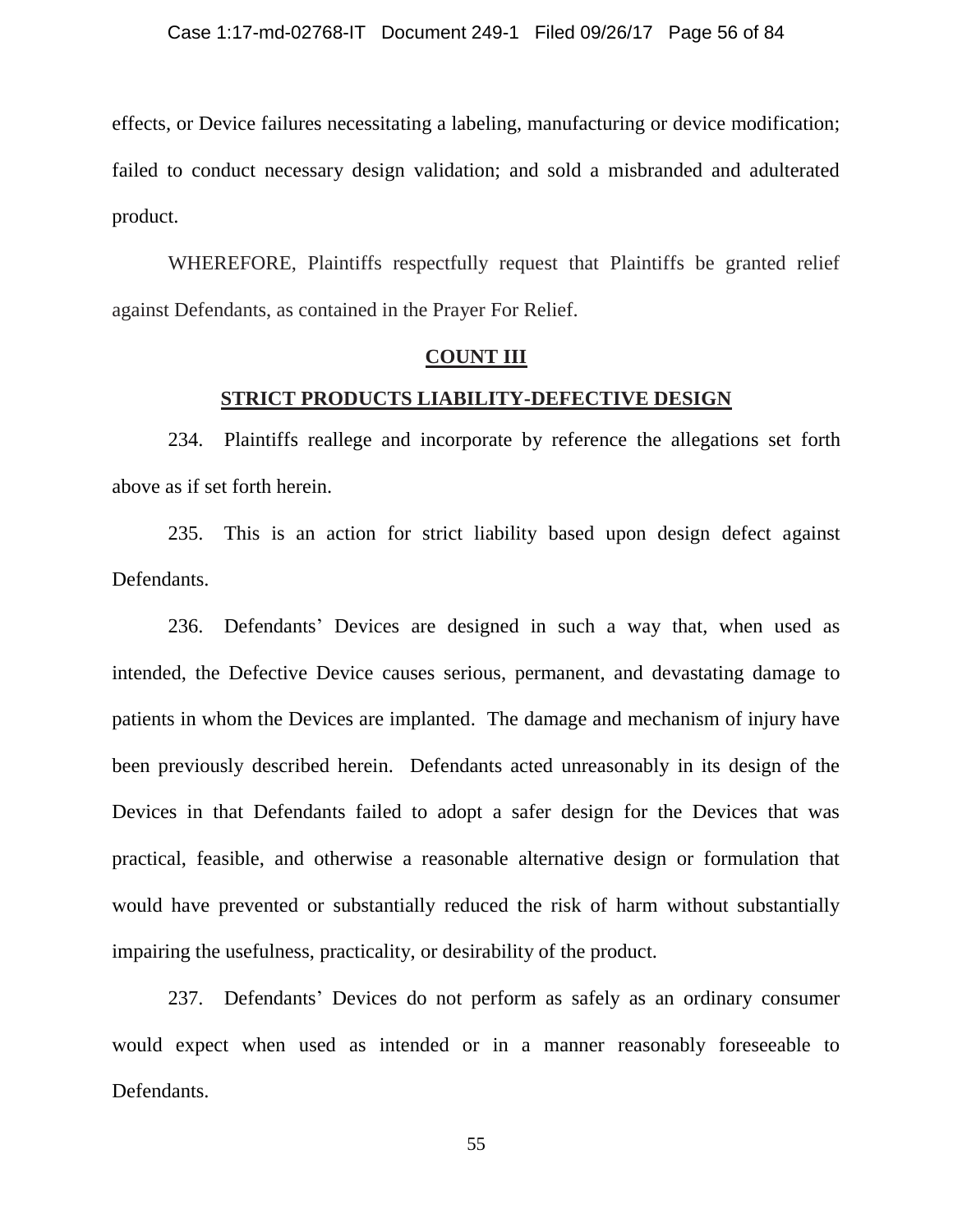effects, or Device failures necessitating a labeling, manufacturing or device modification; failed to conduct necessary design validation; and sold a misbranded and adulterated product.

WHEREFORE, Plaintiffs respectfully request that Plaintiffs be granted relief against Defendants, as contained in the Prayer For Relief.

## COUNT III

## STRICT PRODUCTS LIABILITY-DEFECTIVE DESIGN

234. Plaintiffs reallege and incorporate by reference the allegations set forth above as if set forth herein.

235. This is an action for strict liability based upon design defect against Defendants.

236. Defendants' Devices are designed in such a way that, when used as intended, the Defective Device causes serious, permanent, and devastating damage to patients in whom the Devices are implanted. The damage and mechanism of injury have been previously described herein. Defendants acted unreasonably in its design of the Devices in that Defendants failed to adopt a safer design for the Devices that was practical, feasible, and otherwise a reasonable alternative design or formulation that would have prevented or substantially reduced the risk of harm without substantially impairing the usefulness, practicality, or desirability of the product.

237. Defendants' Devices do not perform as safely as an ordinary consumer would expect when used as intended or in a manner reasonably foreseeable to Defendants.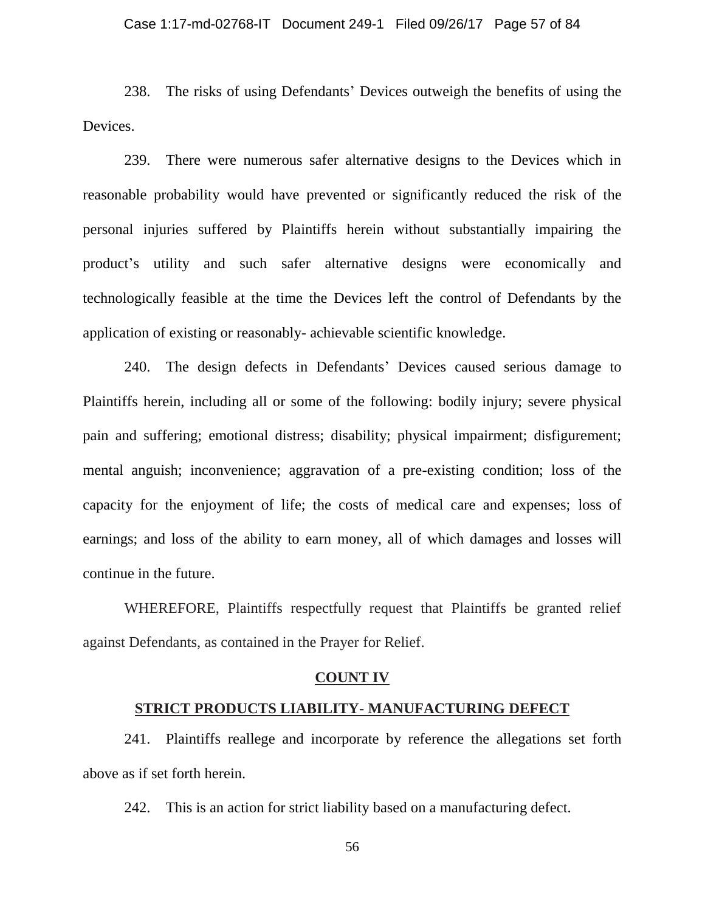238. The risks of using Defendants' Devices outweigh the benefits of using the Devices.

239. There were numerous safer alternative designs to the Devices which in reasonable probability would have prevented or significantly reduced the risk of the personal injuries suffered by Plaintiffs herein without substantially impairing the product's utility and such safer alternative designs were economically and technologically feasible at the time the Devices left the control of Defendants by the application of existing or reasonably- achievable scientific knowledge.

240. The design defects in Defendants' Devices caused serious damage to Plaintiffs herein, including all or some of the following: bodily injury; severe physical pain and suffering; emotional distress; disability; physical impairment; disfigurement; mental anguish; inconvenience; aggravation of a pre-existing condition; loss of the capacity for the enjoyment of life; the costs of medical care and expenses; loss of earnings; and loss of the ability to earn money, all of which damages and losses will continue in the future.

WHEREFORE, Plaintiffs respectfully request that Plaintiffs be granted relief against Defendants, as contained in the Prayer for Relief.

## COUNT IV

## STRICT PRODUCTS LIABILITY- MANUFACTURING DEFECT

241. Plaintiffs reallege and incorporate by reference the allegations set forth above as if set forth herein.

242. This is an action for strict liability based on a manufacturing defect.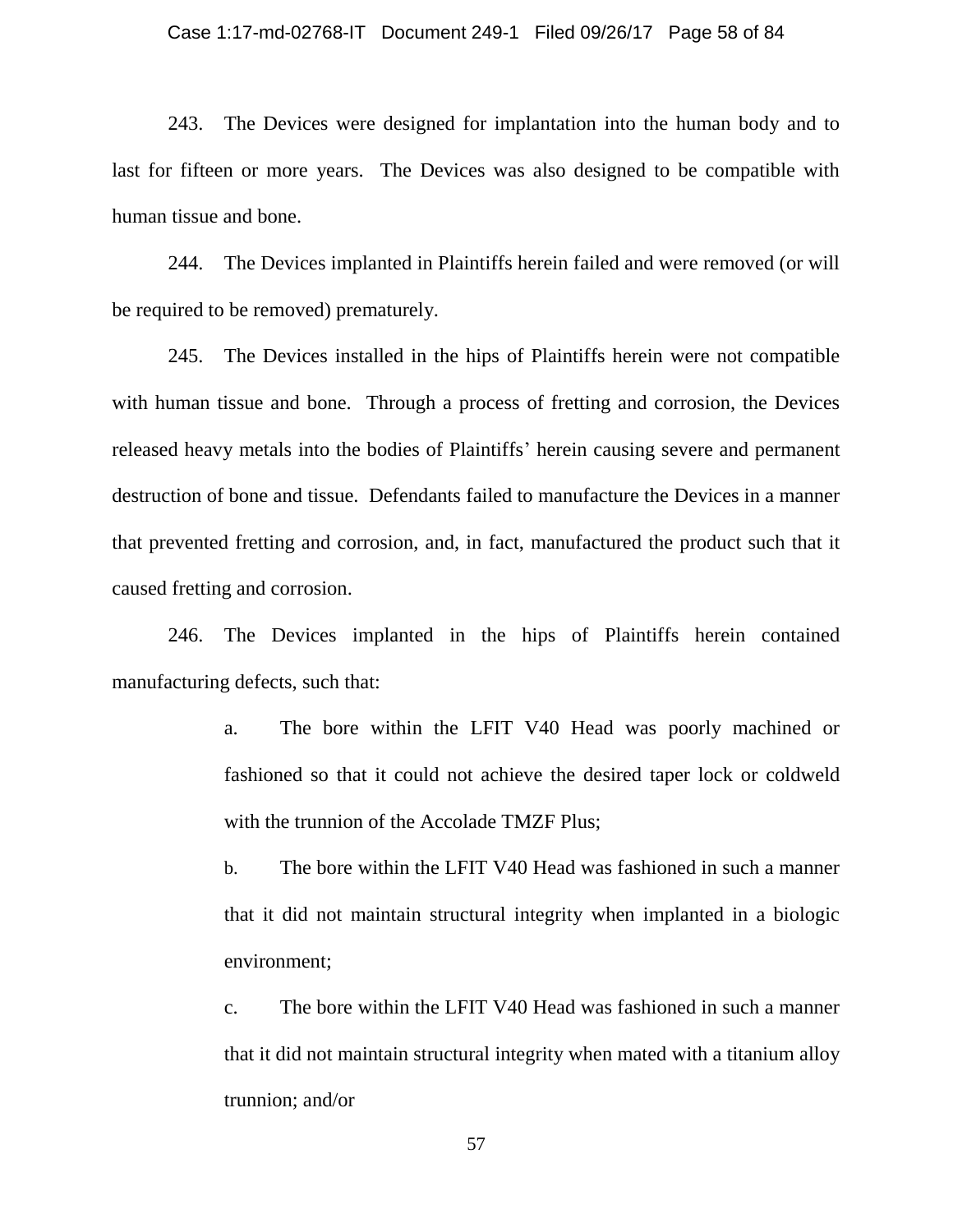243. The Devices were designed for implantation into the human body and to last for fifteen or more years. The Devices was also designed to be compatible with human tissue and bone.

244. The Devices implanted in Plaintiffs herein failed and were removed (or will be required to be removed) prematurely.

245. The Devices installed in the hips of Plaintiffs herein were not compatible with human tissue and bone. Through a process of fretting and corrosion, the Devices released heavy metals into the bodies of Plaintiffs' herein causing severe and permanent destruction of bone and tissue. Defendants failed to manufacture the Devices in a manner that prevented fretting and corrosion, and, in fact, manufactured the product such that it caused fretting and corrosion.

246. The Devices implanted in the hips of Plaintiffs herein contained manufacturing defects, such that:

> a. The bore within the LFIT V40 Head was poorly machined or fashioned so that it could not achieve the desired taper lock or coldweld with the trunnion of the Accolade TMZF Plus;
>
> b. The bore within the LFIT V40 Head was fashioned in such a manner that it did not maintain structural integrity when implanted in a biologic environment;
>
> c. The bore within the LFIT V40 Head was fashioned in such a manner that it did not maintain structural integrity when mated with a titanium alloy trunnion; and/or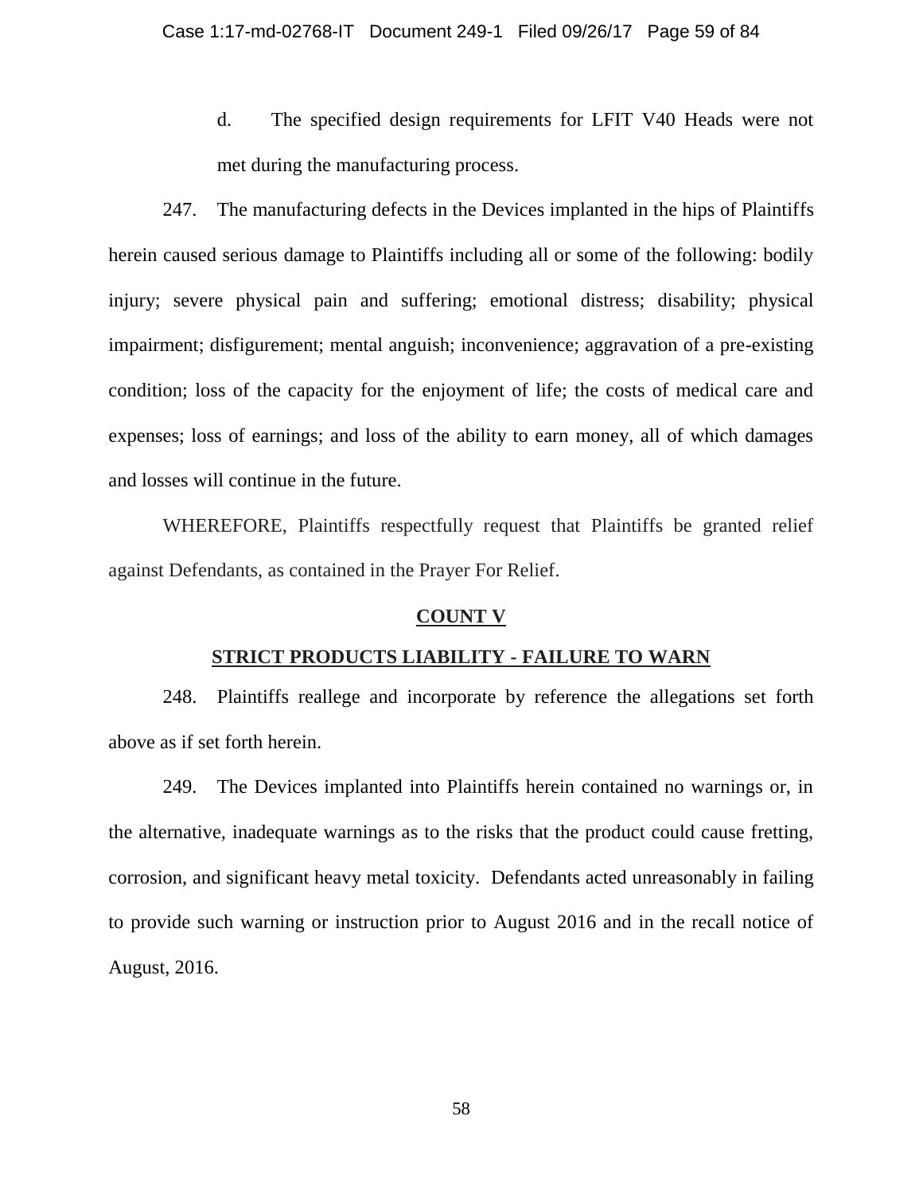d. The specified design requirements for LFIT V40 Heads were not met during the manufacturing process.

247. The manufacturing defects in the Devices implanted in the hips of Plaintiffs herein caused serious damage to Plaintiffs including all or some of the following: bodily injury; severe physical pain and suffering; emotional distress; disability; physical impairment; disfigurement; mental anguish; inconvenience; aggravation of a pre-existing condition; loss of the capacity for the enjoyment of life; the costs of medical care and expenses; loss of earnings; and loss of the ability to earn money, all of which damages and losses will continue in the future.

WHEREFORE, Plaintiffs respectfully request that Plaintiffs be granted relief against Defendants, as contained in the Prayer For Relief.

## COUNT V

## STRICT PRODUCTS LIABILITY - FAILURE TO WARN

248. Plaintiffs reallege and incorporate by reference the allegations set forth above as if set forth herein.

249. The Devices implanted into Plaintiffs herein contained no warnings or, in the alternative, inadequate warnings as to the risks that the product could cause fretting, corrosion, and significant heavy metal toxicity. Defendants acted unreasonably in failing to provide such warning or instruction prior to August 2016 and in the recall notice of August, 2016.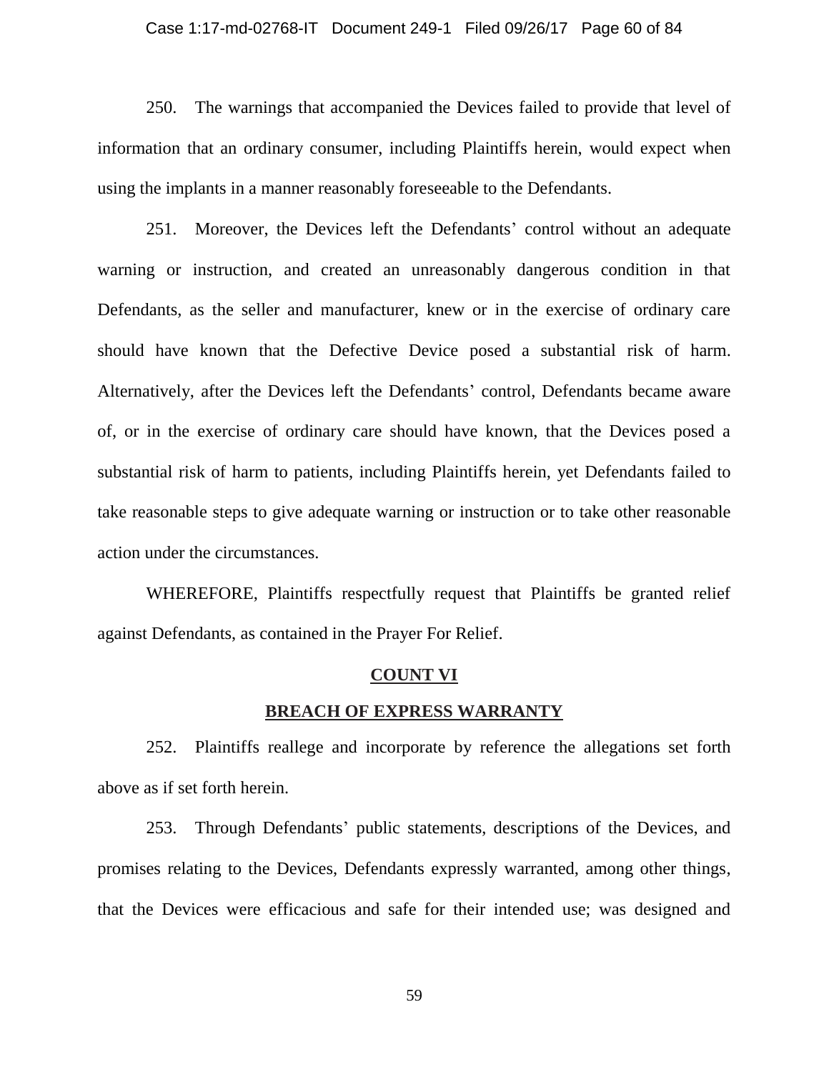250. The warnings that accompanied the Devices failed to provide that level of information that an ordinary consumer, including Plaintiffs herein, would expect when using the implants in a manner reasonably foreseeable to the Defendants.

251. Moreover, the Devices left the Defendants' control without an adequate warning or instruction, and created an unreasonably dangerous condition in that Defendants, as the seller and manufacturer, knew or in the exercise of ordinary care should have known that the Defective Device posed a substantial risk of harm. Alternatively, after the Devices left the Defendants' control, Defendants became aware of, or in the exercise of ordinary care should have known, that the Devices posed a substantial risk of harm to patients, including Plaintiffs herein, yet Defendants failed to take reasonable steps to give adequate warning or instruction or to take other reasonable action under the circumstances.

WHEREFORE, Plaintiffs respectfully request that Plaintiffs be granted relief against Defendants, as contained in the Prayer For Relief.

## COUNT VI

## BREACH OF EXPRESS WARRANTY

252. Plaintiffs reallege and incorporate by reference the allegations set forth above as if set forth herein.

253. Through Defendants' public statements, descriptions of the Devices, and promises relating to the Devices, Defendants expressly warranted, among other things, that the Devices were efficacious and safe for their intended use; was designed and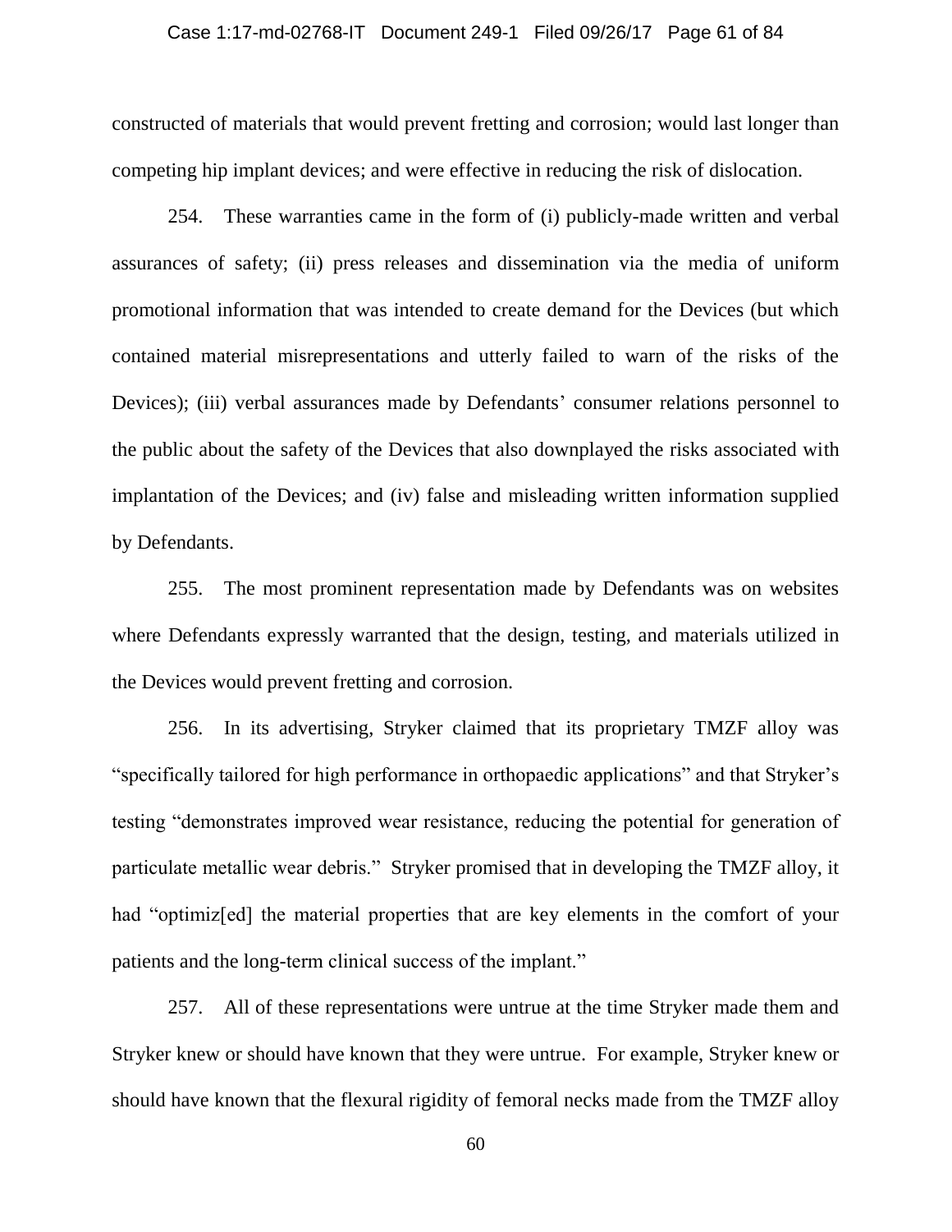constructed of materials that would prevent fretting and corrosion; would last longer than competing hip implant devices; and were effective in reducing the risk of dislocation.

254. These warranties came in the form of (i) publicly-made written and verbal assurances of safety; (ii) press releases and dissemination via the media of uniform promotional information that was intended to create demand for the Devices (but which contained material misrepresentations and utterly failed to warn of the risks of the Devices); (iii) verbal assurances made by Defendants' consumer relations personnel to the public about the safety of the Devices that also downplayed the risks associated with implantation of the Devices; and (iv) false and misleading written information supplied by Defendants.

255. The most prominent representation made by Defendants was on websites where Defendants expressly warranted that the design, testing, and materials utilized in the Devices would prevent fretting and corrosion.

256. In its advertising, Stryker claimed that its proprietary TMZF alloy was "specifically tailored for high performance in orthopaedic applications" and that Stryker's testing "demonstrates improved wear resistance, reducing the potential for generation of particulate metallic wear debris." Stryker promised that in developing the TMZF alloy, it had "optimiz[ed] the material properties that are key elements in the comfort of your patients and the long-term clinical success of the implant."

257. All of these representations were untrue at the time Stryker made them and Stryker knew or should have known that they were untrue. For example, Stryker knew or should have known that the flexural rigidity of femoral necks made from the TMZF alloy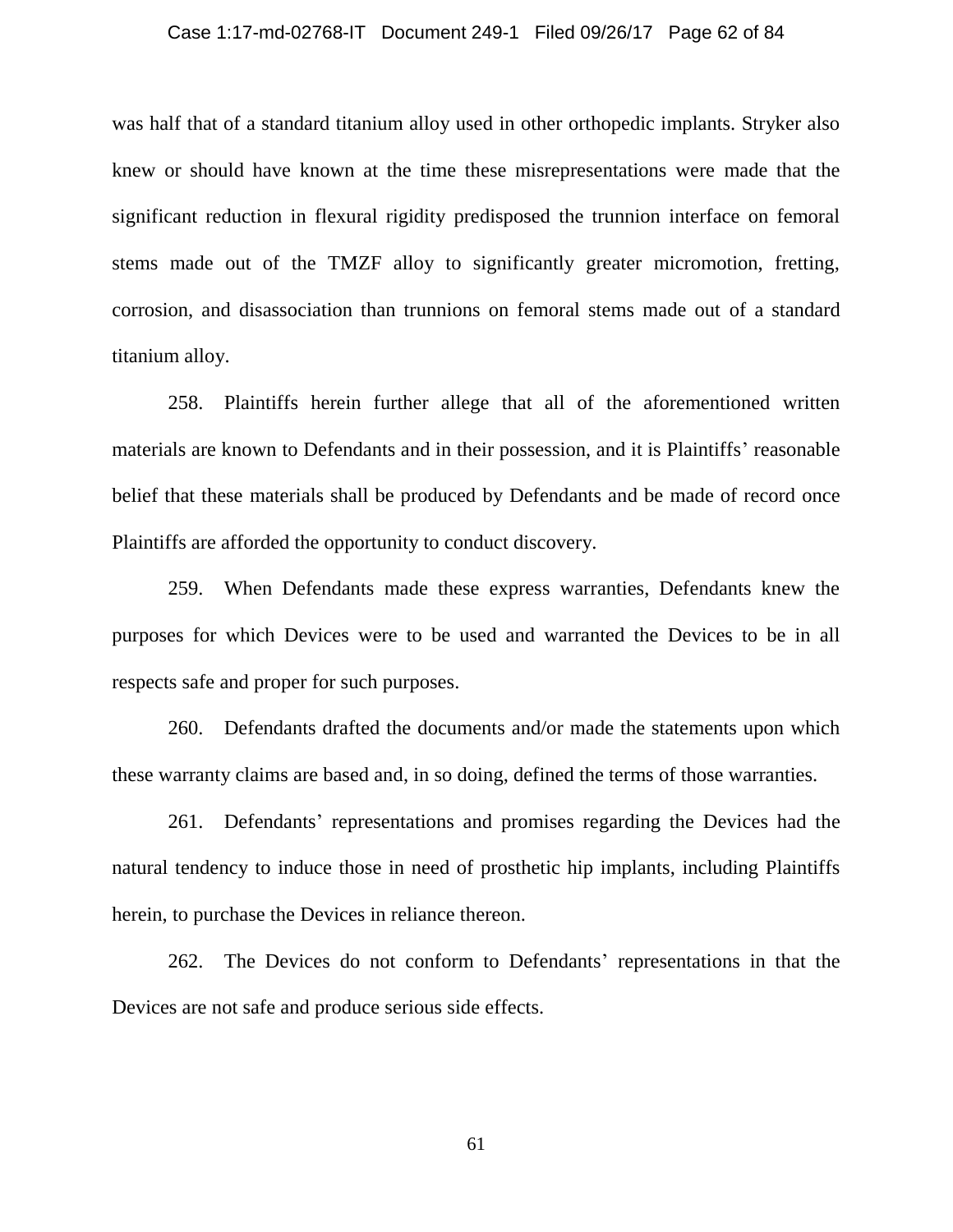was half that of a standard titanium alloy used in other orthopedic implants. Stryker also knew or should have known at the time these misrepresentations were made that the significant reduction in flexural rigidity predisposed the trunnion interface on femoral stems made out of the TMZF alloy to significantly greater micromotion, fretting, corrosion, and disassociation than trunnions on femoral stems made out of a standard titanium alloy.

258. Plaintiffs herein further allege that all of the aforementioned written materials are known to Defendants and in their possession, and it is Plaintiffs' reasonable belief that these materials shall be produced by Defendants and be made of record once Plaintiffs are afforded the opportunity to conduct discovery.

259. When Defendants made these express warranties, Defendants knew the purposes for which Devices were to be used and warranted the Devices to be in all respects safe and proper for such purposes.

260. Defendants drafted the documents and/or made the statements upon which these warranty claims are based and, in so doing, defined the terms of those warranties.

261. Defendants' representations and promises regarding the Devices had the natural tendency to induce those in need of prosthetic hip implants, including Plaintiffs herein, to purchase the Devices in reliance thereon.

262. The Devices do not conform to Defendants' representations in that the Devices are not safe and produce serious side effects.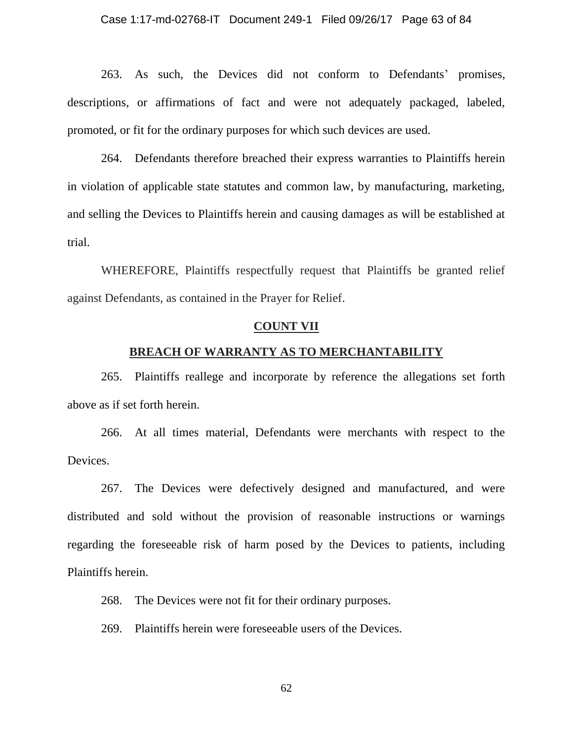263. As such, the Devices did not conform to Defendants' promises, descriptions, or affirmations of fact and were not adequately packaged, labeled, promoted, or fit for the ordinary purposes for which such devices are used.

264. Defendants therefore breached their express warranties to Plaintiffs herein in violation of applicable state statutes and common law, by manufacturing, marketing, and selling the Devices to Plaintiffs herein and causing damages as will be established at trial.

WHEREFORE, Plaintiffs respectfully request that Plaintiffs be granted relief against Defendants, as contained in the Prayer for Relief.

## COUNT VII

## BREACH OF WARRANTY AS TO MERCHANTABILITY

265. Plaintiffs reallege and incorporate by reference the allegations set forth above as if set forth herein.

266. At all times material, Defendants were merchants with respect to the Devices.

267. The Devices were defectively designed and manufactured, and were distributed and sold without the provision of reasonable instructions or warnings regarding the foreseeable risk of harm posed by the Devices to patients, including Plaintiffs herein.

268. The Devices were not fit for their ordinary purposes.

269. Plaintiffs herein were foreseeable users of the Devices.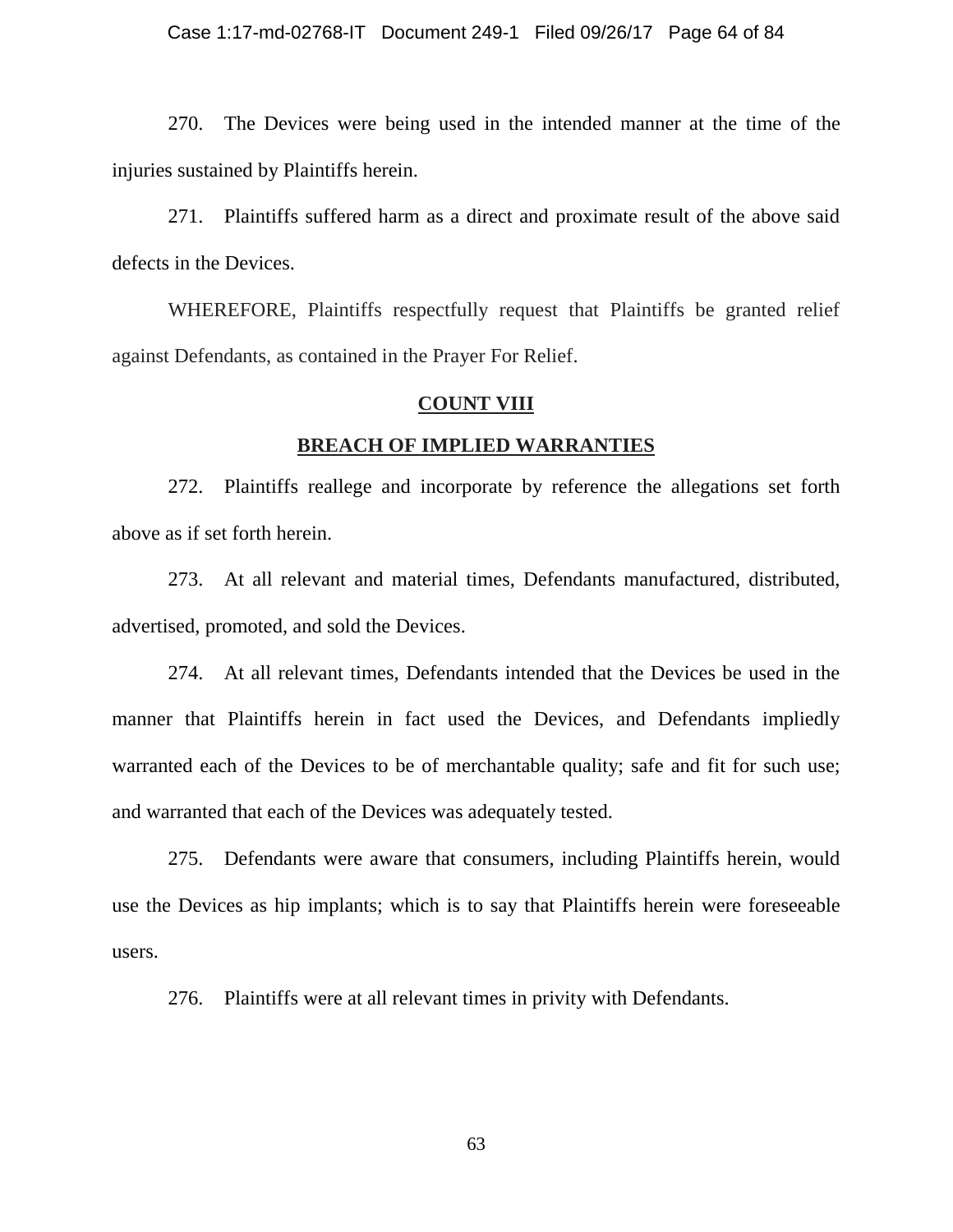270. The Devices were being used in the intended manner at the time of the injuries sustained by Plaintiffs herein.

271. Plaintiffs suffered harm as a direct and proximate result of the above said defects in the Devices.

WHEREFORE, Plaintiffs respectfully request that Plaintiffs be granted relief against Defendants, as contained in the Prayer For Relief.

**COUNT VIII**

**BREACH OF IMPLIED WARRANTIES**

272. Plaintiffs reallege and incorporate by reference the allegations set forth above as if set forth herein.

273. At all relevant and material times, Defendants manufactured, distributed, advertised, promoted, and sold the Devices.

274. At all relevant times, Defendants intended that the Devices be used in the manner that Plaintiffs herein in fact used the Devices, and Defendants impliedly warranted each of the Devices to be of merchantable quality; safe and fit for such use; and warranted that each of the Devices was adequately tested.

275. Defendants were aware that consumers, including Plaintiffs herein, would use the Devices as hip implants; which is to say that Plaintiffs herein were foreseeable users.

276. Plaintiffs were at all relevant times in privity with Defendants.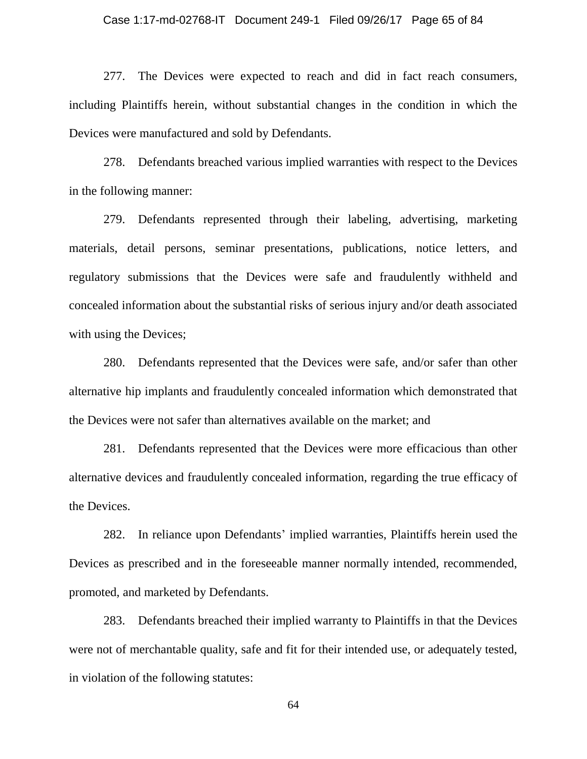277. The Devices were expected to reach and did in fact reach consumers, including Plaintiffs herein, without substantial changes in the condition in which the Devices were manufactured and sold by Defendants.

278. Defendants breached various implied warranties with respect to the Devices in the following manner:

279. Defendants represented through their labeling, advertising, marketing materials, detail persons, seminar presentations, publications, notice letters, and regulatory submissions that the Devices were safe and fraudulently withheld and concealed information about the substantial risks of serious injury and/or death associated with using the Devices;

280. Defendants represented that the Devices were safe, and/or safer than other alternative hip implants and fraudulently concealed information which demonstrated that the Devices were not safer than alternatives available on the market; and

281. Defendants represented that the Devices were more efficacious than other alternative devices and fraudulently concealed information, regarding the true efficacy of the Devices.

282. In reliance upon Defendants' implied warranties, Plaintiffs herein used the Devices as prescribed and in the foreseeable manner normally intended, recommended, promoted, and marketed by Defendants.

283. Defendants breached their implied warranty to Plaintiffs in that the Devices were not of merchantable quality, safe and fit for their intended use, or adequately tested, in violation of the following statutes: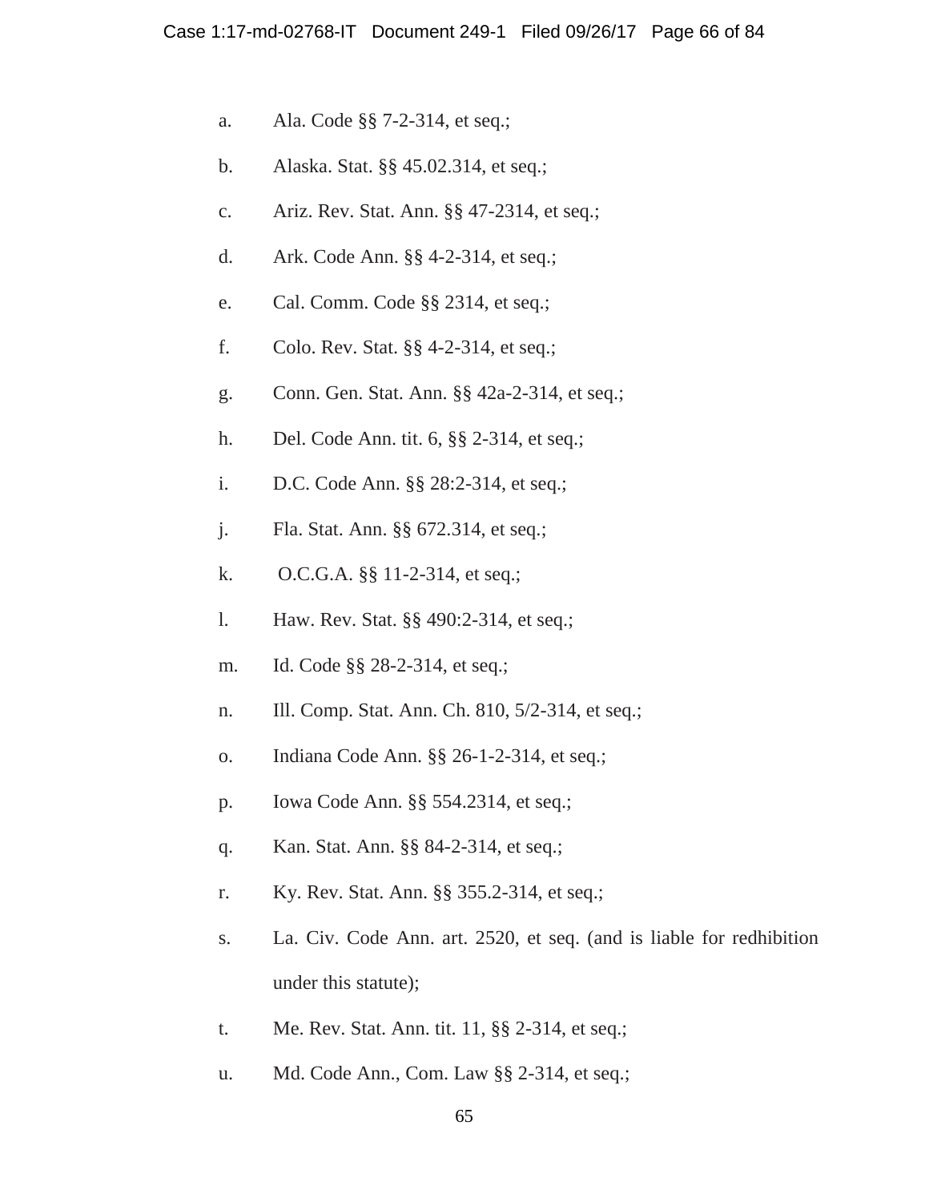a. Ala. Code §§ 7-2-314, et seq.;

b. Alaska. Stat. §§ 45.02.314, et seq.;

c. Ariz. Rev. Stat. Ann. §§ 47-2314, et seq.;

d. Ark. Code Ann. §§ 4-2-314, et seq.;

e. Cal. Comm. Code §§ 2314, et seq.;

f. Colo. Rev. Stat. §§ 4-2-314, et seq.;

g. Conn. Gen. Stat. Ann. §§ 42a-2-314, et seq.;

h. Del. Code Ann. tit. 6, §§ 2-314, et seq.;

i. D.C. Code Ann. §§ 28:2-314, et seq.;

j. Fla. Stat. Ann. §§ 672.314, et seq.;

k. O.C.G.A. §§ 11-2-314, et seq.;

l. Haw. Rev. Stat. §§ 490:2-314, et seq.;

m. Id. Code §§ 28-2-314, et seq.;

n. Ill. Comp. Stat. Ann. Ch. 810, 5/2-314, et seq.;

o. Indiana Code Ann. §§ 26-1-2-314, et seq.;

p. Iowa Code Ann. §§ 554.2314, et seq.;

q. Kan. Stat. Ann. §§ 84-2-314, et seq.;

r. Ky. Rev. Stat. Ann. §§ 355.2-314, et seq.;

s. La. Civ. Code Ann. art. 2520, et seq. (and is liable for redhibition under this statute);

t. Me. Rev. Stat. Ann. tit. 11, §§ 2-314, et seq.;

u. Md. Code Ann., Com. Law §§ 2-314, et seq.;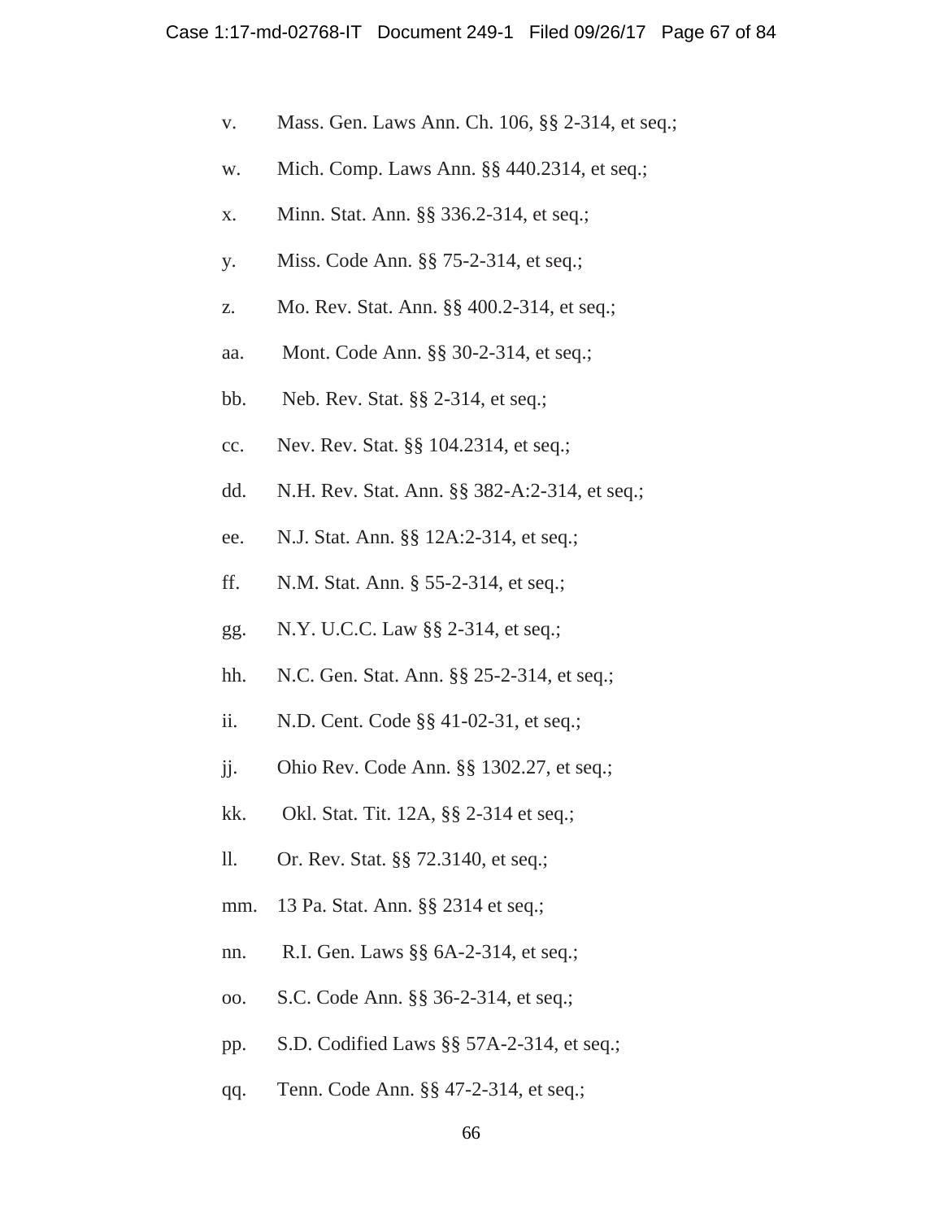v. Mass. Gen. Laws Ann. Ch. 106, §§ 2-314, et seq.;

w. Mich. Comp. Laws Ann. §§ 440.2314, et seq.;

x. Minn. Stat. Ann. §§ 336.2-314, et seq.;

y. Miss. Code Ann. §§ 75-2-314, et seq.;

z. Mo. Rev. Stat. Ann. §§ 400.2-314, et seq.;

aa. Mont. Code Ann. §§ 30-2-314, et seq.;

bb. Neb. Rev. Stat. §§ 2-314, et seq.;

cc. Nev. Rev. Stat. §§ 104.2314, et seq.;

dd. N.H. Rev. Stat. Ann. §§ 382-A:2-314, et seq.;

ee. N.J. Stat. Ann. §§ 12A:2-314, et seq.;

ff. N.M. Stat. Ann. § 55-2-314, et seq.;

gg. N.Y. U.C.C. Law §§ 2-314, et seq.;

hh. N.C. Gen. Stat. Ann. §§ 25-2-314, et seq.;

ii. N.D. Cent. Code §§ 41-02-31, et seq.;

jj. Ohio Rev. Code Ann. §§ 1302.27, et seq.;

kk. Okl. Stat. Tit. 12A, §§ 2-314 et seq.;

ll. Or. Rev. Stat. §§ 72.3140, et seq.;

mm. 13 Pa. Stat. Ann. §§ 2314 et seq.;

nn. R.I. Gen. Laws §§ 6A-2-314, et seq.;

oo. S.C. Code Ann. §§ 36-2-314, et seq.;

pp. S.D. Codified Laws §§ 57A-2-314, et seq.;

qq. Tenn. Code Ann. §§ 47-2-314, et seq.;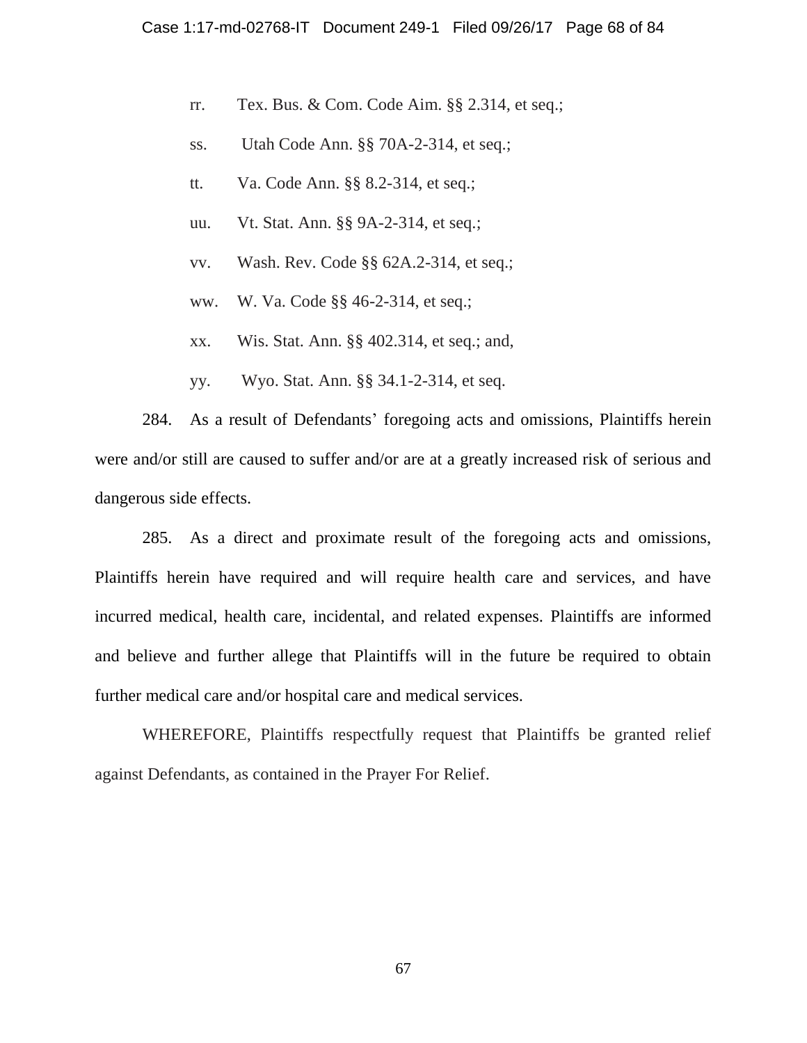rr. Tex. Bus. & Com. Code Aim. §§ 2.314, et seq.;

ss. Utah Code Ann. §§ 70A-2-314, et seq.;

tt. Va. Code Ann. §§ 8.2-314, et seq.;

uu. Vt. Stat. Ann. §§ 9A-2-314, et seq.;

vv. Wash. Rev. Code §§ 62A.2-314, et seq.;

ww. W. Va. Code §§ 46-2-314, et seq.;

xx. Wis. Stat. Ann. §§ 402.314, et seq.; and,

yy. Wyo. Stat. Ann. §§ 34.1-2-314, et seq.

284. As a result of Defendants' foregoing acts and omissions, Plaintiffs herein were and/or still are caused to suffer and/or are at a greatly increased risk of serious and dangerous side effects.

285. As a direct and proximate result of the foregoing acts and omissions, Plaintiffs herein have required and will require health care and services, and have incurred medical, health care, incidental, and related expenses. Plaintiffs are informed and believe and further allege that Plaintiffs will in the future be required to obtain further medical care and/or hospital care and medical services.

WHEREFORE, Plaintiffs respectfully request that Plaintiffs be granted relief against Defendants, as contained in the Prayer For Relief.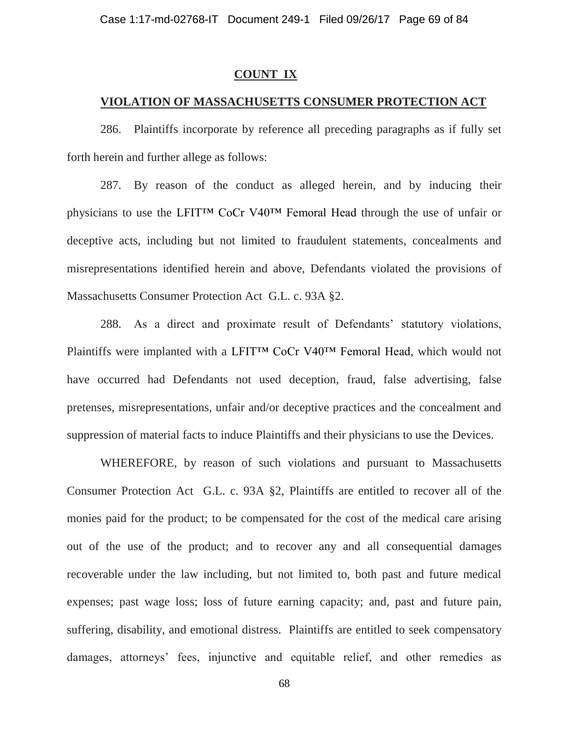## COUNT IX

## VIOLATION OF MASSACHUSETTS CONSUMER PROTECTION ACT

286. Plaintiffs incorporate by reference all preceding paragraphs as if fully set forth herein and further allege as follows:

287. By reason of the conduct as alleged herein, and by inducing their physicians to use the LFIT™ CoCr V40™ Femoral Head through the use of unfair or deceptive acts, including but not limited to fraudulent statements, concealments and misrepresentations identified herein and above, Defendants violated the provisions of Massachusetts Consumer Protection Act G.L. c. 93A §2.

288. As a direct and proximate result of Defendants' statutory violations, Plaintiffs were implanted with a LFIT™ CoCr V40™ Femoral Head, which would not have occurred had Defendants not used deception, fraud, false advertising, false pretenses, misrepresentations, unfair and/or deceptive practices and the concealment and suppression of material facts to induce Plaintiffs and their physicians to use the Devices.

WHEREFORE, by reason of such violations and pursuant to Massachusetts Consumer Protection Act G.L. c. 93A §2, Plaintiffs are entitled to recover all of the monies paid for the product; to be compensated for the cost of the medical care arising out of the use of the product; and to recover any and all consequential damages recoverable under the law including, but not limited to, both past and future medical expenses; past wage loss; loss of future earning capacity; and, past and future pain, suffering, disability, and emotional distress. Plaintiffs are entitled to seek compensatory damages, attorneys' fees, injunctive and equitable relief, and other remedies as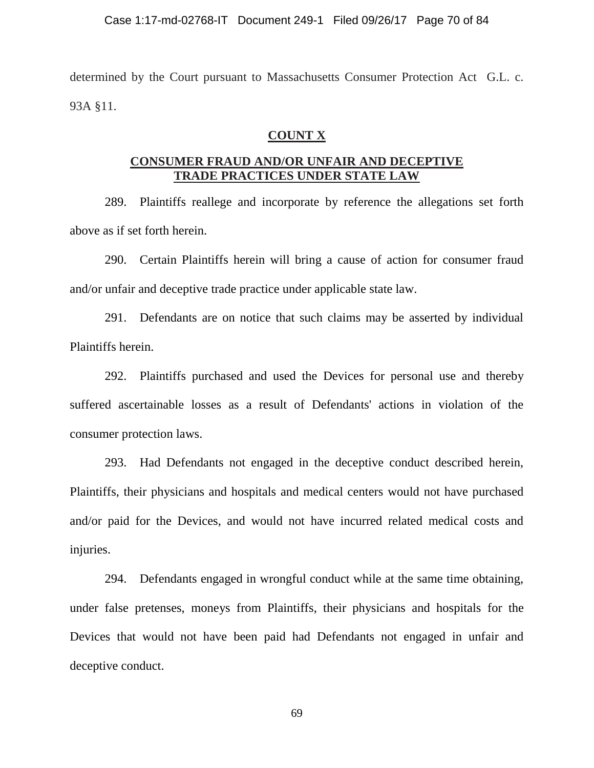determined by the Court pursuant to Massachusetts Consumer Protection Act G.L. c. 93A §11.

**COUNT X**

**CONSUMER FRAUD AND/OR UNFAIR AND DECEPTIVE TRADE PRACTICES UNDER STATE LAW**

289. Plaintiffs reallege and incorporate by reference the allegations set forth above as if set forth herein.

290. Certain Plaintiffs herein will bring a cause of action for consumer fraud and/or unfair and deceptive trade practice under applicable state law.

291. Defendants are on notice that such claims may be asserted by individual Plaintiffs herein.

292. Plaintiffs purchased and used the Devices for personal use and thereby suffered ascertainable losses as a result of Defendants' actions in violation of the consumer protection laws.

293. Had Defendants not engaged in the deceptive conduct described herein, Plaintiffs, their physicians and hospitals and medical centers would not have purchased and/or paid for the Devices, and would not have incurred related medical costs and injuries.

294. Defendants engaged in wrongful conduct while at the same time obtaining, under false pretenses, moneys from Plaintiffs, their physicians and hospitals for the Devices that would not have been paid had Defendants not engaged in unfair and deceptive conduct.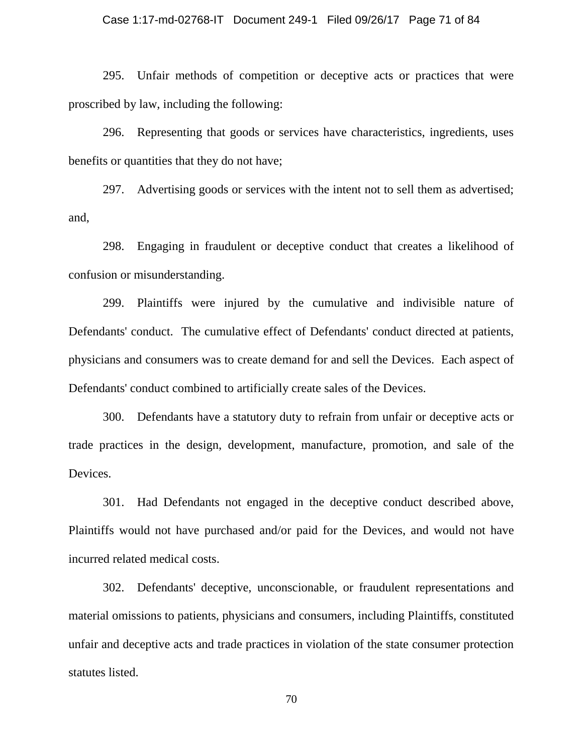295. Unfair methods of competition or deceptive acts or practices that were proscribed by law, including the following:

296. Representing that goods or services have characteristics, ingredients, uses benefits or quantities that they do not have;

297. Advertising goods or services with the intent not to sell them as advertised; and,

298. Engaging in fraudulent or deceptive conduct that creates a likelihood of confusion or misunderstanding.

299. Plaintiffs were injured by the cumulative and indivisible nature of Defendants' conduct. The cumulative effect of Defendants' conduct directed at patients, physicians and consumers was to create demand for and sell the Devices. Each aspect of Defendants' conduct combined to artificially create sales of the Devices.

300. Defendants have a statutory duty to refrain from unfair or deceptive acts or trade practices in the design, development, manufacture, promotion, and sale of the Devices.

301. Had Defendants not engaged in the deceptive conduct described above, Plaintiffs would not have purchased and/or paid for the Devices, and would not have incurred related medical costs.

302. Defendants' deceptive, unconscionable, or fraudulent representations and material omissions to patients, physicians and consumers, including Plaintiffs, constituted unfair and deceptive acts and trade practices in violation of the state consumer protection statutes listed.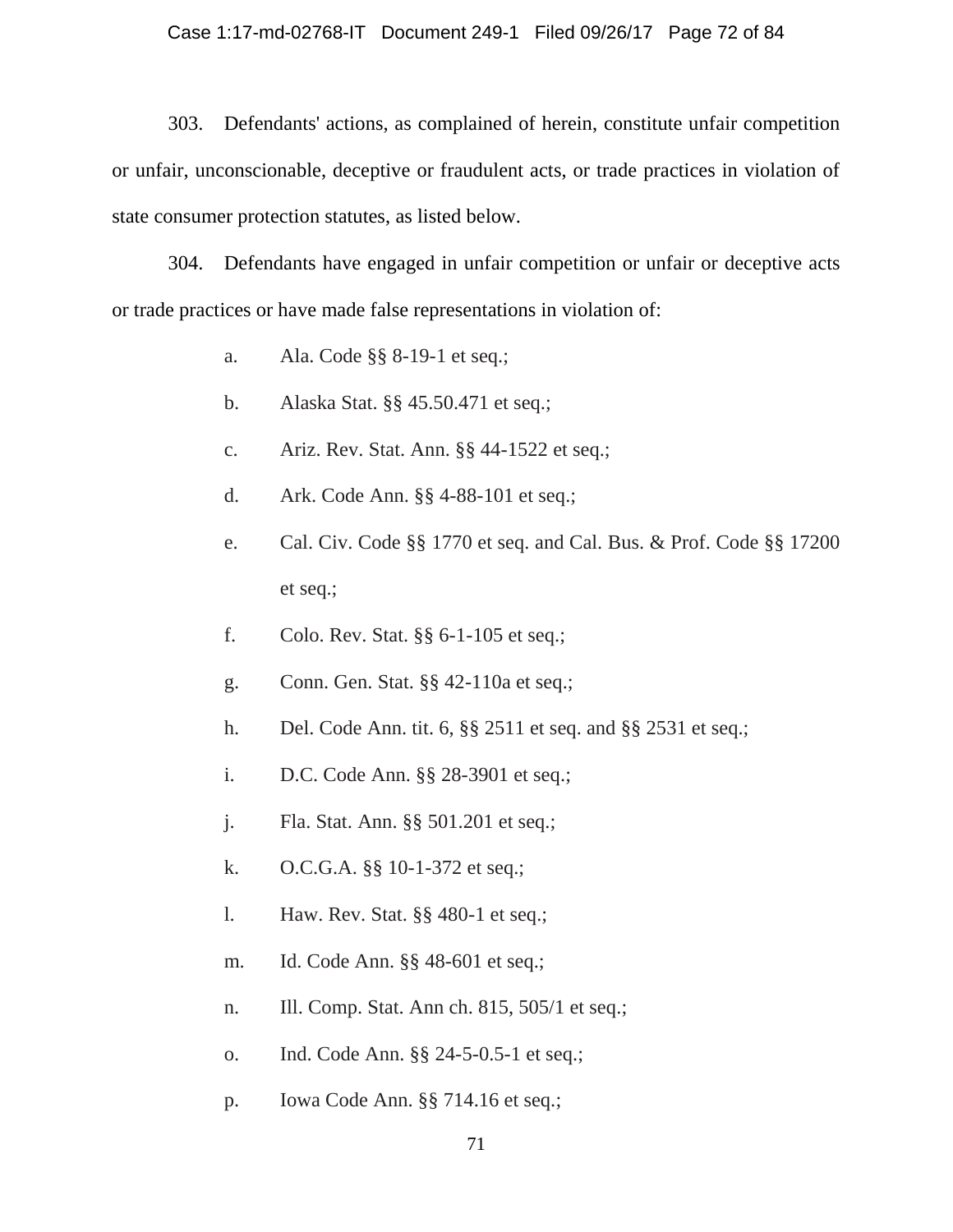303. Defendants' actions, as complained of herein, constitute unfair competition or unfair, unconscionable, deceptive or fraudulent acts, or trade practices in violation of state consumer protection statutes, as listed below.

304. Defendants have engaged in unfair competition or unfair or deceptive acts or trade practices or have made false representations in violation of:

a. Ala. Code §§ 8-19-1 et seq.;

b. Alaska Stat. §§ 45.50.471 et seq.;

c. Ariz. Rev. Stat. Ann. §§ 44-1522 et seq.;

d. Ark. Code Ann. §§ 4-88-101 et seq.;

e. Cal. Civ. Code §§ 1770 et seq. and Cal. Bus. & Prof. Code §§ 17200 et seq.;

f. Colo. Rev. Stat. §§ 6-1-105 et seq.;

g. Conn. Gen. Stat. §§ 42-110a et seq.;

h. Del. Code Ann. tit. 6, §§ 2511 et seq. and §§ 2531 et seq.;

i. D.C. Code Ann. §§ 28-3901 et seq.;

j. Fla. Stat. Ann. §§ 501.201 et seq.;

k. O.C.G.A. §§ 10-1-372 et seq.;

l. Haw. Rev. Stat. §§ 480-1 et seq.;

m. Id. Code Ann. §§ 48-601 et seq.;

n. Ill. Comp. Stat. Ann ch. 815, 505/1 et seq.;

o. Ind. Code Ann. §§ 24-5-0.5-1 et seq.;

p. Iowa Code Ann. §§ 714.16 et seq.;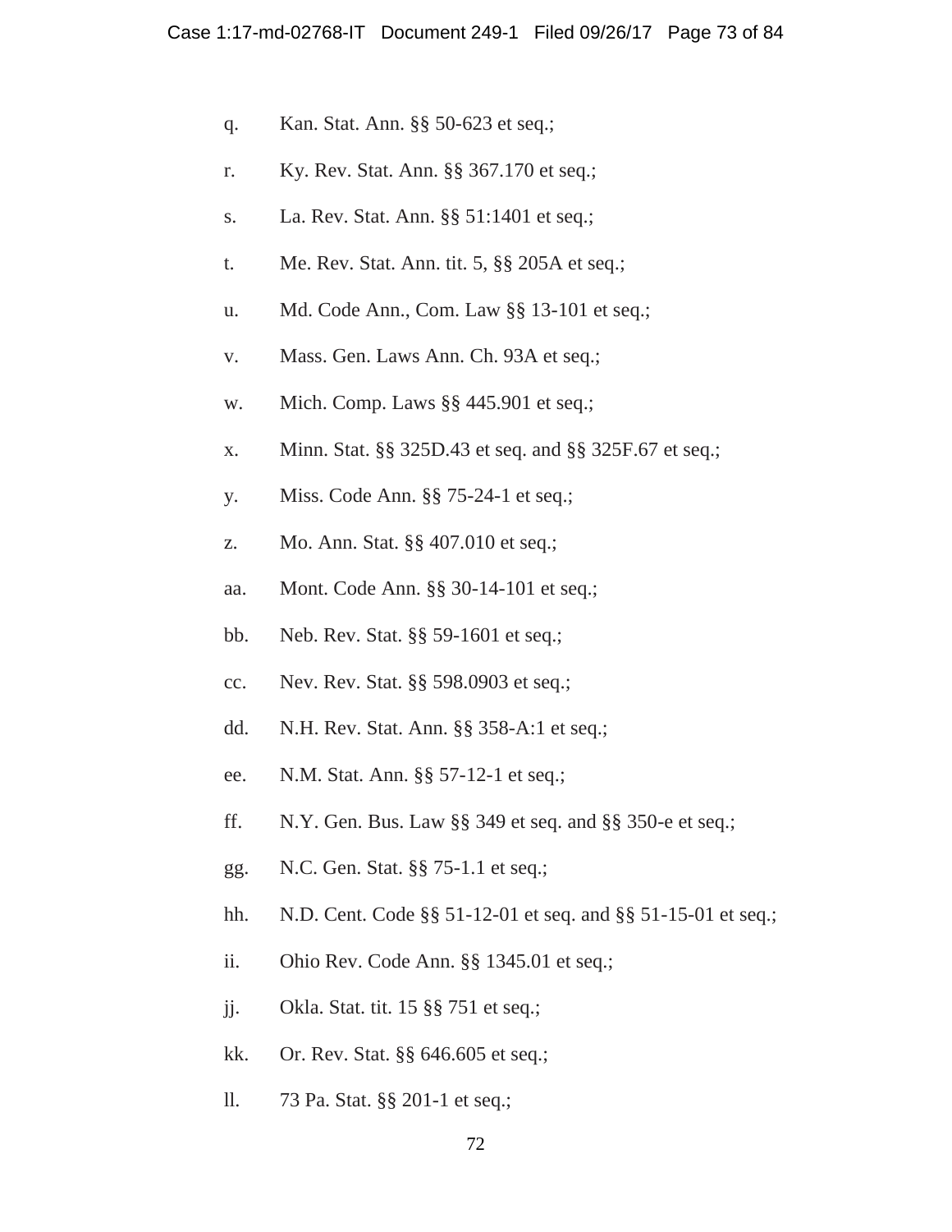q. Kan. Stat. Ann. §§ 50-623 et seq.;

r. Ky. Rev. Stat. Ann. §§ 367.170 et seq.;

s. La. Rev. Stat. Ann. §§ 51:1401 et seq.;

t. Me. Rev. Stat. Ann. tit. 5, §§ 205A et seq.;

u. Md. Code Ann., Com. Law §§ 13-101 et seq.;

v. Mass. Gen. Laws Ann. Ch. 93A et seq.;

w. Mich. Comp. Laws §§ 445.901 et seq.;

x. Minn. Stat. §§ 325D.43 et seq. and §§ 325F.67 et seq.;

y. Miss. Code Ann. §§ 75-24-1 et seq.;

z. Mo. Ann. Stat. §§ 407.010 et seq.;

aa. Mont. Code Ann. §§ 30-14-101 et seq.;

bb. Neb. Rev. Stat. §§ 59-1601 et seq.;

cc. Nev. Rev. Stat. §§ 598.0903 et seq.;

dd. N.H. Rev. Stat. Ann. §§ 358-A:1 et seq.;

ee. N.M. Stat. Ann. §§ 57-12-1 et seq.;

ff. N.Y. Gen. Bus. Law §§ 349 et seq. and §§ 350-e et seq.;

gg. N.C. Gen. Stat. §§ 75-1.1 et seq.;

hh. N.D. Cent. Code §§ 51-12-01 et seq. and §§ 51-15-01 et seq.;

ii. Ohio Rev. Code Ann. §§ 1345.01 et seq.;

jj. Okla. Stat. tit. 15 §§ 751 et seq.;

kk. Or. Rev. Stat. §§ 646.605 et seq.;

ll. 73 Pa. Stat. §§ 201-1 et seq.;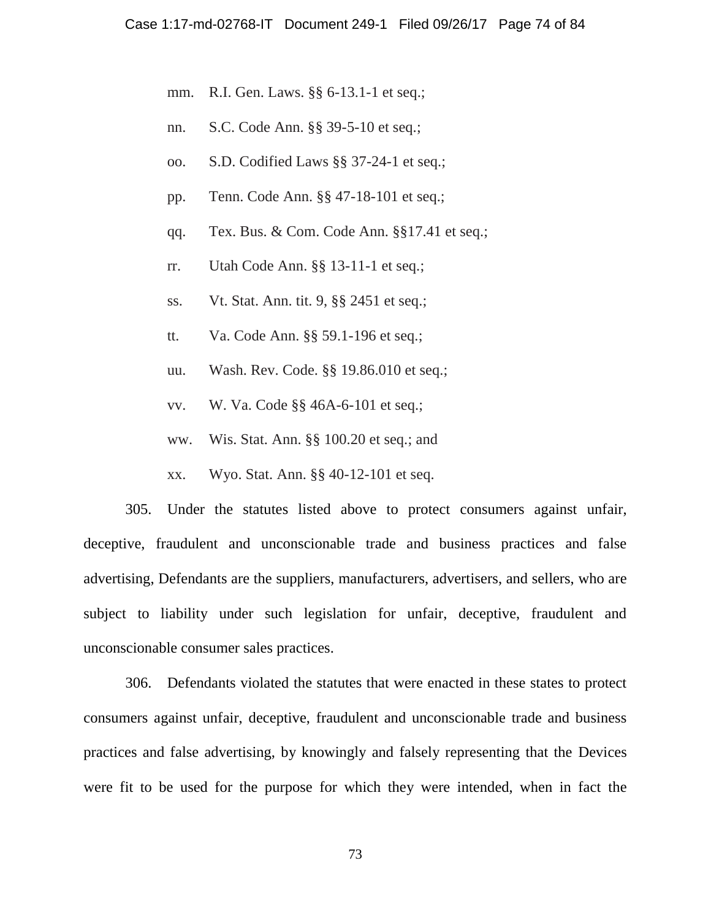mm. R.I. Gen. Laws. §§ 6-13.1-1 et seq.;

nn. S.C. Code Ann. §§ 39-5-10 et seq.;

oo. S.D. Codified Laws §§ 37-24-1 et seq.;

pp. Tenn. Code Ann. §§ 47-18-101 et seq.;

qq. Tex. Bus. & Com. Code Ann. §§17.41 et seq.;

rr. Utah Code Ann. §§ 13-11-1 et seq.;

ss. Vt. Stat. Ann. tit. 9, §§ 2451 et seq.;

tt. Va. Code Ann. §§ 59.1-196 et seq.;

uu. Wash. Rev. Code. §§ 19.86.010 et seq.;

vv. W. Va. Code §§ 46A-6-101 et seq.;

ww. Wis. Stat. Ann. §§ 100.20 et seq.; and

xx. Wyo. Stat. Ann. §§ 40-12-101 et seq.

305. Under the statutes listed above to protect consumers against unfair, deceptive, fraudulent and unconscionable trade and business practices and false advertising, Defendants are the suppliers, manufacturers, advertisers, and sellers, who are subject to liability under such legislation for unfair, deceptive, fraudulent and unconscionable consumer sales practices.

306. Defendants violated the statutes that were enacted in these states to protect consumers against unfair, deceptive, fraudulent and unconscionable trade and business practices and false advertising, by knowingly and falsely representing that the Devices were fit to be used for the purpose for which they were intended, when in fact the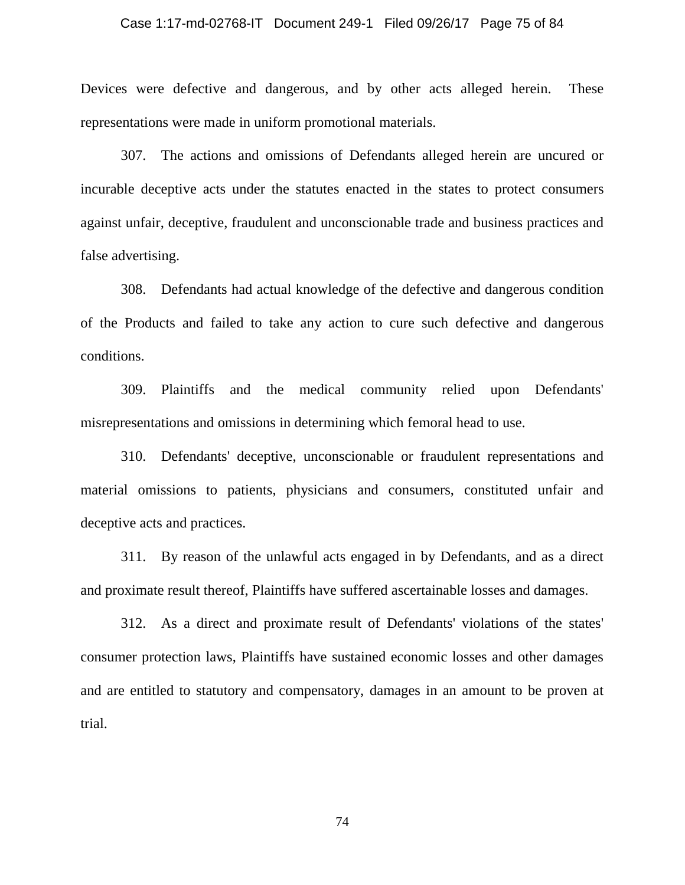Devices were defective and dangerous, and by other acts alleged herein. These representations were made in uniform promotional materials.

307. The actions and omissions of Defendants alleged herein are uncured or incurable deceptive acts under the statutes enacted in the states to protect consumers against unfair, deceptive, fraudulent and unconscionable trade and business practices and false advertising.

308. Defendants had actual knowledge of the defective and dangerous condition of the Products and failed to take any action to cure such defective and dangerous conditions.

309. Plaintiffs and the medical community relied upon Defendants' misrepresentations and omissions in determining which femoral head to use.

310. Defendants' deceptive, unconscionable or fraudulent representations and material omissions to patients, physicians and consumers, constituted unfair and deceptive acts and practices.

311. By reason of the unlawful acts engaged in by Defendants, and as a direct and proximate result thereof, Plaintiffs have suffered ascertainable losses and damages.

312. As a direct and proximate result of Defendants' violations of the states' consumer protection laws, Plaintiffs have sustained economic losses and other damages and are entitled to statutory and compensatory, damages in an amount to be proven at trial.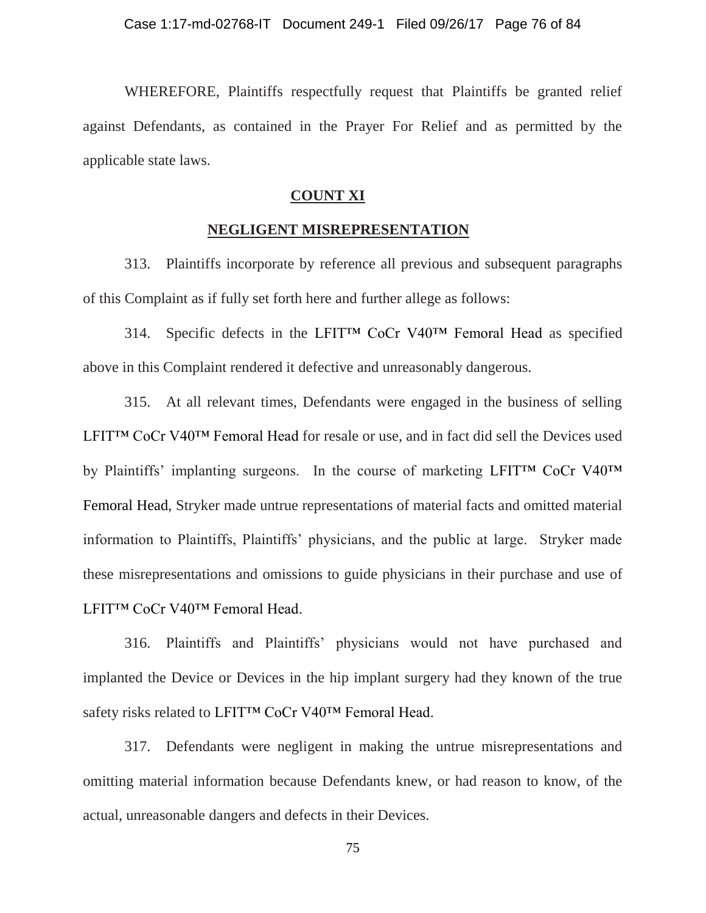WHEREFORE, Plaintiffs respectfully request that Plaintiffs be granted relief against Defendants, as contained in the Prayer For Relief and as permitted by the applicable state laws.

## COUNT XI

## NEGLIGENT MISREPRESENTATION

313. Plaintiffs incorporate by reference all previous and subsequent paragraphs of this Complaint as if fully set forth here and further allege as follows:

314. Specific defects in the LFIT™ CoCr V40™ Femoral Head as specified above in this Complaint rendered it defective and unreasonably dangerous.

315. At all relevant times, Defendants were engaged in the business of selling LFIT™ CoCr V40™ Femoral Head for resale or use, and in fact did sell the Devices used by Plaintiffs' implanting surgeons. In the course of marketing LFIT™ CoCr V40™ Femoral Head, Stryker made untrue representations of material facts and omitted material information to Plaintiffs, Plaintiffs' physicians, and the public at large. Stryker made these misrepresentations and omissions to guide physicians in their purchase and use of LFIT™ CoCr V40™ Femoral Head.

316. Plaintiffs and Plaintiffs' physicians would not have purchased and implanted the Device or Devices in the hip implant surgery had they known of the true safety risks related to LFIT™ CoCr V40™ Femoral Head.

317. Defendants were negligent in making the untrue misrepresentations and omitting material information because Defendants knew, or had reason to know, of the actual, unreasonable dangers and defects in their Devices.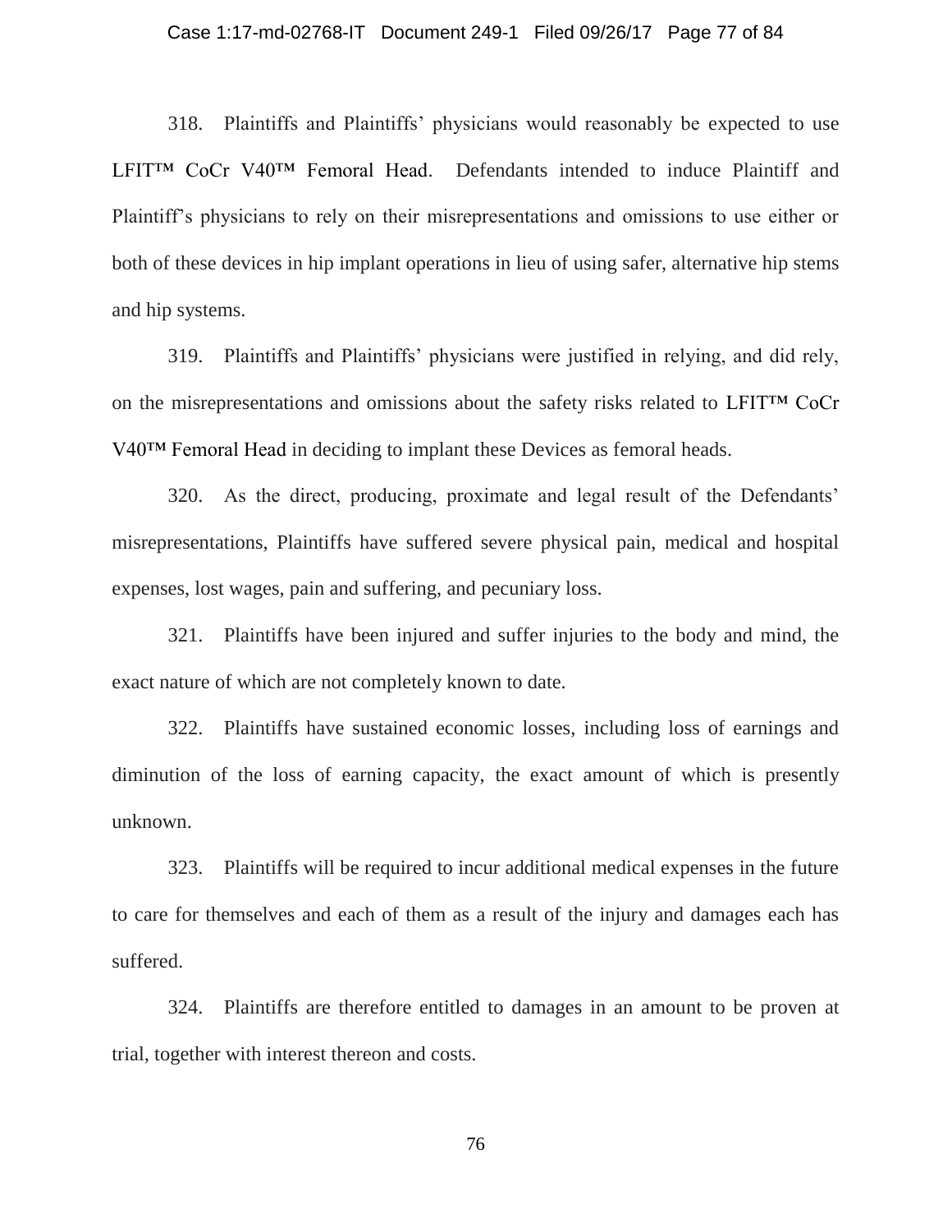318. Plaintiffs and Plaintiffs' physicians would reasonably be expected to use LFIT™ CoCr V40™ Femoral Head. Defendants intended to induce Plaintiff and Plaintiff's physicians to rely on their misrepresentations and omissions to use either or both of these devices in hip implant operations in lieu of using safer, alternative hip stems and hip systems.

319. Plaintiffs and Plaintiffs' physicians were justified in relying, and did rely, on the misrepresentations and omissions about the safety risks related to LFIT™ CoCr V40™ Femoral Head in deciding to implant these Devices as femoral heads.

320. As the direct, producing, proximate and legal result of the Defendants' misrepresentations, Plaintiffs have suffered severe physical pain, medical and hospital expenses, lost wages, pain and suffering, and pecuniary loss.

321. Plaintiffs have been injured and suffer injuries to the body and mind, the exact nature of which are not completely known to date.

322. Plaintiffs have sustained economic losses, including loss of earnings and diminution of the loss of earning capacity, the exact amount of which is presently unknown.

323. Plaintiffs will be required to incur additional medical expenses in the future to care for themselves and each of them as a result of the injury and damages each has suffered.

324. Plaintiffs are therefore entitled to damages in an amount to be proven at trial, together with interest thereon and costs.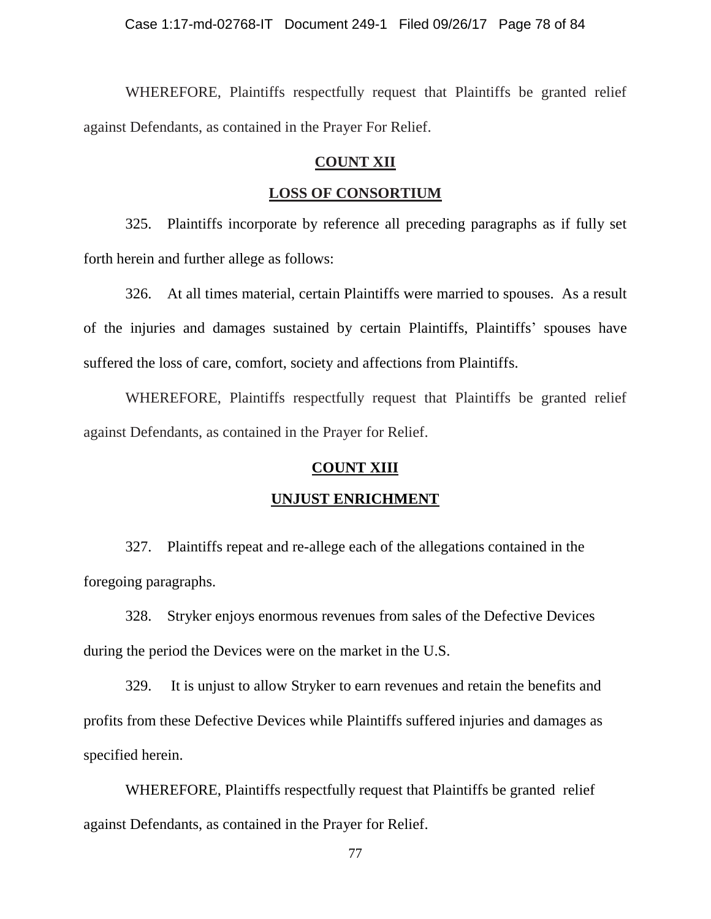WHEREFORE, Plaintiffs respectfully request that Plaintiffs be granted relief against Defendants, as contained in the Prayer For Relief.

## COUNT XII

## LOSS OF CONSORTIUM

325. Plaintiffs incorporate by reference all preceding paragraphs as if fully set forth herein and further allege as follows:

326. At all times material, certain Plaintiffs were married to spouses. As a result of the injuries and damages sustained by certain Plaintiffs, Plaintiffs' spouses have suffered the loss of care, comfort, society and affections from Plaintiffs.

WHEREFORE, Plaintiffs respectfully request that Plaintiffs be granted relief against Defendants, as contained in the Prayer for Relief.

## COUNT XIII

## UNJUST ENRICHMENT

327. Plaintiffs repeat and re-allege each of the allegations contained in the foregoing paragraphs.

328. Stryker enjoys enormous revenues from sales of the Defective Devices during the period the Devices were on the market in the U.S.

329. It is unjust to allow Stryker to earn revenues and retain the benefits and profits from these Defective Devices while Plaintiffs suffered injuries and damages as specified herein.

WHEREFORE, Plaintiffs respectfully request that Plaintiffs be granted relief against Defendants, as contained in the Prayer for Relief.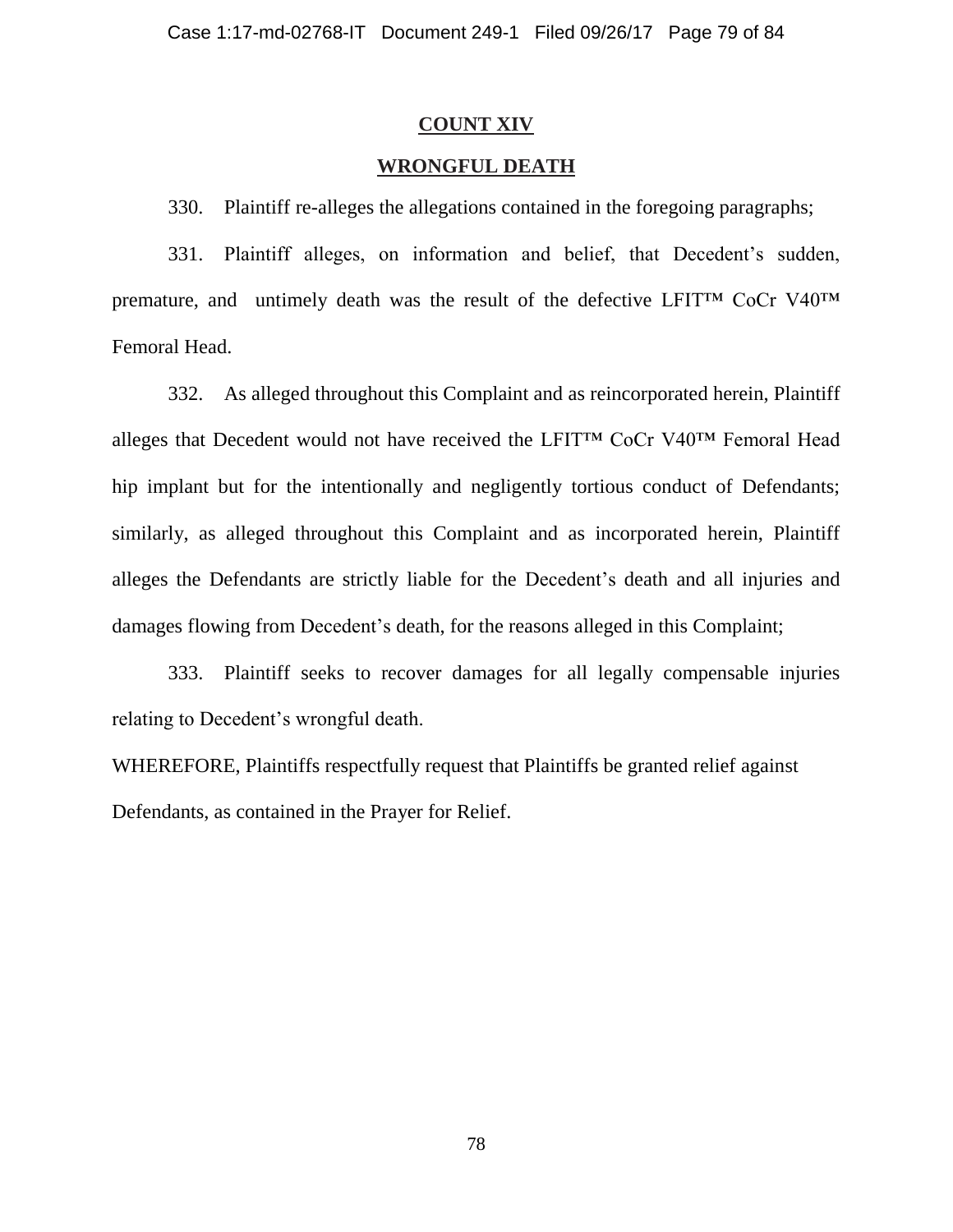**COUNT XIV**

**WRONGFUL DEATH**

330. Plaintiff re-alleges the allegations contained in the foregoing paragraphs;

331. Plaintiff alleges, on information and belief, that Decedent's sudden, premature, and untimely death was the result of the defective LFIT™ CoCr V40™ Femoral Head.

332. As alleged throughout this Complaint and as reincorporated herein, Plaintiff alleges that Decedent would not have received the LFIT™ CoCr V40™ Femoral Head hip implant but for the intentionally and negligently tortious conduct of Defendants; similarly, as alleged throughout this Complaint and as incorporated herein, Plaintiff alleges the Defendants are strictly liable for the Decedent's death and all injuries and damages flowing from Decedent's death, for the reasons alleged in this Complaint;

333. Plaintiff seeks to recover damages for all legally compensable injuries relating to Decedent's wrongful death.

WHEREFORE, Plaintiffs respectfully request that Plaintiffs be granted relief against Defendants, as contained in the Prayer for Relief.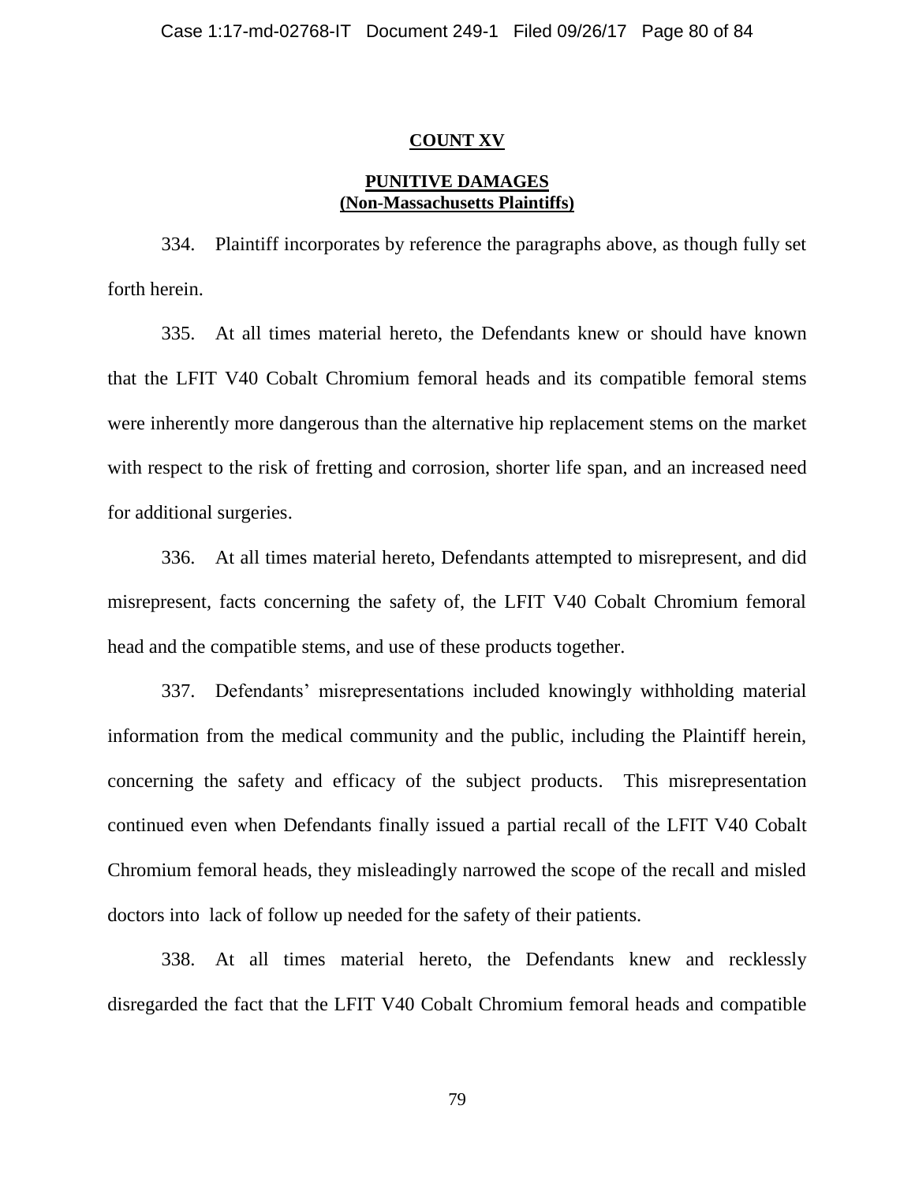**COUNT XV**

**PUNITIVE DAMAGES**
**(Non-Massachusetts Plaintiffs)**

334. Plaintiff incorporates by reference the paragraphs above, as though fully set forth herein.

335. At all times material hereto, the Defendants knew or should have known that the LFIT V40 Cobalt Chromium femoral heads and its compatible femoral stems were inherently more dangerous than the alternative hip replacement stems on the market with respect to the risk of fretting and corrosion, shorter life span, and an increased need for additional surgeries.

336. At all times material hereto, Defendants attempted to misrepresent, and did misrepresent, facts concerning the safety of, the LFIT V40 Cobalt Chromium femoral head and the compatible stems, and use of these products together.

337. Defendants' misrepresentations included knowingly withholding material information from the medical community and the public, including the Plaintiff herein, concerning the safety and efficacy of the subject products. This misrepresentation continued even when Defendants finally issued a partial recall of the LFIT V40 Cobalt Chromium femoral heads, they misleadingly narrowed the scope of the recall and misled doctors into lack of follow up needed for the safety of their patients.

338. At all times material hereto, the Defendants knew and recklessly disregarded the fact that the LFIT V40 Cobalt Chromium femoral heads and compatible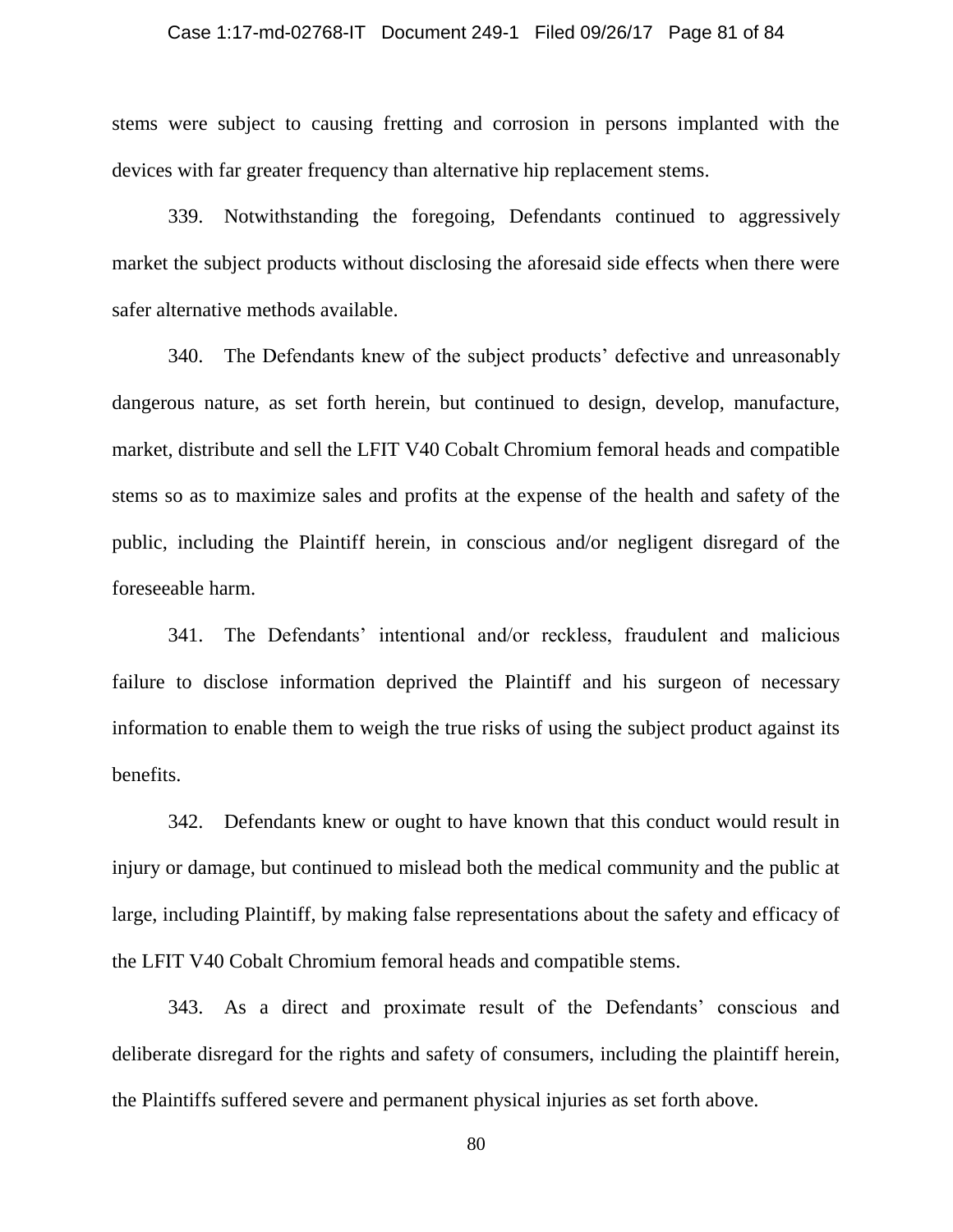stems were subject to causing fretting and corrosion in persons implanted with the devices with far greater frequency than alternative hip replacement stems.

339. Notwithstanding the foregoing, Defendants continued to aggressively market the subject products without disclosing the aforesaid side effects when there were safer alternative methods available.

340. The Defendants knew of the subject products' defective and unreasonably dangerous nature, as set forth herein, but continued to design, develop, manufacture, market, distribute and sell the LFIT V40 Cobalt Chromium femoral heads and compatible stems so as to maximize sales and profits at the expense of the health and safety of the public, including the Plaintiff herein, in conscious and/or negligent disregard of the foreseeable harm.

341. The Defendants' intentional and/or reckless, fraudulent and malicious failure to disclose information deprived the Plaintiff and his surgeon of necessary information to enable them to weigh the true risks of using the subject product against its benefits.

342. Defendants knew or ought to have known that this conduct would result in injury or damage, but continued to mislead both the medical community and the public at large, including Plaintiff, by making false representations about the safety and efficacy of the LFIT V40 Cobalt Chromium femoral heads and compatible stems.

343. As a direct and proximate result of the Defendants' conscious and deliberate disregard for the rights and safety of consumers, including the plaintiff herein, the Plaintiffs suffered severe and permanent physical injuries as set forth above.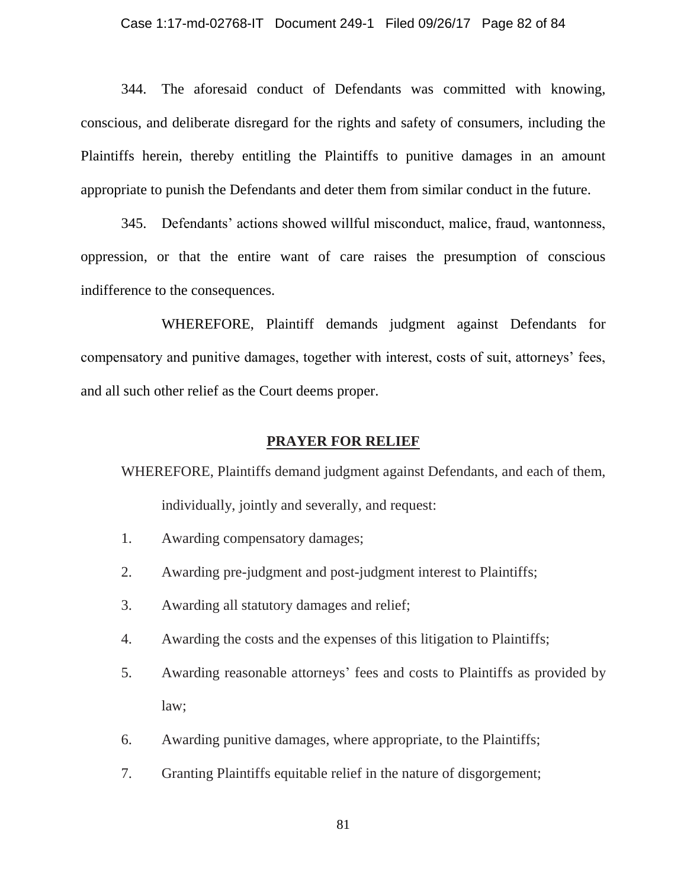344. The aforesaid conduct of Defendants was committed with knowing, conscious, and deliberate disregard for the rights and safety of consumers, including the Plaintiffs herein, thereby entitling the Plaintiffs to punitive damages in an amount appropriate to punish the Defendants and deter them from similar conduct in the future.

345. Defendants' actions showed willful misconduct, malice, fraud, wantonness, oppression, or that the entire want of care raises the presumption of conscious indifference to the consequences.

WHEREFORE, Plaintiff demands judgment against Defendants for compensatory and punitive damages, together with interest, costs of suit, attorneys' fees, and all such other relief as the Court deems proper.

## PRAYER FOR RELIEF

WHEREFORE, Plaintiffs demand judgment against Defendants, and each of them, individually, jointly and severally, and request:

1. Awarding compensatory damages;
2. Awarding pre-judgment and post-judgment interest to Plaintiffs;
3. Awarding all statutory damages and relief;
4. Awarding the costs and the expenses of this litigation to Plaintiffs;
5. Awarding reasonable attorneys' fees and costs to Plaintiffs as provided by law;
6. Awarding punitive damages, where appropriate, to the Plaintiffs;
7. Granting Plaintiffs equitable relief in the nature of disgorgement;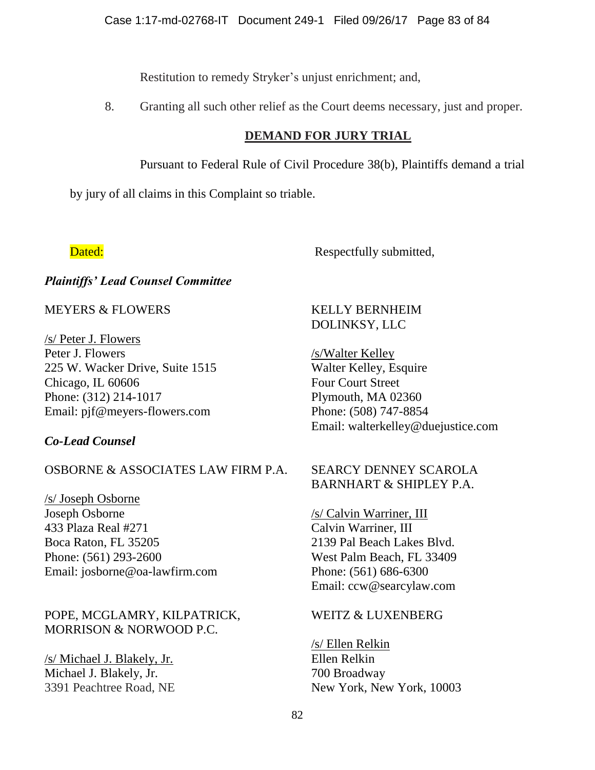Restitution to remedy Stryker's unjust enrichment; and,

8. Granting all such other relief as the Court deems necessary, just and proper.

## DEMAND FOR JURY TRIAL

Pursuant to Federal Rule of Civil Procedure 38(b), Plaintiffs demand a trial by jury of all claims in this Complaint so triable.

Dated:

Respectfully submitted,

***Plaintiffs' Lead Counsel Committee***

MEYERS & FLOWERS

/s/ Peter J. Flowers
Peter J. Flowers
225 W. Wacker Drive, Suite 1515
Chicago, IL 60606
Phone: (312) 214-1017
Email: pjf@meyers-flowers.com

KELLY BERNHEIM DOLINKSY, LLC

/s/Walter Kelley
Walter Kelley, Esquire
Four Court Street
Plymouth, MA 02360
Phone: (508) 747-8854
Email: walterkelley@duejustice.com

***Co-Lead Counsel***

OSBORNE & ASSOCIATES LAW FIRM P.A.

/s/ Joseph Osborne
Joseph Osborne
433 Plaza Real #271
Boca Raton, FL 35205
Phone: (561) 293-2600
Email: josborne@oa-lawfirm.com

SEARCY DENNEY SCAROLA BARNHART & SHIPLEY P.A.

/s/ Calvin Warriner, III
Calvin Warriner, III
2139 Pal Beach Lakes Blvd.
West Palm Beach, FL 33409
Phone: (561) 686-6300
Email: ccw@searcylaw.com

POPE, MCGLAMRY, KILPATRICK, MORRISON & NORWOOD P.C.

/s/ Michael J. Blakely, Jr.
Michael J. Blakely, Jr.
3391 Peachtree Road, NE

WEITZ & LUXENBERG

/s/ Ellen Relkin
Ellen Relkin
700 Broadway
New York, New York, 10003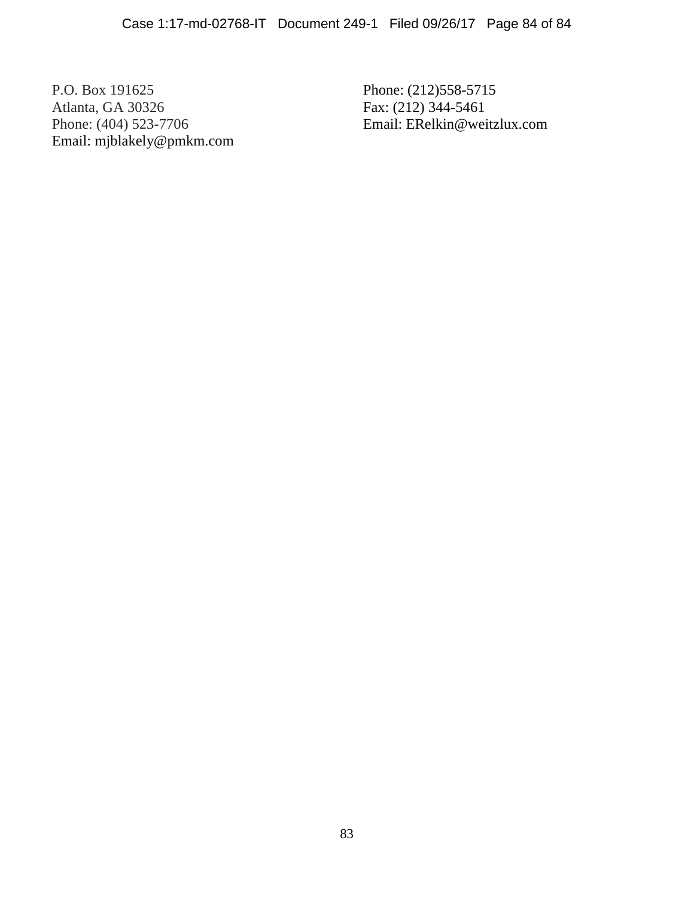P.O. Box 191625
Atlanta, GA 30326
Phone: (404) 523-7706
Email: mjblakely@pmkm.com

Phone: (212)558-5715
Fax: (212) 344-5461
Email: ERelkin@weitzlux.com